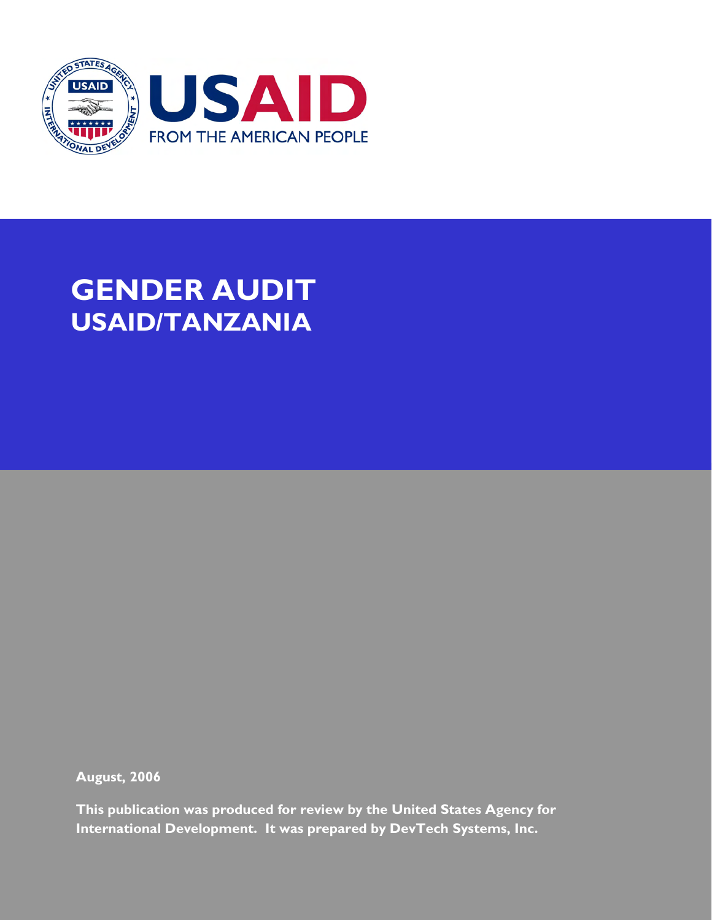USAID

FROM THE AMERICAN PEOPLE

# GENDER AUDIT
## USAID/TANZANIA

**August, 2006**

**This publication was produced for review by the United States Agency for International Development. It was prepared by DevTech Systems, Inc.**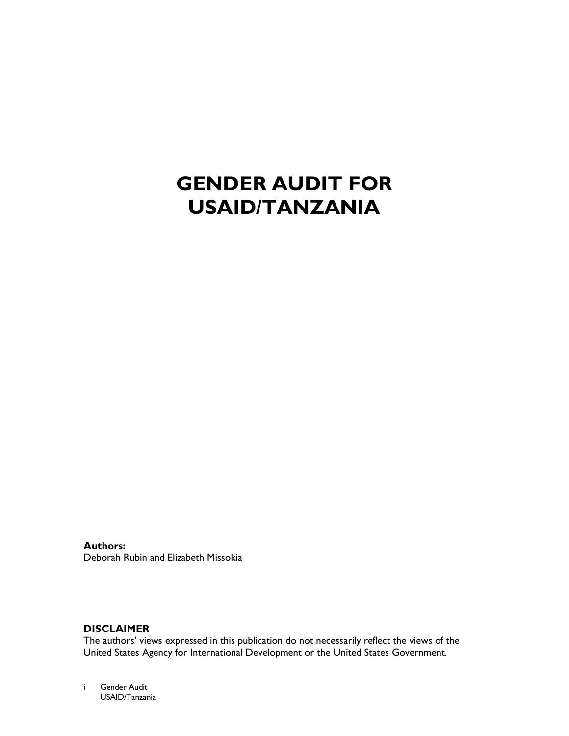# GENDER AUDIT FOR USAID/TANZANIA

**Authors:**
Deborah Rubin and Elizabeth Missokia

**DISCLAIMER**
The authors' views expressed in this publication do not necessarily reflect the views of the United States Agency for International Development or the United States Government.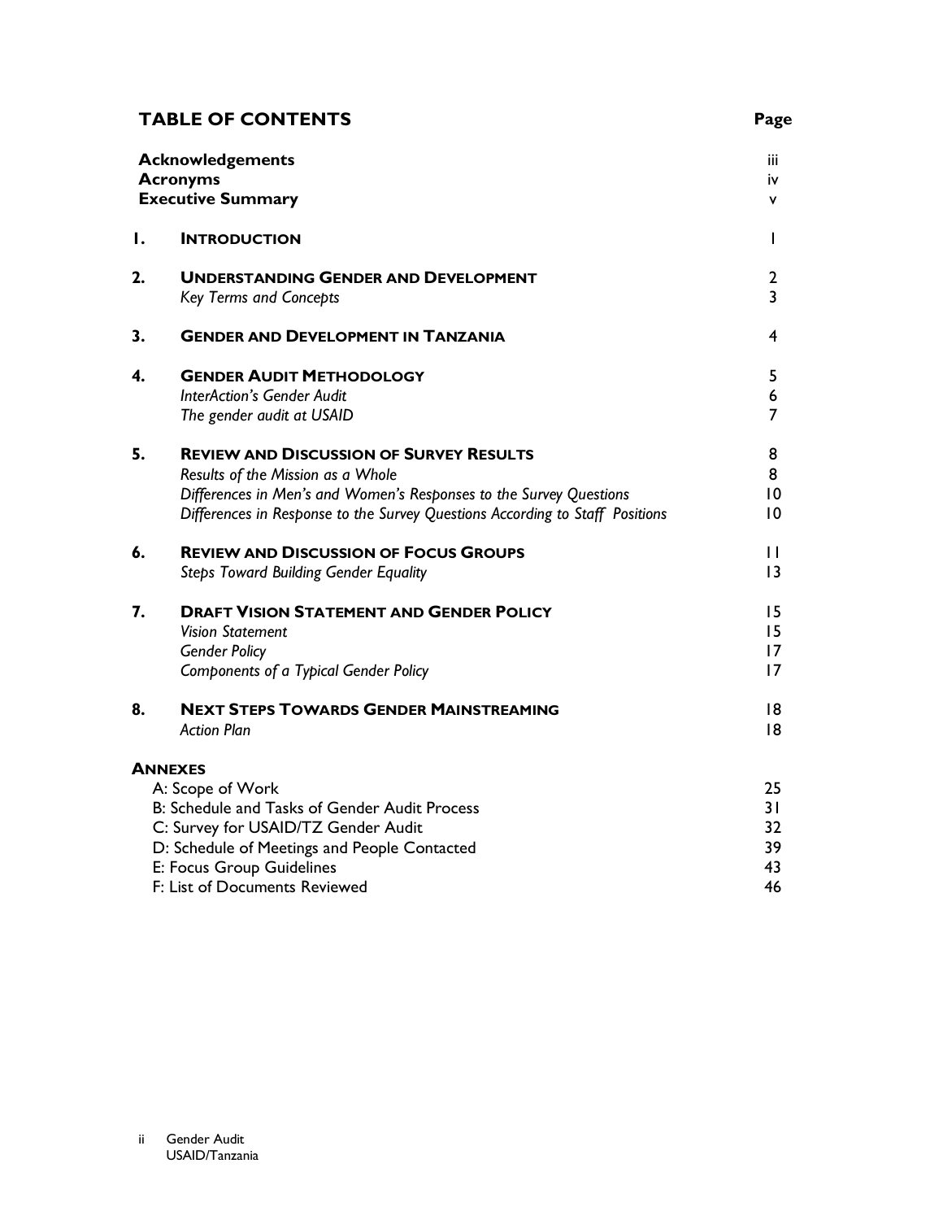# TABLE OF CONTENTS

| | | Page |
|---|---|---|
| | **Acknowledgements** | iii |
| | **Acronyms** | iv |
| | **Executive Summary** | v |
| **1.** | **INTRODUCTION** | 1 |
| **2.** | **UNDERSTANDING GENDER AND DEVELOPMENT** | 2 |
| | *Key Terms and Concepts* | 3 |
| **3.** | **GENDER AND DEVELOPMENT IN TANZANIA** | 4 |
| **4.** | **GENDER AUDIT METHODOLOGY** | 5 |
| | *InterAction's Gender Audit* | 6 |
| | *The gender audit at USAID* | 7 |
| **5.** | **REVIEW AND DISCUSSION OF SURVEY RESULTS** | 8 |
| | *Results of the Mission as a Whole* | 8 |
| | *Differences in Men's and Women's Responses to the Survey Questions* | 10 |
| | *Differences in Response to the Survey Questions According to Staff Positions* | 10 |
| **6.** | **REVIEW AND DISCUSSION OF FOCUS GROUPS** | 11 |
| | *Steps Toward Building Gender Equality* | 13 |
| **7.** | **DRAFT VISION STATEMENT AND GENDER POLICY** | 15 |
| | *Vision Statement* | 15 |
| | *Gender Policy* | 17 |
| | *Components of a Typical Gender Policy* | 17 |
| **8.** | **NEXT STEPS TOWARDS GENDER MAINSTREAMING** | 18 |
| | *Action Plan* | 18 |

**ANNEXES**

| | |
|---|---|
| A: Scope of Work | 25 |
| B: Schedule and Tasks of Gender Audit Process | 31 |
| C: Survey for USAID/TZ Gender Audit | 32 |
| D: Schedule of Meetings and People Contacted | 39 |
| E: Focus Group Guidelines | 43 |
| F: List of Documents Reviewed | 46 |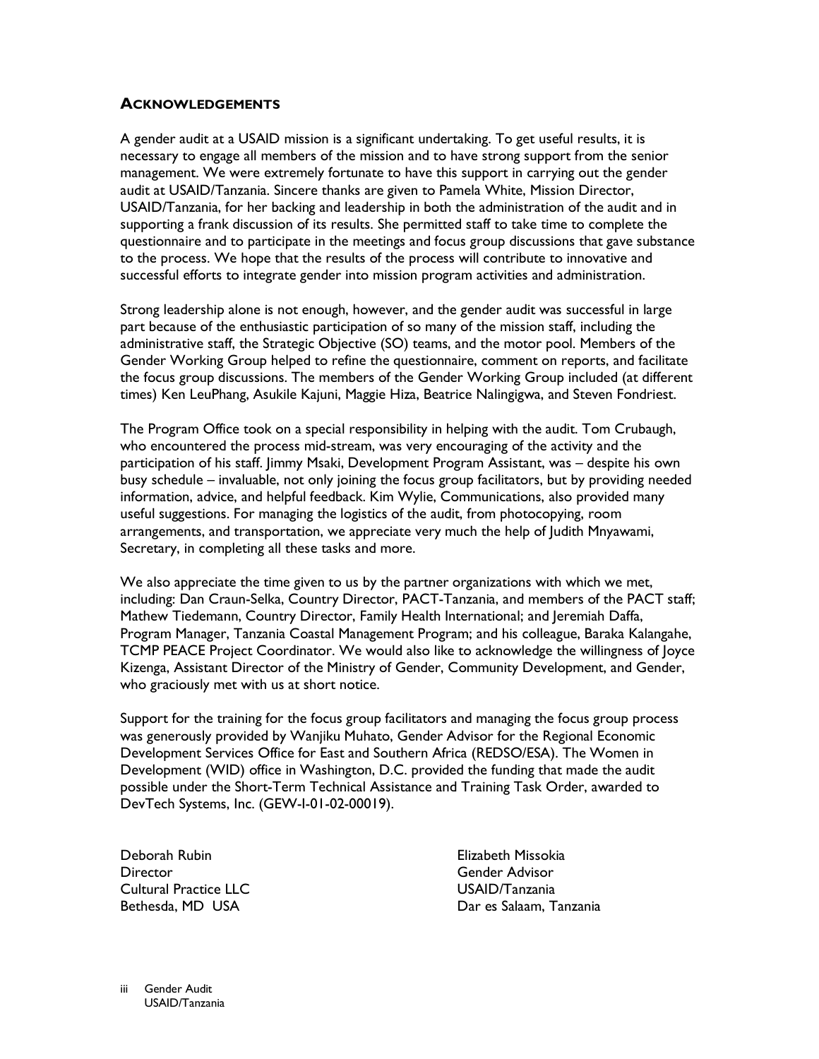## ACKNOWLEDGEMENTS

A gender audit at a USAID mission is a significant undertaking. To get useful results, it is necessary to engage all members of the mission and to have strong support from the senior management. We were extremely fortunate to have this support in carrying out the gender audit at USAID/Tanzania. Sincere thanks are given to Pamela White, Mission Director, USAID/Tanzania, for her backing and leadership in both the administration of the audit and in supporting a frank discussion of its results. She permitted staff to take time to complete the questionnaire and to participate in the meetings and focus group discussions that gave substance to the process. We hope that the results of the process will contribute to innovative and successful efforts to integrate gender into mission program activities and administration.

Strong leadership alone is not enough, however, and the gender audit was successful in large part because of the enthusiastic participation of so many of the mission staff, including the administrative staff, the Strategic Objective (SO) teams, and the motor pool. Members of the Gender Working Group helped to refine the questionnaire, comment on reports, and facilitate the focus group discussions. The members of the Gender Working Group included (at different times) Ken LeuPhang, Asukile Kajuni, Maggie Hiza, Beatrice Nalingigwa, and Steven Fondriest.

The Program Office took on a special responsibility in helping with the audit. Tom Crubaugh, who encountered the process mid-stream, was very encouraging of the activity and the participation of his staff. Jimmy Msaki, Development Program Assistant, was – despite his own busy schedule – invaluable, not only joining the focus group facilitators, but by providing needed information, advice, and helpful feedback. Kim Wylie, Communications, also provided many useful suggestions. For managing the logistics of the audit, from photocopying, room arrangements, and transportation, we appreciate very much the help of Judith Mnyawami, Secretary, in completing all these tasks and more.

We also appreciate the time given to us by the partner organizations with which we met, including: Dan Craun-Selka, Country Director, PACT-Tanzania, and members of the PACT staff; Mathew Tiedemann, Country Director, Family Health International; and Jeremiah Daffa, Program Manager, Tanzania Coastal Management Program; and his colleague, Baraka Kalangahe, TCMP PEACE Project Coordinator. We would also like to acknowledge the willingness of Joyce Kizenga, Assistant Director of the Ministry of Gender, Community Development, and Gender, who graciously met with us at short notice.

Support for the training for the focus group facilitators and managing the focus group process was generously provided by Wanjiku Muhato, Gender Advisor for the Regional Economic Development Services Office for East and Southern Africa (REDSO/ESA). The Women in Development (WID) office in Washington, D.C. provided the funding that made the audit possible under the Short-Term Technical Assistance and Training Task Order, awarded to DevTech Systems, Inc. (GEW-I-01-02-00019).

Deborah Rubin
Director
Cultural Practice LLC
Bethesda, MD USA

Elizabeth Missokia
Gender Advisor
USAID/Tanzania
Dar es Salaam, Tanzania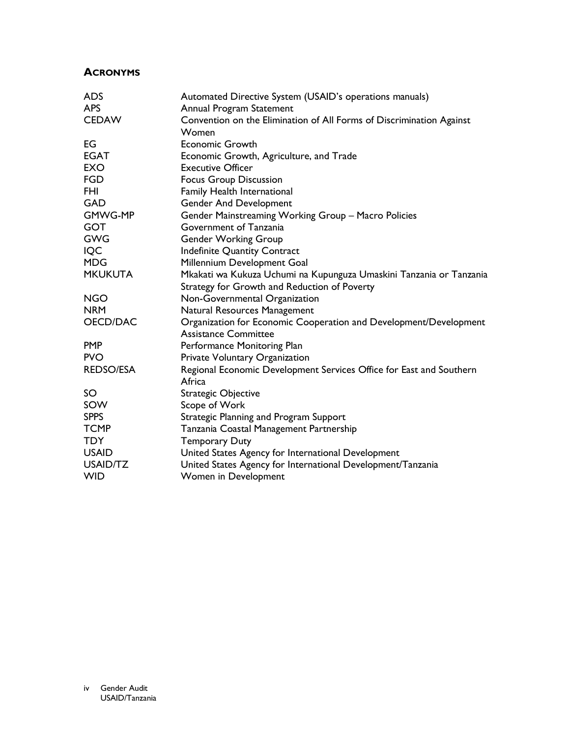## Acronyms

| | |
|---|---|
| ADS | Automated Directive System (USAID's operations manuals) |
| APS | Annual Program Statement |
| CEDAW | Convention on the Elimination of All Forms of Discrimination Against Women |
| EG | Economic Growth |
| EGAT | Economic Growth, Agriculture, and Trade |
| EXO | Executive Officer |
| FGD | Focus Group Discussion |
| FHI | Family Health International |
| GAD | Gender And Development |
| GMWG-MP | Gender Mainstreaming Working Group – Macro Policies |
| GOT | Government of Tanzania |
| GWG | Gender Working Group |
| IQC | Indefinite Quantity Contract |
| MDG | Millennium Development Goal |
| MKUKUTA | Mkakati wa Kukuza Uchumi na Kupunguza Umaskini Tanzania or Tanzania Strategy for Growth and Reduction of Poverty |
| NGO | Non-Governmental Organization |
| NRM | Natural Resources Management |
| OECD/DAC | Organization for Economic Cooperation and Development/Development Assistance Committee |
| PMP | Performance Monitoring Plan |
| PVO | Private Voluntary Organization |
| REDSO/ESA | Regional Economic Development Services Office for East and Southern Africa |
| SO | Strategic Objective |
| SOW | Scope of Work |
| SPPS | Strategic Planning and Program Support |
| TCMP | Tanzania Coastal Management Partnership |
| TDY | Temporary Duty |
| USAID | United States Agency for International Development |
| USAID/TZ | United States Agency for International Development/Tanzania |
| WID | Women in Development |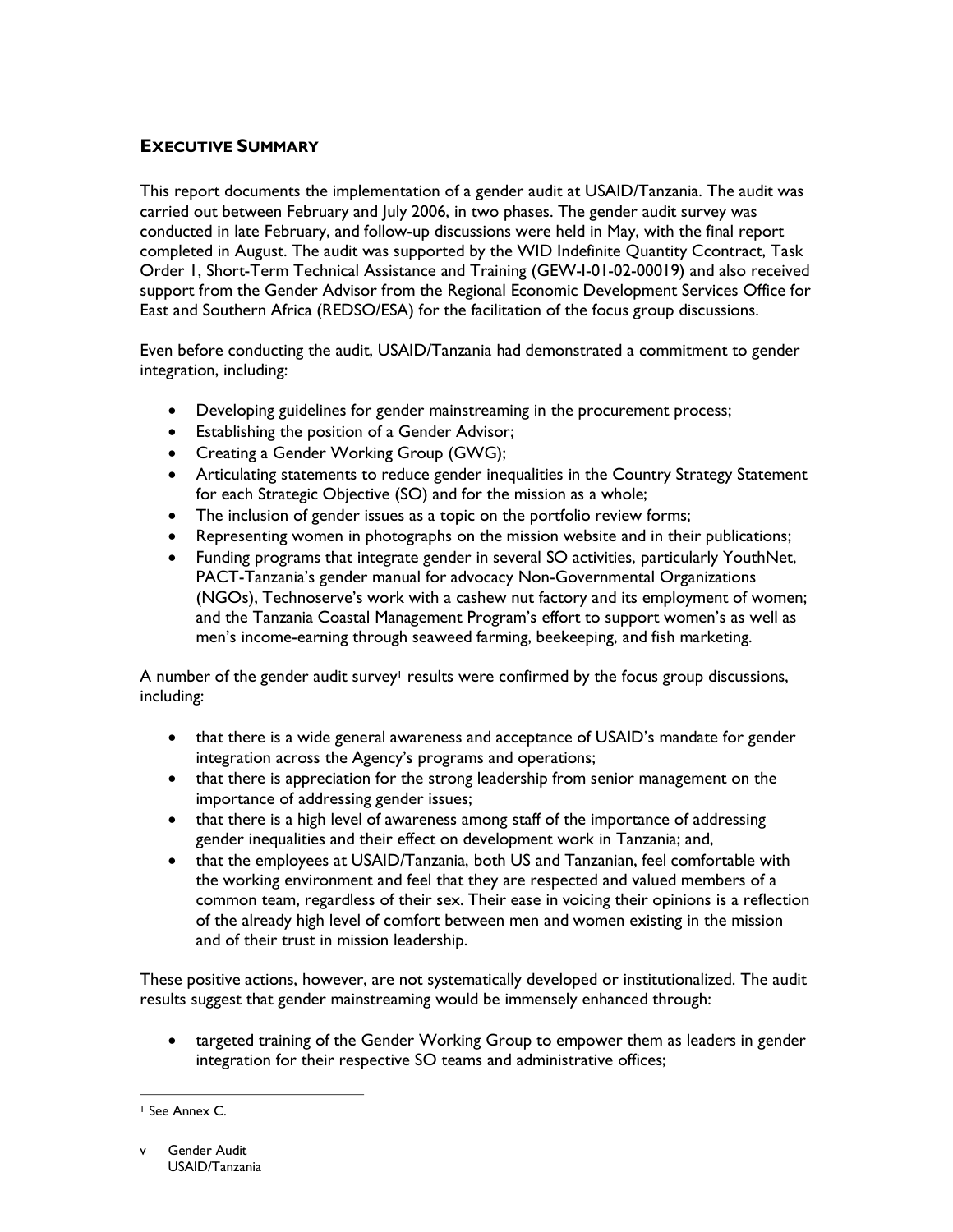## EXECUTIVE SUMMARY

This report documents the implementation of a gender audit at USAID/Tanzania. The audit was carried out between February and July 2006, in two phases. The gender audit survey was conducted in late February, and follow-up discussions were held in May, with the final report completed in August. The audit was supported by the WID Indefinite Quantity Ccontract, Task Order 1, Short-Term Technical Assistance and Training (GEW-I-01-02-00019) and also received support from the Gender Advisor from the Regional Economic Development Services Office for East and Southern Africa (REDSO/ESA) for the facilitation of the focus group discussions.

Even before conducting the audit, USAID/Tanzania had demonstrated a commitment to gender integration, including:

- Developing guidelines for gender mainstreaming in the procurement process;
- Establishing the position of a Gender Advisor;
- Creating a Gender Working Group (GWG);
- Articulating statements to reduce gender inequalities in the Country Strategy Statement for each Strategic Objective (SO) and for the mission as a whole;
- The inclusion of gender issues as a topic on the portfolio review forms;
- Representing women in photographs on the mission website and in their publications;
- Funding programs that integrate gender in several SO activities, particularly YouthNet, PACT-Tanzania's gender manual for advocacy Non-Governmental Organizations (NGOs), Technoserve's work with a cashew nut factory and its employment of women; and the Tanzania Coastal Management Program's effort to support women's as well as men's income-earning through seaweed farming, beekeeping, and fish marketing.

A number of the gender audit survey[1] results were confirmed by the focus group discussions, including:

- that there is a wide general awareness and acceptance of USAID's mandate for gender integration across the Agency's programs and operations;
- that there is appreciation for the strong leadership from senior management on the importance of addressing gender issues;
- that there is a high level of awareness among staff of the importance of addressing gender inequalities and their effect on development work in Tanzania; and,
- that the employees at USAID/Tanzania, both US and Tanzanian, feel comfortable with the working environment and feel that they are respected and valued members of a common team, regardless of their sex. Their ease in voicing their opinions is a reflection of the already high level of comfort between men and women existing in the mission and of their trust in mission leadership.

These positive actions, however, are not systematically developed or institutionalized. The audit results suggest that gender mainstreaming would be immensely enhanced through:

- targeted training of the Gender Working Group to empower them as leaders in gender integration for their respective SO teams and administrative offices;

[1] See Annex C.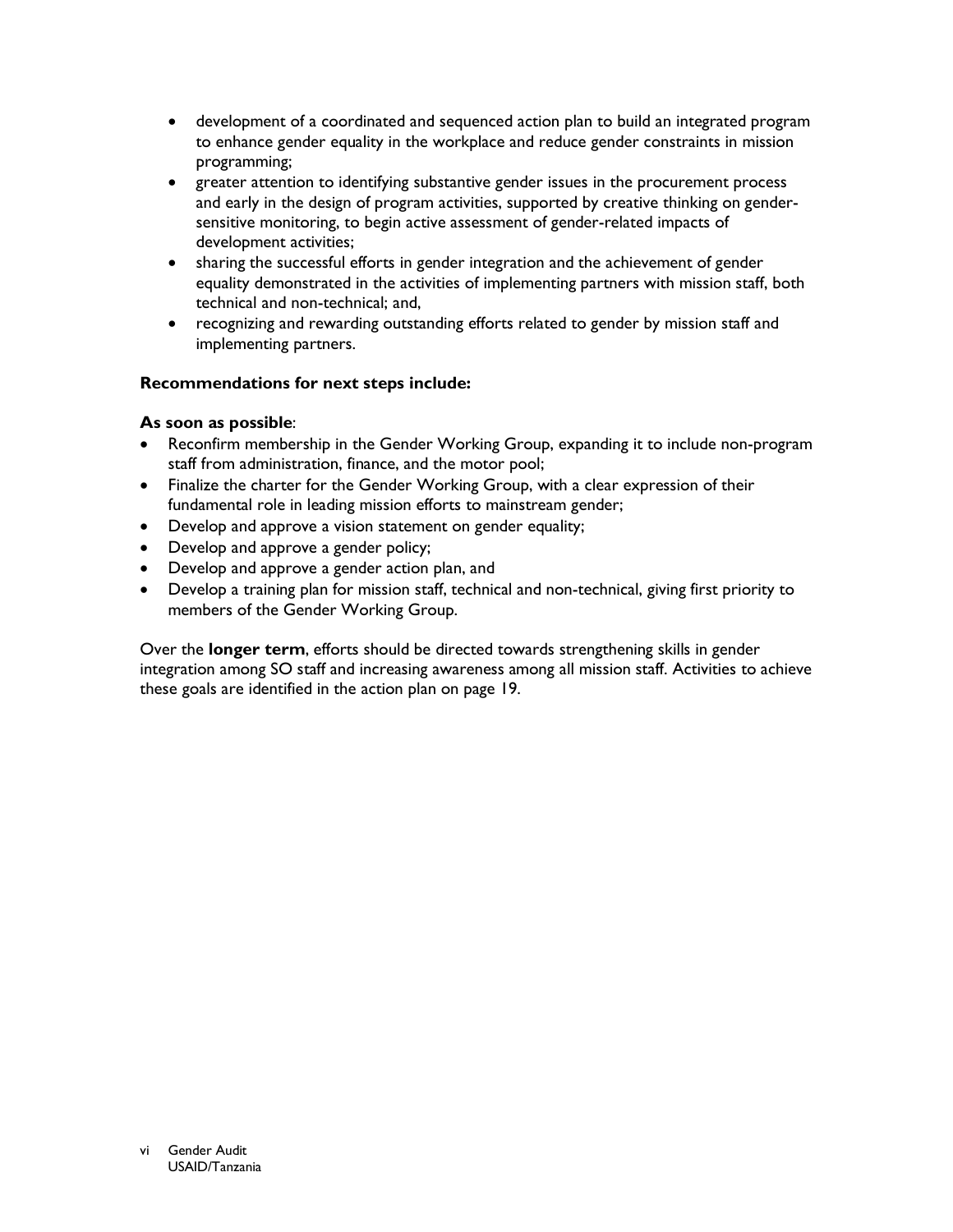- development of a coordinated and sequenced action plan to build an integrated program to enhance gender equality in the workplace and reduce gender constraints in mission programming;
- greater attention to identifying substantive gender issues in the procurement process and early in the design of program activities, supported by creative thinking on gender-sensitive monitoring, to begin active assessment of gender-related impacts of development activities;
- sharing the successful efforts in gender integration and the achievement of gender equality demonstrated in the activities of implementing partners with mission staff, both technical and non-technical; and,
- recognizing and rewarding outstanding efforts related to gender by mission staff and implementing partners.

**Recommendations for next steps include:**

**As soon as possible**:

- Reconfirm membership in the Gender Working Group, expanding it to include non-program staff from administration, finance, and the motor pool;
- Finalize the charter for the Gender Working Group, with a clear expression of their fundamental role in leading mission efforts to mainstream gender;
- Develop and approve a vision statement on gender equality;
- Develop and approve a gender policy;
- Develop and approve a gender action plan, and
- Develop a training plan for mission staff, technical and non-technical, giving first priority to members of the Gender Working Group.

Over the **longer term**, efforts should be directed towards strengthening skills in gender integration among SO staff and increasing awareness among all mission staff. Activities to achieve these goals are identified in the action plan on page 19.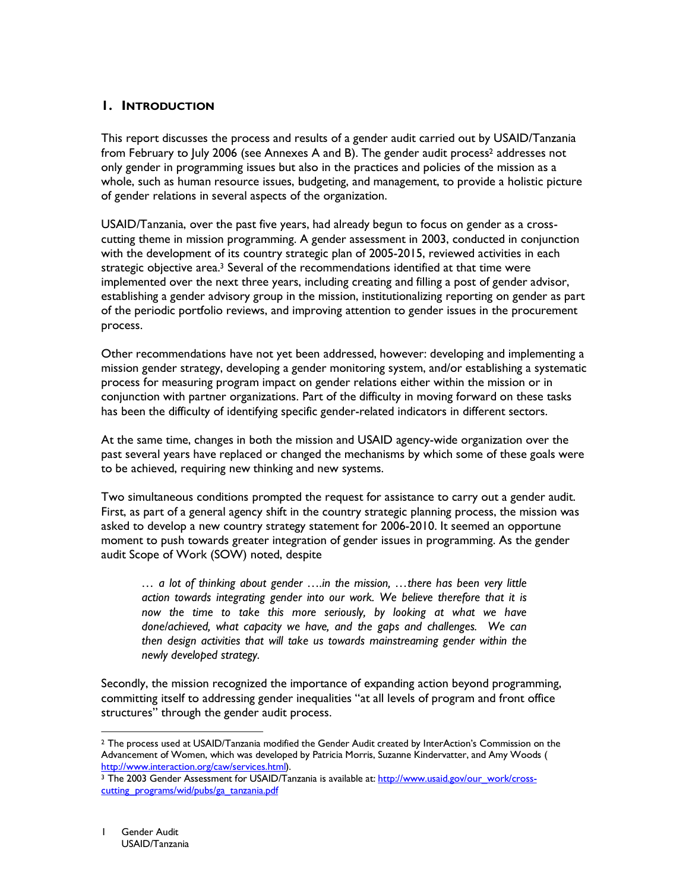## 1. INTRODUCTION

This report discusses the process and results of a gender audit carried out by USAID/Tanzania from February to July 2006 (see Annexes A and B). The gender audit process[2] addresses not only gender in programming issues but also in the practices and policies of the mission as a whole, such as human resource issues, budgeting, and management, to provide a holistic picture of gender relations in several aspects of the organization.

USAID/Tanzania, over the past five years, had already begun to focus on gender as a cross-cutting theme in mission programming. A gender assessment in 2003, conducted in conjunction with the development of its country strategic plan of 2005-2015, reviewed activities in each strategic objective area.[3] Several of the recommendations identified at that time were implemented over the next three years, including creating and filling a post of gender advisor, establishing a gender advisory group in the mission, institutionalizing reporting on gender as part of the periodic portfolio reviews, and improving attention to gender issues in the procurement process.

Other recommendations have not yet been addressed, however: developing and implementing a mission gender strategy, developing a gender monitoring system, and/or establishing a systematic process for measuring program impact on gender relations either within the mission or in conjunction with partner organizations. Part of the difficulty in moving forward on these tasks has been the difficulty of identifying specific gender-related indicators in different sectors.

At the same time, changes in both the mission and USAID agency-wide organization over the past several years have replaced or changed the mechanisms by which some of these goals were to be achieved, requiring new thinking and new systems.

Two simultaneous conditions prompted the request for assistance to carry out a gender audit. First, as part of a general agency shift in the country strategic planning process, the mission was asked to develop a new country strategy statement for 2006-2010. It seemed an opportune moment to push towards greater integration of gender issues in programming. As the gender audit Scope of Work (SOW) noted, despite

> *… a lot of thinking about gender ….in the mission, …there has been very little action towards integrating gender into our work. We believe therefore that it is now the time to take this more seriously, by looking at what we have done/achieved, what capacity we have, and the gaps and challenges. We can then design activities that will take us towards mainstreaming gender within the newly developed strategy.*

Secondly, the mission recognized the importance of expanding action beyond programming, committing itself to addressing gender inequalities "at all levels of program and front office structures" through the gender audit process.

---

[2] The process used at USAID/Tanzania modified the Gender Audit created by InterAction's Commission on the Advancement of Women, which was developed by Patricia Morris, Suzanne Kindervatter, and Amy Woods ( http://www.interaction.org/caw/services.html).

[3] The 2003 Gender Assessment for USAID/Tanzania is available at: http://www.usaid.gov/our_work/cross-cutting_programs/wid/pubs/ga_tanzania.pdf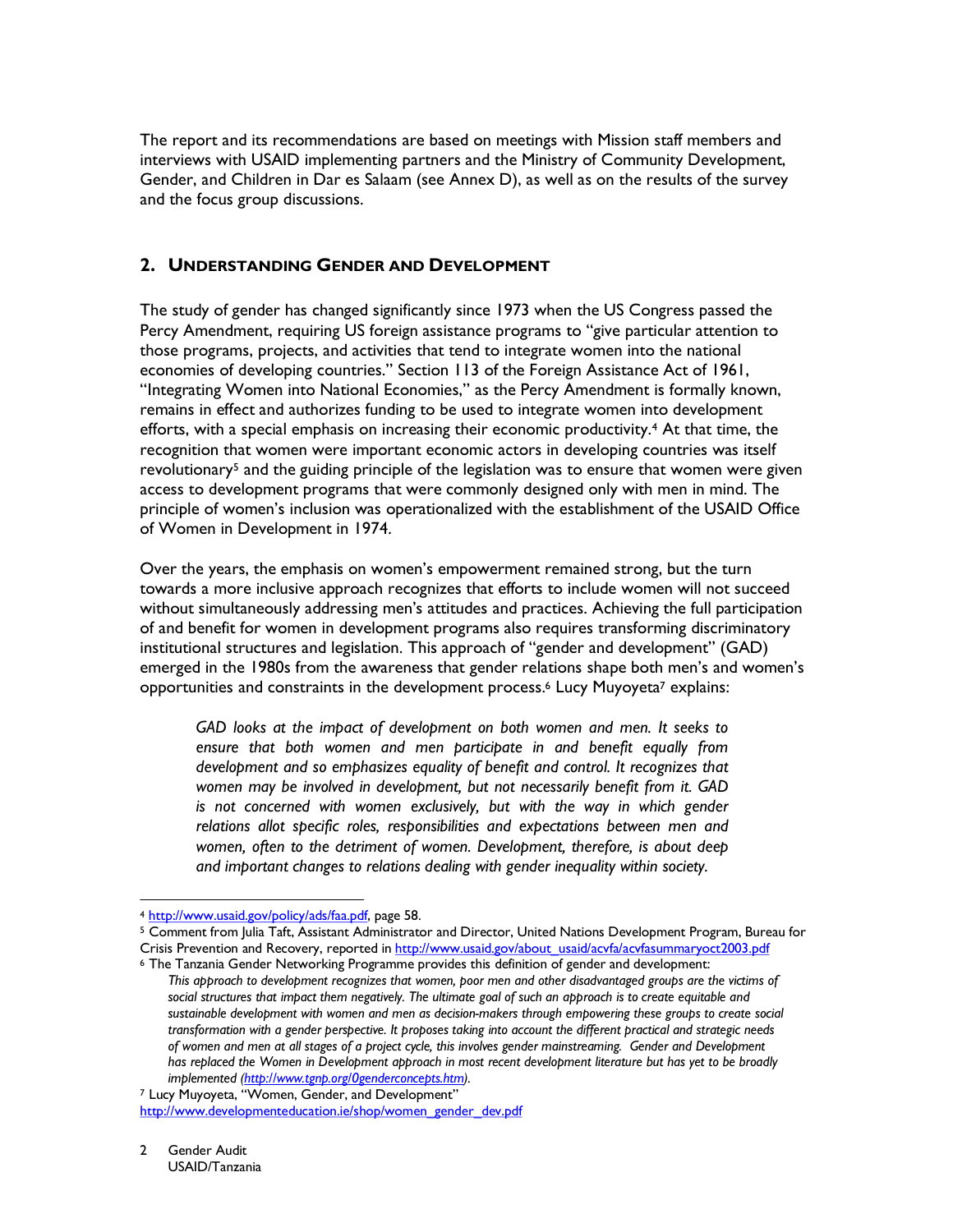The report and its recommendations are based on meetings with Mission staff members and interviews with USAID implementing partners and the Ministry of Community Development, Gender, and Children in Dar es Salaam (see Annex D), as well as on the results of the survey and the focus group discussions.

## 2. UNDERSTANDING GENDER AND DEVELOPMENT

The study of gender has changed significantly since 1973 when the US Congress passed the Percy Amendment, requiring US foreign assistance programs to "give particular attention to those programs, projects, and activities that tend to integrate women into the national economies of developing countries." Section 113 of the Foreign Assistance Act of 1961, "Integrating Women into National Economies," as the Percy Amendment is formally known, remains in effect and authorizes funding to be used to integrate women into development efforts, with a special emphasis on increasing their economic productivity.[4] At that time, the recognition that women were important economic actors in developing countries was itself revolutionary[5] and the guiding principle of the legislation was to ensure that women were given access to development programs that were commonly designed only with men in mind. The principle of women's inclusion was operationalized with the establishment of the USAID Office of Women in Development in 1974.

Over the years, the emphasis on women's empowerment remained strong, but the turn towards a more inclusive approach recognizes that efforts to include women will not succeed without simultaneously addressing men's attitudes and practices. Achieving the full participation of and benefit for women in development programs also requires transforming discriminatory institutional structures and legislation. This approach of "gender and development" (GAD) emerged in the 1980s from the awareness that gender relations shape both men's and women's opportunities and constraints in the development process.[6] Lucy Muyoyeta[7] explains:

> *GAD looks at the impact of development on both women and men. It seeks to ensure that both women and men participate in and benefit equally from development and so emphasizes equality of benefit and control. It recognizes that women may be involved in development, but not necessarily benefit from it. GAD is not concerned with women exclusively, but with the way in which gender relations allot specific roles, responsibilities and expectations between men and women, often to the detriment of women. Development, therefore, is about deep and important changes to relations dealing with gender inequality within society.*

---

[4] http://www.usaid.gov/policy/ads/faa.pdf, page 58.

[5] Comment from Julia Taft, Assistant Administrator and Director, United Nations Development Program, Bureau for Crisis Prevention and Recovery, reported in http://www.usaid.gov/about_usaid/acvfa/acvfasummaryoct2003.pdf

[6] The Tanzania Gender Networking Programme provides this definition of gender and development: *This approach to development recognizes that women, poor men and other disadvantaged groups are the victims of social structures that impact them negatively. The ultimate goal of such an approach is to create equitable and sustainable development with women and men as decision-makers through empowering these groups to create social transformation with a gender perspective. It proposes taking into account the different practical and strategic needs of women and men at all stages of a project cycle, this involves gender mainstreaming. Gender and Development has replaced the Women in Development approach in most recent development literature but has yet to be broadly implemented (http://www.tgnp.org/0genderconcepts.htm).*

[7] Lucy Muyoyeta, "Women, Gender, and Development" http://www.developmenteducation.ie/shop/women_gender_dev.pdf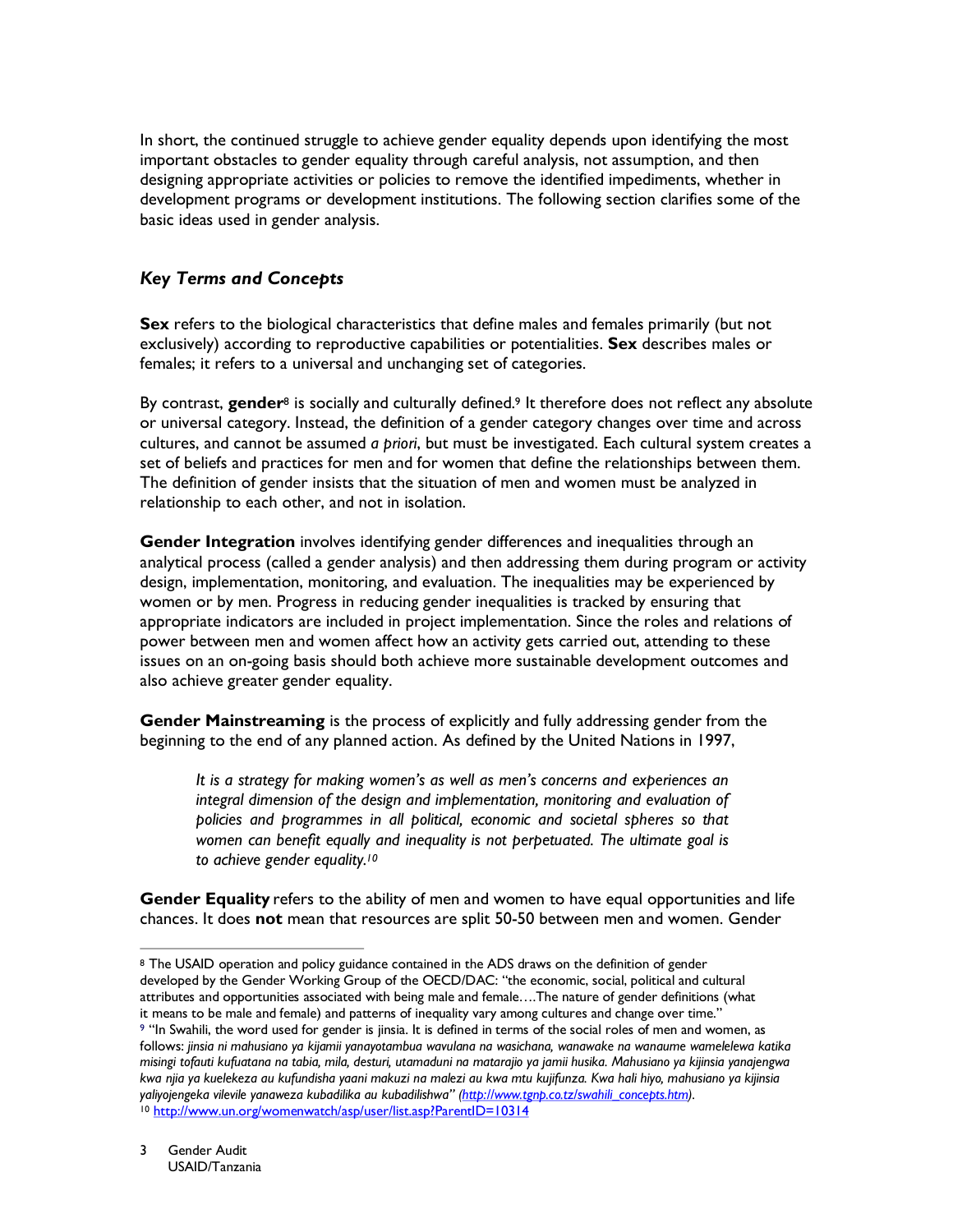In short, the continued struggle to achieve gender equality depends upon identifying the most important obstacles to gender equality through careful analysis, not assumption, and then designing appropriate activities or policies to remove the identified impediments, whether in development programs or development institutions. The following section clarifies some of the basic ideas used in gender analysis.

### *Key Terms and Concepts*

**Sex** refers to the biological characteristics that define males and females primarily (but not exclusively) according to reproductive capabilities or potentialities. **Sex** describes males or females; it refers to a universal and unchanging set of categories.

By contrast, **gender**[8] is socially and culturally defined.[9] It therefore does not reflect any absolute or universal category. Instead, the definition of a gender category changes over time and across cultures, and cannot be assumed *a priori*, but must be investigated. Each cultural system creates a set of beliefs and practices for men and for women that define the relationships between them. The definition of gender insists that the situation of men and women must be analyzed in relationship to each other, and not in isolation.

**Gender Integration** involves identifying gender differences and inequalities through an analytical process (called a gender analysis) and then addressing them during program or activity design, implementation, monitoring, and evaluation. The inequalities may be experienced by women or by men. Progress in reducing gender inequalities is tracked by ensuring that appropriate indicators are included in project implementation. Since the roles and relations of power between men and women affect how an activity gets carried out, attending to these issues on an on-going basis should both achieve more sustainable development outcomes and also achieve greater gender equality.

**Gender Mainstreaming** is the process of explicitly and fully addressing gender from the beginning to the end of any planned action. As defined by the United Nations in 1997,

> *It is a strategy for making women's as well as men's concerns and experiences an integral dimension of the design and implementation, monitoring and evaluation of policies and programmes in all political, economic and societal spheres so that women can benefit equally and inequality is not perpetuated. The ultimate goal is to achieve gender equality.*[10]

**Gender Equality** refers to the ability of men and women to have equal opportunities and life chances. It does **not** mean that resources are split 50-50 between men and women. Gender

---

[8] The USAID operation and policy guidance contained in the ADS draws on the definition of gender developed by the Gender Working Group of the OECD/DAC: "the economic, social, political and cultural attributes and opportunities associated with being male and female….The nature of gender definitions (what it means to be male and female) and patterns of inequality vary among cultures and change over time."

[9] "In Swahili, the word used for gender is jinsia. It is defined in terms of the social roles of men and women, as follows: *jinsia ni mahusiano ya kijamii yanayotambua wavulana na wasichana, wanawake na wanaume wamelelewa katika misingi tofauti kufuatana na tabia, mila, desturi, utamaduni na matarajio ya jamii husika. Mahusiano ya kijinsia yanajengwa kwa njia ya kuelekeza au kufundisha yaani makuzi na malezi au kwa mtu kujifunza. Kwa hali hiyo, mahusiano ya kijinsia yaliyojengeka vilevile yanaweza kubadilika au kubadilishwa" (http://www.tgnp.co.tz/swahili_concepts.htm).*

[10] http://www.un.org/womenwatch/asp/user/list.asp?ParentID=10314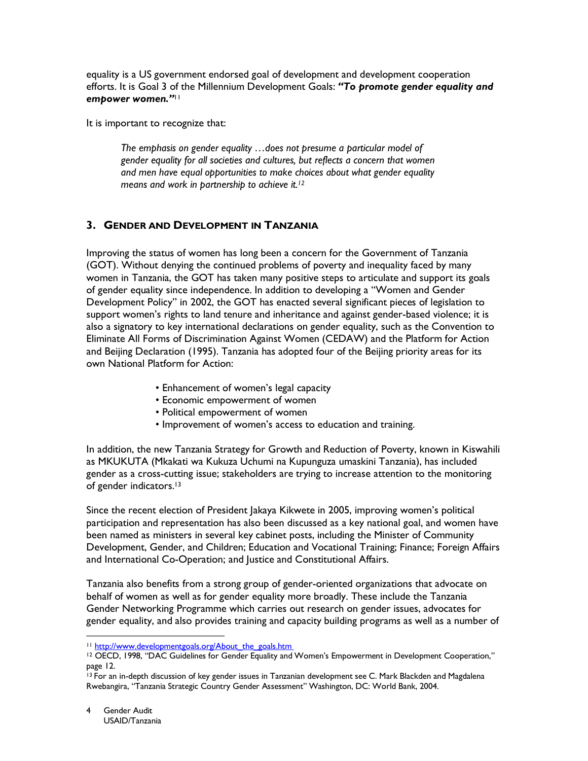equality is a US government endorsed goal of development and development cooperation efforts. It is Goal 3 of the Millennium Development Goals: ***"To promote gender equality and empower women."***[11]

It is important to recognize that:

> *The emphasis on gender equality …does not presume a particular model of gender equality for all societies and cultures, but reflects a concern that women and men have equal opportunities to make choices about what gender equality means and work in partnership to achieve it.*[12]

## 3. GENDER AND DEVELOPMENT IN TANZANIA

Improving the status of women has long been a concern for the Government of Tanzania (GOT). Without denying the continued problems of poverty and inequality faced by many women in Tanzania, the GOT has taken many positive steps to articulate and support its goals of gender equality since independence. In addition to developing a "Women and Gender Development Policy" in 2002, the GOT has enacted several significant pieces of legislation to support women's rights to land tenure and inheritance and against gender-based violence; it is also a signatory to key international declarations on gender equality, such as the Convention to Eliminate All Forms of Discrimination Against Women (CEDAW) and the Platform for Action and Beijing Declaration (1995). Tanzania has adopted four of the Beijing priority areas for its own National Platform for Action:

- Enhancement of women's legal capacity
- Economic empowerment of women
- Political empowerment of women
- Improvement of women's access to education and training.

In addition, the new Tanzania Strategy for Growth and Reduction of Poverty, known in Kiswahili as MKUKUTA (Mkakati wa Kukuza Uchumi na Kupunguza umaskini Tanzania), has included gender as a cross-cutting issue; stakeholders are trying to increase attention to the monitoring of gender indicators.[13]

Since the recent election of President Jakaya Kikwete in 2005, improving women's political participation and representation has also been discussed as a key national goal, and women have been named as ministers in several key cabinet posts, including the Minister of Community Development, Gender, and Children; Education and Vocational Training; Finance; Foreign Affairs and International Co-Operation; and Justice and Constitutional Affairs.

Tanzania also benefits from a strong group of gender-oriented organizations that advocate on behalf of women as well as for gender equality more broadly. These include the Tanzania Gender Networking Programme which carries out research on gender issues, advocates for gender equality, and also provides training and capacity building programs as well as a number of

---

[11] http://www.developmentgoals.org/About_the_goals.htm

[12] OECD, 1998, "DAC Guidelines for Gender Equality and Women's Empowerment in Development Cooperation," page 12.

[13] For an in-depth discussion of key gender issues in Tanzanian development see C. Mark Blackden and Magdalena Rwebangira, "Tanzania Strategic Country Gender Assessment" Washington, DC: World Bank, 2004.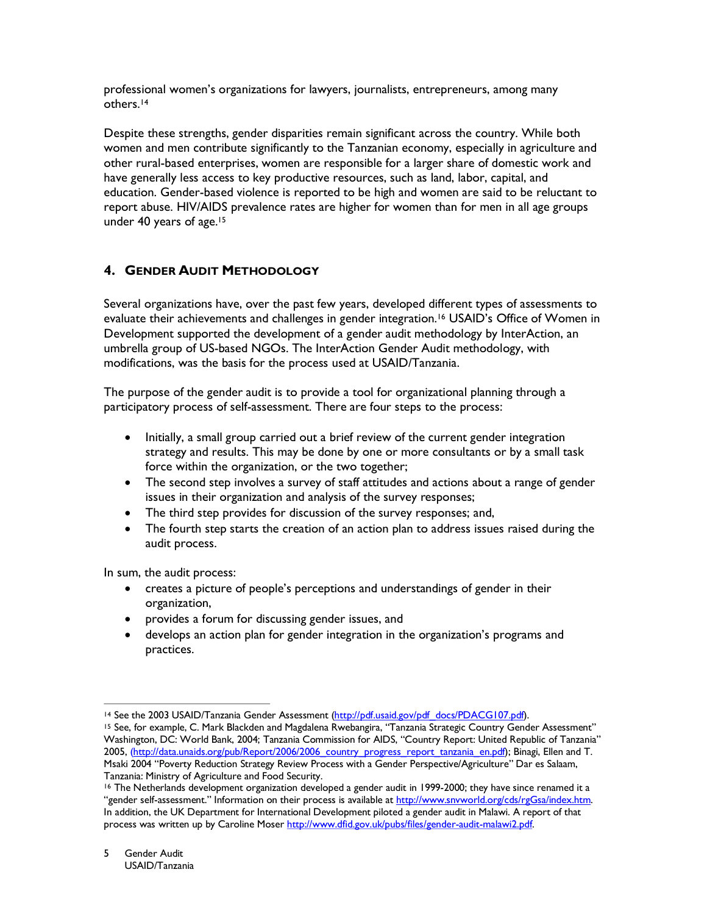professional women's organizations for lawyers, journalists, entrepreneurs, among many others.[14]

Despite these strengths, gender disparities remain significant across the country. While both women and men contribute significantly to the Tanzanian economy, especially in agriculture and other rural-based enterprises, women are responsible for a larger share of domestic work and have generally less access to key productive resources, such as land, labor, capital, and education. Gender-based violence is reported to be high and women are said to be reluctant to report abuse. HIV/AIDS prevalence rates are higher for women than for men in all age groups under 40 years of age.[15]

## 4. Gender Audit Methodology

Several organizations have, over the past few years, developed different types of assessments to evaluate their achievements and challenges in gender integration.[16] USAID's Office of Women in Development supported the development of a gender audit methodology by InterAction, an umbrella group of US-based NGOs. The InterAction Gender Audit methodology, with modifications, was the basis for the process used at USAID/Tanzania.

The purpose of the gender audit is to provide a tool for organizational planning through a participatory process of self-assessment. There are four steps to the process:

- Initially, a small group carried out a brief review of the current gender integration strategy and results. This may be done by one or more consultants or by a small task force within the organization, or the two together;
- The second step involves a survey of staff attitudes and actions about a range of gender issues in their organization and analysis of the survey responses;
- The third step provides for discussion of the survey responses; and,
- The fourth step starts the creation of an action plan to address issues raised during the audit process.

In sum, the audit process:

- creates a picture of people's perceptions and understandings of gender in their organization,
- provides a forum for discussing gender issues, and
- develops an action plan for gender integration in the organization's programs and practices.

---

[14] See the 2003 USAID/Tanzania Gender Assessment (http://pdf.usaid.gov/pdf_docs/PDACG107.pdf).

[15] See, for example, C. Mark Blackden and Magdalena Rwebangira, "Tanzania Strategic Country Gender Assessment" Washington, DC: World Bank, 2004; Tanzania Commission for AIDS, "Country Report: United Republic of Tanzania" 2005, (http://data.unaids.org/pub/Report/2006/2006_country_progress_report_tanzania_en.pdf); Binagi, Ellen and T. Msaki 2004 "Poverty Reduction Strategy Review Process with a Gender Perspective/Agriculture" Dar es Salaam, Tanzania: Ministry of Agriculture and Food Security.

[16] The Netherlands development organization developed a gender audit in 1999-2000; they have since renamed it a "gender self-assessment." Information on their process is available at http://www.snvworld.org/cds/rgGsa/index.htm. In addition, the UK Department for International Development piloted a gender audit in Malawi. A report of that process was written up by Caroline Moser http://www.dfid.gov.uk/pubs/files/gender-audit-malawi2.pdf.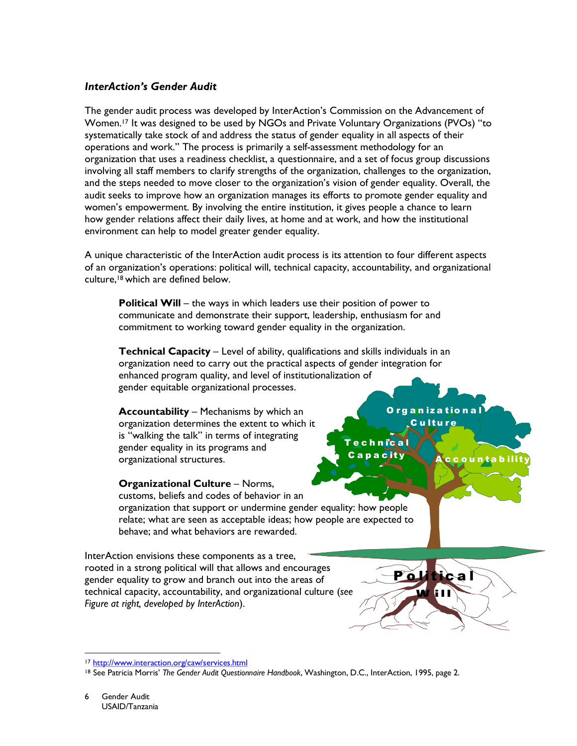### *InterAction's Gender Audit*

The gender audit process was developed by InterAction's Commission on the Advancement of Women.[17] It was designed to be used by NGOs and Private Voluntary Organizations (PVOs) "to systematically take stock of and address the status of gender equality in all aspects of their operations and work." The process is primarily a self-assessment methodology for an organization that uses a readiness checklist, a questionnaire, and a set of focus group discussions involving all staff members to clarify strengths of the organization, challenges to the organization, and the steps needed to move closer to the organization's vision of gender equality. Overall, the audit seeks to improve how an organization manages its efforts to promote gender equality and women's empowerment. By involving the entire institution, it gives people a chance to learn how gender relations affect their daily lives, at home and at work, and how the institutional environment can help to model greater gender equality.

A unique characteristic of the InterAction audit process is its attention to four different aspects of an organization's operations: political will, technical capacity, accountability, and organizational culture,[18] which are defined below.

> **Political Will** – the ways in which leaders use their position of power to communicate and demonstrate their support, leadership, enthusiasm for and commitment to working toward gender equality in the organization.
>
> **Technical Capacity** – Level of ability, qualifications and skills individuals in an organization need to carry out the practical aspects of gender integration for enhanced program quality, and level of institutionalization of gender equitable organizational processes.
>
> **Accountability** – Mechanisms by which an organization determines the extent to which it is "walking the talk" in terms of integrating gender equality in its programs and organizational structures.
>
> **Organizational Culture** – Norms, customs, beliefs and codes of behavior in an organization that support or undermine gender equality: how people relate; what are seen as acceptable ideas; how people are expected to behave; and what behaviors are rewarded.

InterAction envisions these components as a tree, rooted in a strong political will that allows and encourages gender equality to grow and branch out into the areas of technical capacity, accountability, and organizational culture (*see Figure at right, developed by InterAction*).

---

[17] http://www.interaction.org/caw/services.html

[18] See Patricia Morris' *The Gender Audit Questionnaire Handbook*, Washington, D.C., InterAction, 1995, page 2.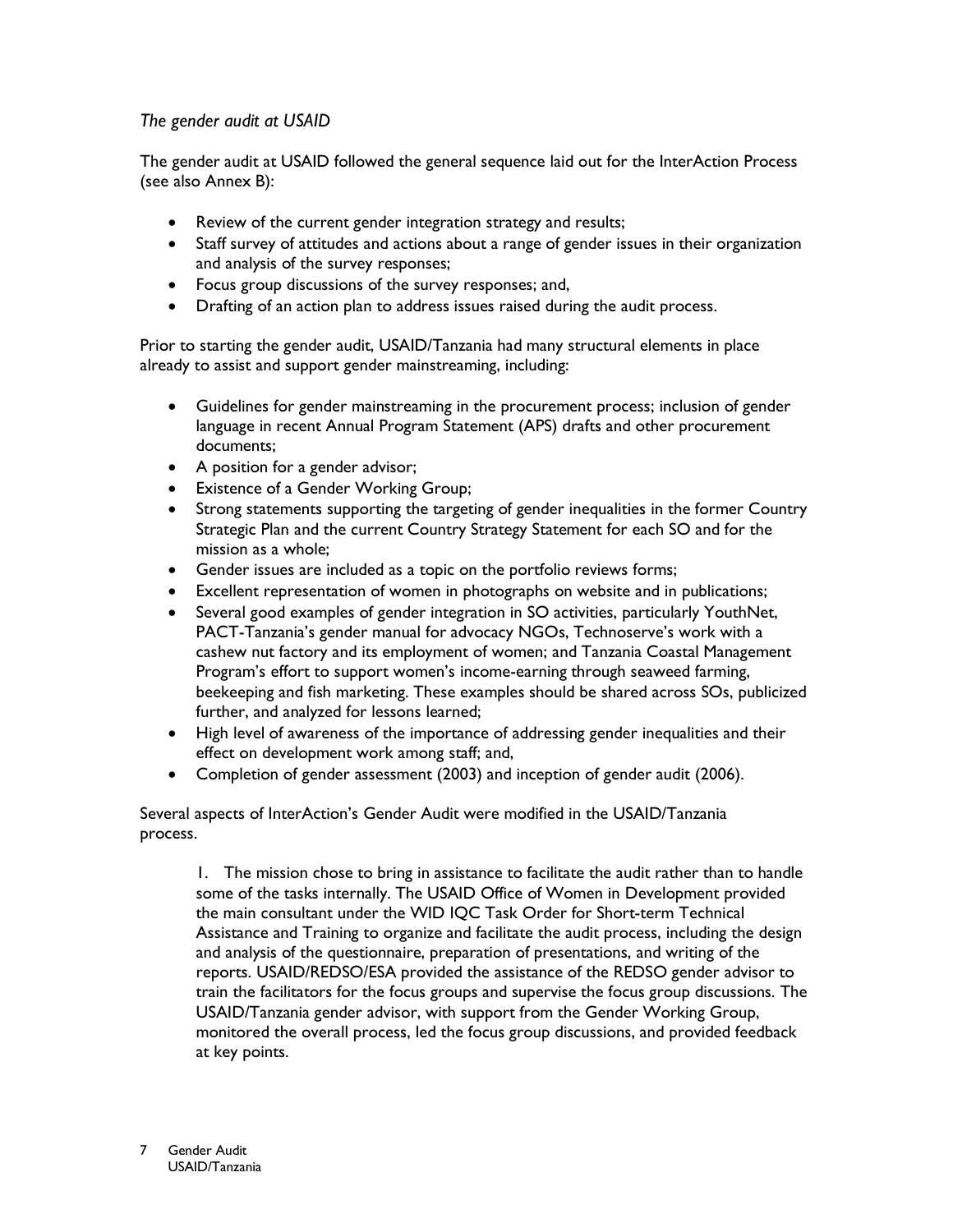*The gender audit at USAID*

The gender audit at USAID followed the general sequence laid out for the InterAction Process (see also Annex B):

- Review of the current gender integration strategy and results;
- Staff survey of attitudes and actions about a range of gender issues in their organization and analysis of the survey responses;
- Focus group discussions of the survey responses; and,
- Drafting of an action plan to address issues raised during the audit process.

Prior to starting the gender audit, USAID/Tanzania had many structural elements in place already to assist and support gender mainstreaming, including:

- Guidelines for gender mainstreaming in the procurement process; inclusion of gender language in recent Annual Program Statement (APS) drafts and other procurement documents;
- A position for a gender advisor;
- Existence of a Gender Working Group;
- Strong statements supporting the targeting of gender inequalities in the former Country Strategic Plan and the current Country Strategy Statement for each SO and for the mission as a whole;
- Gender issues are included as a topic on the portfolio reviews forms;
- Excellent representation of women in photographs on website and in publications;
- Several good examples of gender integration in SO activities, particularly YouthNet, PACT-Tanzania's gender manual for advocacy NGOs, Technoserve's work with a cashew nut factory and its employment of women; and Tanzania Coastal Management Program's effort to support women's income-earning through seaweed farming, beekeeping and fish marketing. These examples should be shared across SOs, publicized further, and analyzed for lessons learned;
- High level of awareness of the importance of addressing gender inequalities and their effect on development work among staff; and,
- Completion of gender assessment (2003) and inception of gender audit (2006).

Several aspects of InterAction's Gender Audit were modified in the USAID/Tanzania process.

1. The mission chose to bring in assistance to facilitate the audit rather than to handle some of the tasks internally. The USAID Office of Women in Development provided the main consultant under the WID IQC Task Order for Short-term Technical Assistance and Training to organize and facilitate the audit process, including the design and analysis of the questionnaire, preparation of presentations, and writing of the reports. USAID/REDSO/ESA provided the assistance of the REDSO gender advisor to train the facilitators for the focus groups and supervise the focus group discussions. The USAID/Tanzania gender advisor, with support from the Gender Working Group, monitored the overall process, led the focus group discussions, and provided feedback at key points.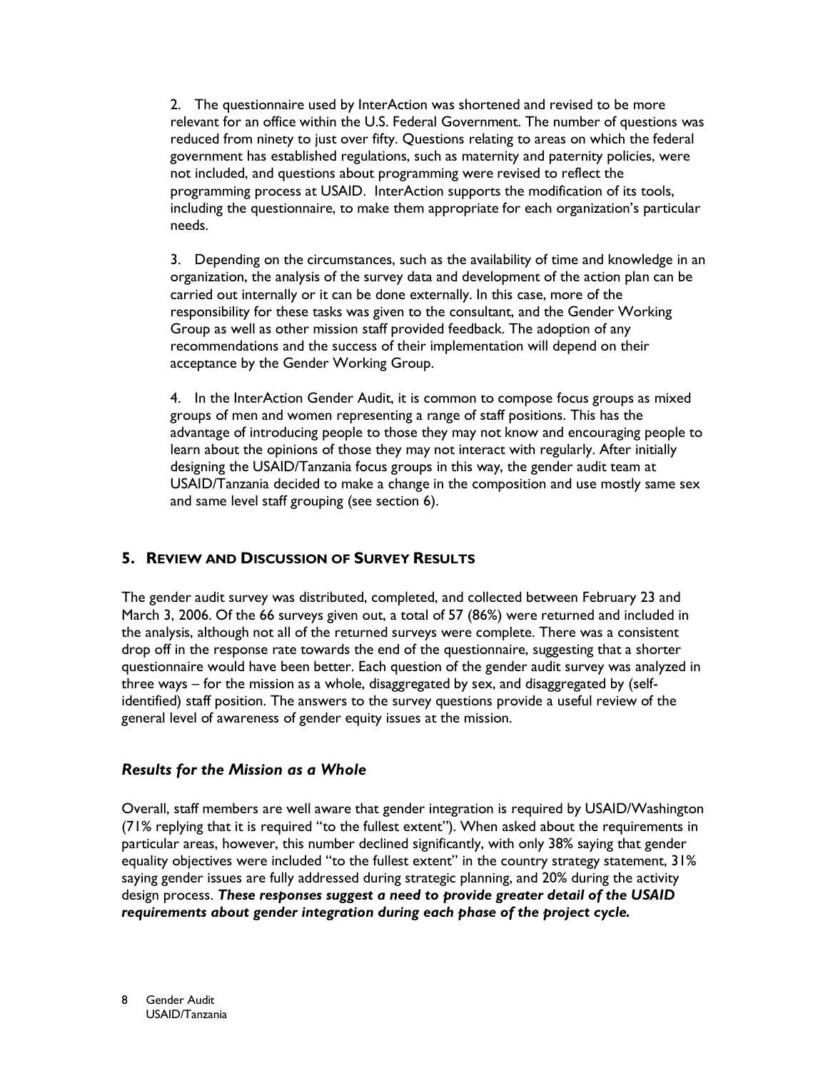2. The questionnaire used by InterAction was shortened and revised to be more relevant for an office within the U.S. Federal Government. The number of questions was reduced from ninety to just over fifty. Questions relating to areas on which the federal government has established regulations, such as maternity and paternity policies, were not included, and questions about programming were revised to reflect the programming process at USAID. InterAction supports the modification of its tools, including the questionnaire, to make them appropriate for each organization's particular needs.

3. Depending on the circumstances, such as the availability of time and knowledge in an organization, the analysis of the survey data and development of the action plan can be carried out internally or it can be done externally. In this case, more of the responsibility for these tasks was given to the consultant, and the Gender Working Group as well as other mission staff provided feedback. The adoption of any recommendations and the success of their implementation will depend on their acceptance by the Gender Working Group.

4. In the InterAction Gender Audit, it is common to compose focus groups as mixed groups of men and women representing a range of staff positions. This has the advantage of introducing people to those they may not know and encouraging people to learn about the opinions of those they may not interact with regularly. After initially designing the USAID/Tanzania focus groups in this way, the gender audit team at USAID/Tanzania decided to make a change in the composition and use mostly same sex and same level staff grouping (see section 6).

## 5. Review and Discussion of Survey Results

The gender audit survey was distributed, completed, and collected between February 23 and March 3, 2006. Of the 66 surveys given out, a total of 57 (86%) were returned and included in the analysis, although not all of the returned surveys were complete. There was a consistent drop off in the response rate towards the end of the questionnaire, suggesting that a shorter questionnaire would have been better. Each question of the gender audit survey was analyzed in three ways – for the mission as a whole, disaggregated by sex, and disaggregated by (self-identified) staff position. The answers to the survey questions provide a useful review of the general level of awareness of gender equity issues at the mission.

### *Results for the Mission as a Whole*

Overall, staff members are well aware that gender integration is required by USAID/Washington (71% replying that it is required "to the fullest extent"). When asked about the requirements in particular areas, however, this number declined significantly, with only 38% saying that gender equality objectives were included "to the fullest extent" in the country strategy statement, 31% saying gender issues are fully addressed during strategic planning, and 20% during the activity design process. ***These responses suggest a need to provide greater detail of the USAID requirements about gender integration during each phase of the project cycle.***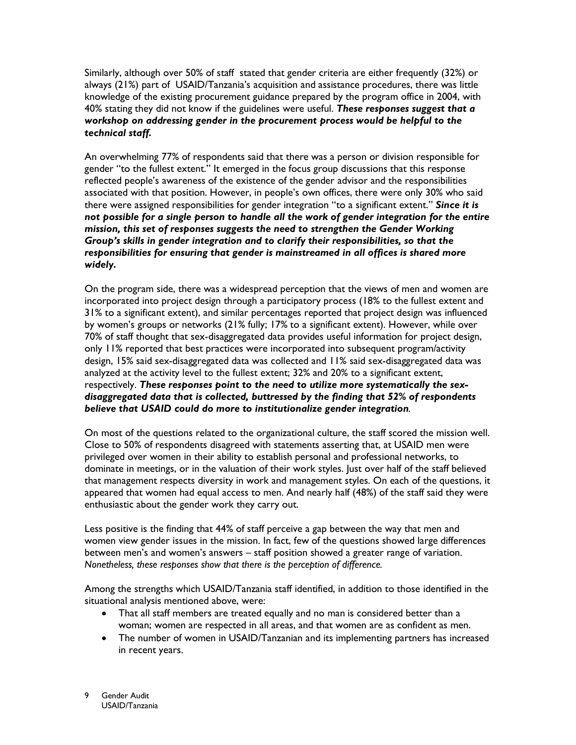Similarly, although over 50% of staff stated that gender criteria are either frequently (32%) or always (21%) part of USAID/Tanzania's acquisition and assistance procedures, there was little knowledge of the existing procurement guidance prepared by the program office in 2004, with 40% stating they did not know if the guidelines were useful. ***These responses suggest that a workshop on addressing gender in the procurement process would be helpful to the technical staff.***

An overwhelming 77% of respondents said that there was a person or division responsible for gender "to the fullest extent." It emerged in the focus group discussions that this response reflected people's awareness of the existence of the gender advisor and the responsibilities associated with that position. However, in people's own offices, there were only 30% who said there were assigned responsibilities for gender integration "to a significant extent." ***Since it is not possible for a single person to handle all the work of gender integration for the entire mission, this set of responses suggests the need to strengthen the Gender Working Group's skills in gender integration and to clarify their responsibilities, so that the responsibilities for ensuring that gender is mainstreamed in all offices is shared more widely.***

On the program side, there was a widespread perception that the views of men and women are incorporated into project design through a participatory process (18% to the fullest extent and 31% to a significant extent), and similar percentages reported that project design was influenced by women's groups or networks (21% fully; 17% to a significant extent). However, while over 70% of staff thought that sex-disaggregated data provides useful information for project design, only 11% reported that best practices were incorporated into subsequent program/activity design, 15% said sex-disaggregated data was collected and 11% said sex-disaggregated data was analyzed at the activity level to the fullest extent; 32% and 20% to a significant extent, respectively. ***These responses point to the need to utilize more systematically the sex-disaggregated data that is collected, buttressed by the finding that 52% of respondents believe that USAID could do more to institutionalize gender integration***.

On most of the questions related to the organizational culture, the staff scored the mission well. Close to 50% of respondents disagreed with statements asserting that, at USAID men were privileged over women in their ability to establish personal and professional networks, to dominate in meetings, or in the valuation of their work styles. Just over half of the staff believed that management respects diversity in work and management styles. On each of the questions, it appeared that women had equal access to men. And nearly half (48%) of the staff said they were enthusiastic about the gender work they carry out.

Less positive is the finding that 44% of staff perceive a gap between the way that men and women view gender issues in the mission. In fact, few of the questions showed large differences between men's and women's answers – staff position showed a greater range of variation. *Nonetheless, these responses show that there is the perception of difference.*

Among the strengths which USAID/Tanzania staff identified, in addition to those identified in the situational analysis mentioned above, were:

- That all staff members are treated equally and no man is considered better than a woman; women are respected in all areas, and that women are as confident as men.
- The number of women in USAID/Tanzanian and its implementing partners has increased in recent years.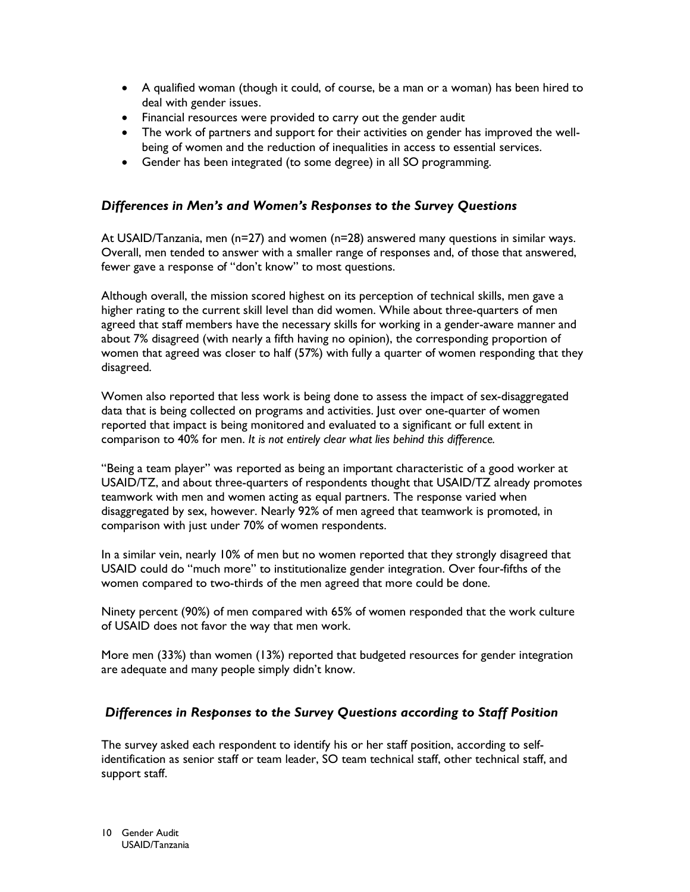- A qualified woman (though it could, of course, be a man or a woman) has been hired to deal with gender issues.
- Financial resources were provided to carry out the gender audit
- The work of partners and support for their activities on gender has improved the well-being of women and the reduction of inequalities in access to essential services.
- Gender has been integrated (to some degree) in all SO programming.

### *Differences in Men's and Women's Responses to the Survey Questions*

At USAID/Tanzania, men (n=27) and women (n=28) answered many questions in similar ways. Overall, men tended to answer with a smaller range of responses and, of those that answered, fewer gave a response of "don't know" to most questions.

Although overall, the mission scored highest on its perception of technical skills, men gave a higher rating to the current skill level than did women. While about three-quarters of men agreed that staff members have the necessary skills for working in a gender-aware manner and about 7% disagreed (with nearly a fifth having no opinion), the corresponding proportion of women that agreed was closer to half (57%) with fully a quarter of women responding that they disagreed.

Women also reported that less work is being done to assess the impact of sex-disaggregated data that is being collected on programs and activities. Just over one-quarter of women reported that impact is being monitored and evaluated to a significant or full extent in comparison to 40% for men. *It is not entirely clear what lies behind this difference.*

"Being a team player" was reported as being an important characteristic of a good worker at USAID/TZ, and about three-quarters of respondents thought that USAID/TZ already promotes teamwork with men and women acting as equal partners. The response varied when disaggregated by sex, however. Nearly 92% of men agreed that teamwork is promoted, in comparison with just under 70% of women respondents.

In a similar vein, nearly 10% of men but no women reported that they strongly disagreed that USAID could do "much more" to institutionalize gender integration. Over four-fifths of the women compared to two-thirds of the men agreed that more could be done.

Ninety percent (90%) of men compared with 65% of women responded that the work culture of USAID does not favor the way that men work.

More men (33%) than women (13%) reported that budgeted resources for gender integration are adequate and many people simply didn't know.

### *Differences in Responses to the Survey Questions according to Staff Position*

The survey asked each respondent to identify his or her staff position, according to self-identification as senior staff or team leader, SO team technical staff, other technical staff, and support staff.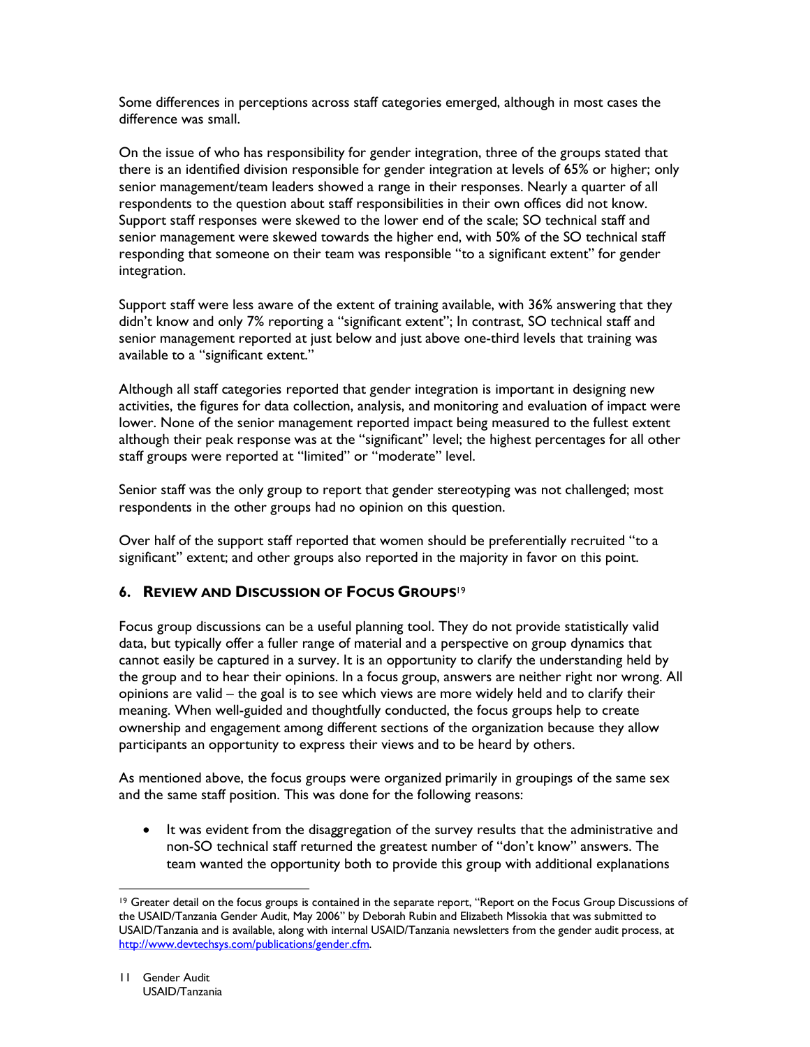Some differences in perceptions across staff categories emerged, although in most cases the difference was small.

On the issue of who has responsibility for gender integration, three of the groups stated that there is an identified division responsible for gender integration at levels of 65% or higher; only senior management/team leaders showed a range in their responses. Nearly a quarter of all respondents to the question about staff responsibilities in their own offices did not know. Support staff responses were skewed to the lower end of the scale; SO technical staff and senior management were skewed towards the higher end, with 50% of the SO technical staff responding that someone on their team was responsible "to a significant extent" for gender integration.

Support staff were less aware of the extent of training available, with 36% answering that they didn't know and only 7% reporting a "significant extent"; In contrast, SO technical staff and senior management reported at just below and just above one-third levels that training was available to a "significant extent."

Although all staff categories reported that gender integration is important in designing new activities, the figures for data collection, analysis, and monitoring and evaluation of impact were lower. None of the senior management reported impact being measured to the fullest extent although their peak response was at the "significant" level; the highest percentages for all other staff groups were reported at "limited" or "moderate" level.

Senior staff was the only group to report that gender stereotyping was not challenged; most respondents in the other groups had no opinion on this question.

Over half of the support staff reported that women should be preferentially recruited "to a significant" extent; and other groups also reported in the majority in favor on this point.

## 6. Review and Discussion of Focus Groups[19]

Focus group discussions can be a useful planning tool. They do not provide statistically valid data, but typically offer a fuller range of material and a perspective on group dynamics that cannot easily be captured in a survey. It is an opportunity to clarify the understanding held by the group and to hear their opinions. In a focus group, answers are neither right nor wrong. All opinions are valid – the goal is to see which views are more widely held and to clarify their meaning. When well-guided and thoughtfully conducted, the focus groups help to create ownership and engagement among different sections of the organization because they allow participants an opportunity to express their views and to be heard by others.

As mentioned above, the focus groups were organized primarily in groupings of the same sex and the same staff position. This was done for the following reasons:

- It was evident from the disaggregation of the survey results that the administrative and non-SO technical staff returned the greatest number of "don't know" answers. The team wanted the opportunity both to provide this group with additional explanations

[19] Greater detail on the focus groups is contained in the separate report, "Report on the Focus Group Discussions of the USAID/Tanzania Gender Audit, May 2006" by Deborah Rubin and Elizabeth Missokia that was submitted to USAID/Tanzania and is available, along with internal USAID/Tanzania newsletters from the gender audit process, at http://www.devtechsys.com/publications/gender.cfm.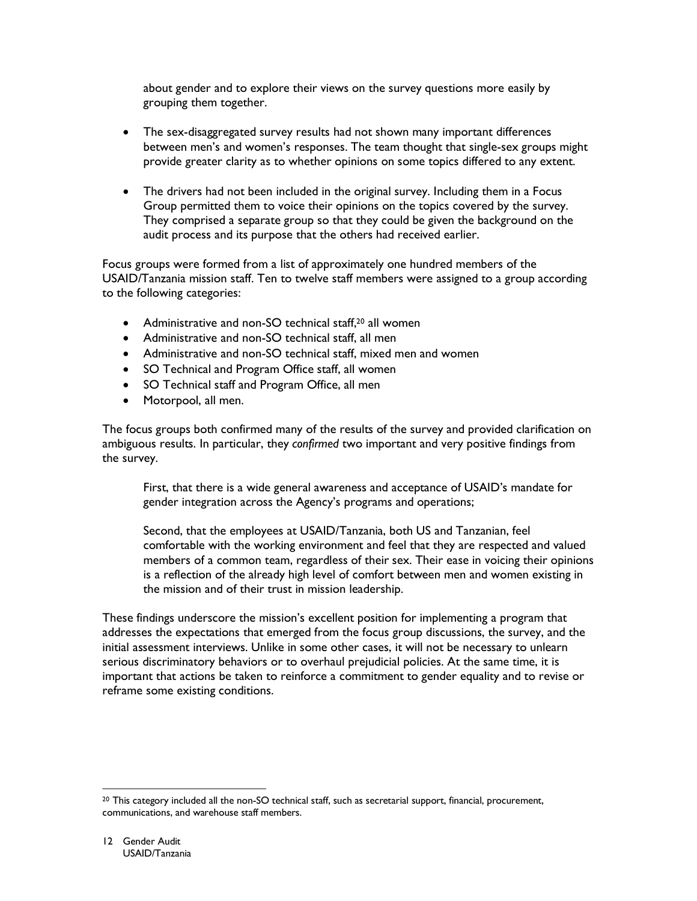about gender and to explore their views on the survey questions more easily by grouping them together.

- The sex-disaggregated survey results had not shown many important differences between men's and women's responses. The team thought that single-sex groups might provide greater clarity as to whether opinions on some topics differed to any extent.

- The drivers had not been included in the original survey. Including them in a Focus Group permitted them to voice their opinions on the topics covered by the survey. They comprised a separate group so that they could be given the background on the audit process and its purpose that the others had received earlier.

Focus groups were formed from a list of approximately one hundred members of the USAID/Tanzania mission staff. Ten to twelve staff members were assigned to a group according to the following categories:

- Administrative and non-SO technical staff,[20] all women
- Administrative and non-SO technical staff, all men
- Administrative and non-SO technical staff, mixed men and women
- SO Technical and Program Office staff, all women
- SO Technical staff and Program Office, all men
- Motorpool, all men.

The focus groups both confirmed many of the results of the survey and provided clarification on ambiguous results. In particular, they *confirmed* two important and very positive findings from the survey.

> First, that there is a wide general awareness and acceptance of USAID's mandate for gender integration across the Agency's programs and operations;
>
> Second, that the employees at USAID/Tanzania, both US and Tanzanian, feel comfortable with the working environment and feel that they are respected and valued members of a common team, regardless of their sex. Their ease in voicing their opinions is a reflection of the already high level of comfort between men and women existing in the mission and of their trust in mission leadership.

These findings underscore the mission's excellent position for implementing a program that addresses the expectations that emerged from the focus group discussions, the survey, and the initial assessment interviews. Unlike in some other cases, it will not be necessary to unlearn serious discriminatory behaviors or to overhaul prejudicial policies. At the same time, it is important that actions be taken to reinforce a commitment to gender equality and to revise or reframe some existing conditions.

---

[20] This category included all the non-SO technical staff, such as secretarial support, financial, procurement, communications, and warehouse staff members.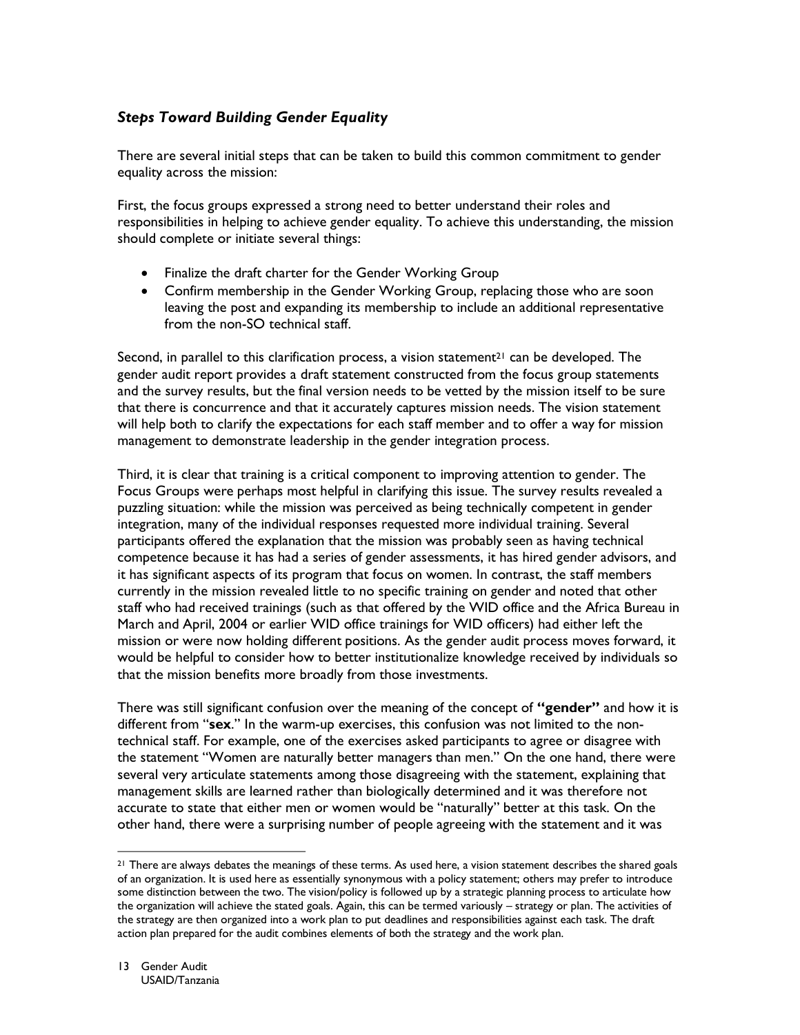### *Steps Toward Building Gender Equality*

There are several initial steps that can be taken to build this common commitment to gender equality across the mission:

First, the focus groups expressed a strong need to better understand their roles and responsibilities in helping to achieve gender equality. To achieve this understanding, the mission should complete or initiate several things:

- Finalize the draft charter for the Gender Working Group
- Confirm membership in the Gender Working Group, replacing those who are soon leaving the post and expanding its membership to include an additional representative from the non-SO technical staff.

Second, in parallel to this clarification process, a vision statement[21] can be developed. The gender audit report provides a draft statement constructed from the focus group statements and the survey results, but the final version needs to be vetted by the mission itself to be sure that there is concurrence and that it accurately captures mission needs. The vision statement will help both to clarify the expectations for each staff member and to offer a way for mission management to demonstrate leadership in the gender integration process.

Third, it is clear that training is a critical component to improving attention to gender. The Focus Groups were perhaps most helpful in clarifying this issue. The survey results revealed a puzzling situation: while the mission was perceived as being technically competent in gender integration, many of the individual responses requested more individual training. Several participants offered the explanation that the mission was probably seen as having technical competence because it has had a series of gender assessments, it has hired gender advisors, and it has significant aspects of its program that focus on women. In contrast, the staff members currently in the mission revealed little to no specific training on gender and noted that other staff who had received trainings (such as that offered by the WID office and the Africa Bureau in March and April, 2004 or earlier WID office trainings for WID officers) had either left the mission or were now holding different positions. As the gender audit process moves forward, it would be helpful to consider how to better institutionalize knowledge received by individuals so that the mission benefits more broadly from those investments.

There was still significant confusion over the meaning of the concept of **"gender"** and how it is different from "**sex**." In the warm-up exercises, this confusion was not limited to the non-technical staff. For example, one of the exercises asked participants to agree or disagree with the statement "Women are naturally better managers than men." On the one hand, there were several very articulate statements among those disagreeing with the statement, explaining that management skills are learned rather than biologically determined and it was therefore not accurate to state that either men or women would be "naturally" better at this task. On the other hand, there were a surprising number of people agreeing with the statement and it was

---

[21] There are always debates the meanings of these terms. As used here, a vision statement describes the shared goals of an organization. It is used here as essentially synonymous with a policy statement; others may prefer to introduce some distinction between the two. The vision/policy is followed up by a strategic planning process to articulate how the organization will achieve the stated goals. Again, this can be termed variously – strategy or plan. The activities of the strategy are then organized into a work plan to put deadlines and responsibilities against each task. The draft action plan prepared for the audit combines elements of both the strategy and the work plan.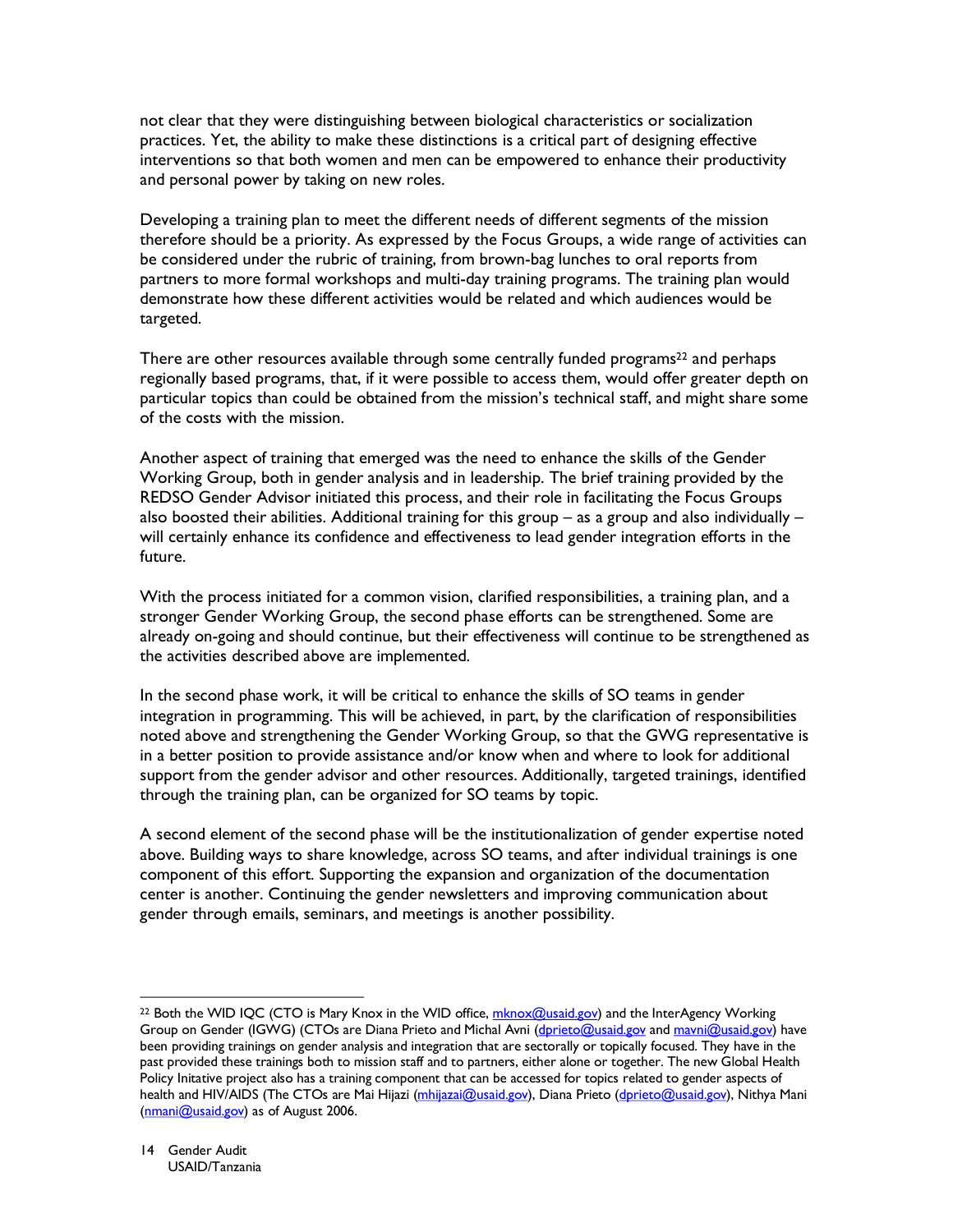not clear that they were distinguishing between biological characteristics or socialization practices. Yet, the ability to make these distinctions is a critical part of designing effective interventions so that both women and men can be empowered to enhance their productivity and personal power by taking on new roles.

Developing a training plan to meet the different needs of different segments of the mission therefore should be a priority. As expressed by the Focus Groups, a wide range of activities can be considered under the rubric of training, from brown-bag lunches to oral reports from partners to more formal workshops and multi-day training programs. The training plan would demonstrate how these different activities would be related and which audiences would be targeted.

There are other resources available through some centrally funded programs[22] and perhaps regionally based programs, that, if it were possible to access them, would offer greater depth on particular topics than could be obtained from the mission's technical staff, and might share some of the costs with the mission.

Another aspect of training that emerged was the need to enhance the skills of the Gender Working Group, both in gender analysis and in leadership. The brief training provided by the REDSO Gender Advisor initiated this process, and their role in facilitating the Focus Groups also boosted their abilities. Additional training for this group – as a group and also individually – will certainly enhance its confidence and effectiveness to lead gender integration efforts in the future.

With the process initiated for a common vision, clarified responsibilities, a training plan, and a stronger Gender Working Group, the second phase efforts can be strengthened. Some are already on-going and should continue, but their effectiveness will continue to be strengthened as the activities described above are implemented.

In the second phase work, it will be critical to enhance the skills of SO teams in gender integration in programming. This will be achieved, in part, by the clarification of responsibilities noted above and strengthening the Gender Working Group, so that the GWG representative is in a better position to provide assistance and/or know when and where to look for additional support from the gender advisor and other resources. Additionally, targeted trainings, identified through the training plan, can be organized for SO teams by topic.

A second element of the second phase will be the institutionalization of gender expertise noted above. Building ways to share knowledge, across SO teams, and after individual trainings is one component of this effort. Supporting the expansion and organization of the documentation center is another. Continuing the gender newsletters and improving communication about gender through emails, seminars, and meetings is another possibility.

---

[22] Both the WID IQC (CTO is Mary Knox in the WID office, mknox@usaid.gov) and the InterAgency Working Group on Gender (IGWG) (CTOs are Diana Prieto and Michal Avni (dprieto@usaid.gov and mavni@usaid.gov) have been providing trainings on gender analysis and integration that are sectorally or topically focused. They have in the past provided these trainings both to mission staff and to partners, either alone or together. The new Global Health Policy Initative project also has a training component that can be accessed for topics related to gender aspects of health and HIV/AIDS (The CTOs are Mai Hijazi (mhijazai@usaid.gov), Diana Prieto (dprieto@usaid.gov), Nithya Mani (nmani@usaid.gov) as of August 2006.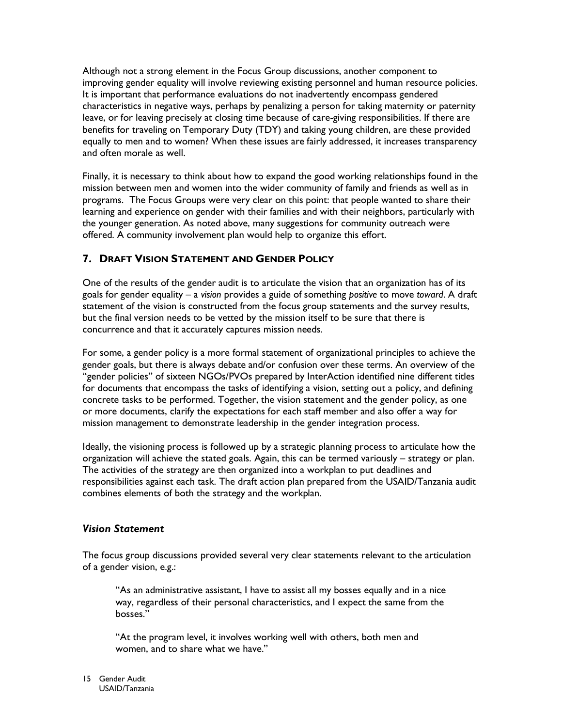Although not a strong element in the Focus Group discussions, another component to improving gender equality will involve reviewing existing personnel and human resource policies. It is important that performance evaluations do not inadvertently encompass gendered characteristics in negative ways, perhaps by penalizing a person for taking maternity or paternity leave, or for leaving precisely at closing time because of care-giving responsibilities. If there are benefits for traveling on Temporary Duty (TDY) and taking young children, are these provided equally to men and to women? When these issues are fairly addressed, it increases transparency and often morale as well.

Finally, it is necessary to think about how to expand the good working relationships found in the mission between men and women into the wider community of family and friends as well as in programs. The Focus Groups were very clear on this point: that people wanted to share their learning and experience on gender with their families and with their neighbors, particularly with the younger generation. As noted above, many suggestions for community outreach were offered. A community involvement plan would help to organize this effort.

## 7. DRAFT VISION STATEMENT AND GENDER POLICY

One of the results of the gender audit is to articulate the vision that an organization has of its goals for gender equality – a *vision* provides a guide of something *positive* to move *toward*. A draft statement of the vision is constructed from the focus group statements and the survey results, but the final version needs to be vetted by the mission itself to be sure that there is concurrence and that it accurately captures mission needs.

For some, a gender policy is a more formal statement of organizational principles to achieve the gender goals, but there is always debate and/or confusion over these terms. An overview of the "gender policies" of sixteen NGOs/PVOs prepared by InterAction identified nine different titles for documents that encompass the tasks of identifying a vision, setting out a policy, and defining concrete tasks to be performed. Together, the vision statement and the gender policy, as one or more documents, clarify the expectations for each staff member and also offer a way for mission management to demonstrate leadership in the gender integration process.

Ideally, the visioning process is followed up by a strategic planning process to articulate how the organization will achieve the stated goals. Again, this can be termed variously – strategy or plan. The activities of the strategy are then organized into a workplan to put deadlines and responsibilities against each task. The draft action plan prepared from the USAID/Tanzania audit combines elements of both the strategy and the workplan.

### *Vision Statement*

The focus group discussions provided several very clear statements relevant to the articulation of a gender vision, e.g.:

> "As an administrative assistant, I have to assist all my bosses equally and in a nice way, regardless of their personal characteristics, and I expect the same from the bosses."

> "At the program level, it involves working well with others, both men and women, and to share what we have."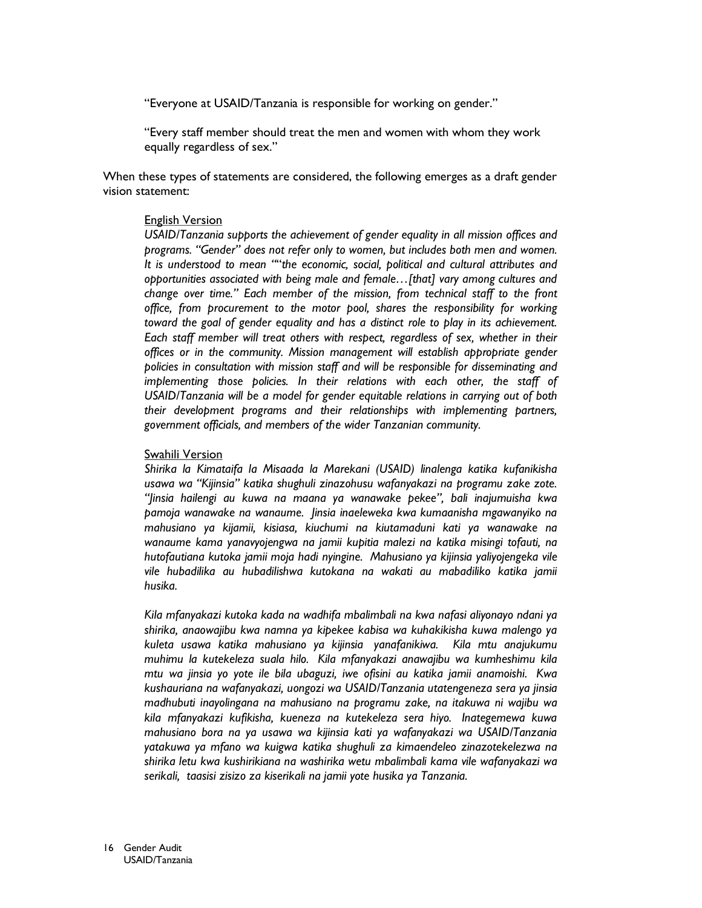"Everyone at USAID/Tanzania is responsible for working on gender."

"Every staff member should treat the men and women with whom they work equally regardless of sex."

When these types of statements are considered, the following emerges as a draft gender vision statement:

English Version

*USAID/Tanzania supports the achievement of gender equality in all mission offices and programs. "Gender" does not refer only to women, but includes both men and women. It is understood to mean ""the economic, social, political and cultural attributes and opportunities associated with being male and female…[that] vary among cultures and change over time." Each member of the mission, from technical staff to the front office, from procurement to the motor pool, shares the responsibility for working toward the goal of gender equality and has a distinct role to play in its achievement. Each staff member will treat others with respect, regardless of sex, whether in their offices or in the community. Mission management will establish appropriate gender policies in consultation with mission staff and will be responsible for disseminating and implementing those policies. In their relations with each other, the staff of USAID/Tanzania will be a model for gender equitable relations in carrying out of both their development programs and their relationships with implementing partners, government officials, and members of the wider Tanzanian community.*

Swahili Version

*Shirika la Kimataifa la Misaada la Marekani (USAID) linalenga katika kufanikisha usawa wa "Kijinsia" katika shughuli zinazohusu wafanyakazi na programu zake zote. "Jinsia hailengi au kuwa na maana ya wanawake pekee", bali inajumuisha kwa pamoja wanawake na wanaume. Jinsia inaeleweka kwa kumaanisha mgawanyiko na mahusiano ya kijamii, kisiasa, kiuchumi na kiutamaduni kati ya wanawake na wanaume kama yanavyojengwa na jamii kupitia malezi na katika misingi tofauti, na hutofautiana kutoka jamii moja hadi nyingine. Mahusiano ya kijinsia yaliyojengeka vile vile hubadilika au hubadilishwa kutokana na wakati au mabadiliko katika jamii husika.*

*Kila mfanyakazi kutoka kada na wadhifa mbalimbali na kwa nafasi aliyonayo ndani ya shirika, anaowajibu kwa namna ya kipekee kabisa wa kuhakikisha kuwa malengo ya kuleta usawa katika mahusiano ya kijinsia yanafanikiwa. Kila mtu anajukumu muhimu la kutekeleza suala hilo. Kila mfanyakazi anawajibu wa kumheshimu kila mtu wa jinsia yo yote ile bila ubaguzi, iwe ofisini au katika jamii anamoishi. Kwa kushauriana na wafanyakazi, uongozi wa USAID/Tanzania utatengeneza sera ya jinsia madhubuti inayolingana na mahusiano na programu zake, na itakuwa ni wajibu wa kila mfanyakazi kufikisha, kueneza na kutekeleza sera hiyo. Inategemewa kuwa mahusiano bora na ya usawa wa kijinsia kati ya wafanyakazi wa USAID/Tanzania yatakuwa ya mfano wa kuigwa katika shughuli za kimaendeleo zinazotekelezwa na shirika letu kwa kushirikiana na washirika wetu mbalimbali kama vile wafanyakazi wa serikali, taasisi zisizo za kiserikali na jamii yote husika ya Tanzania.*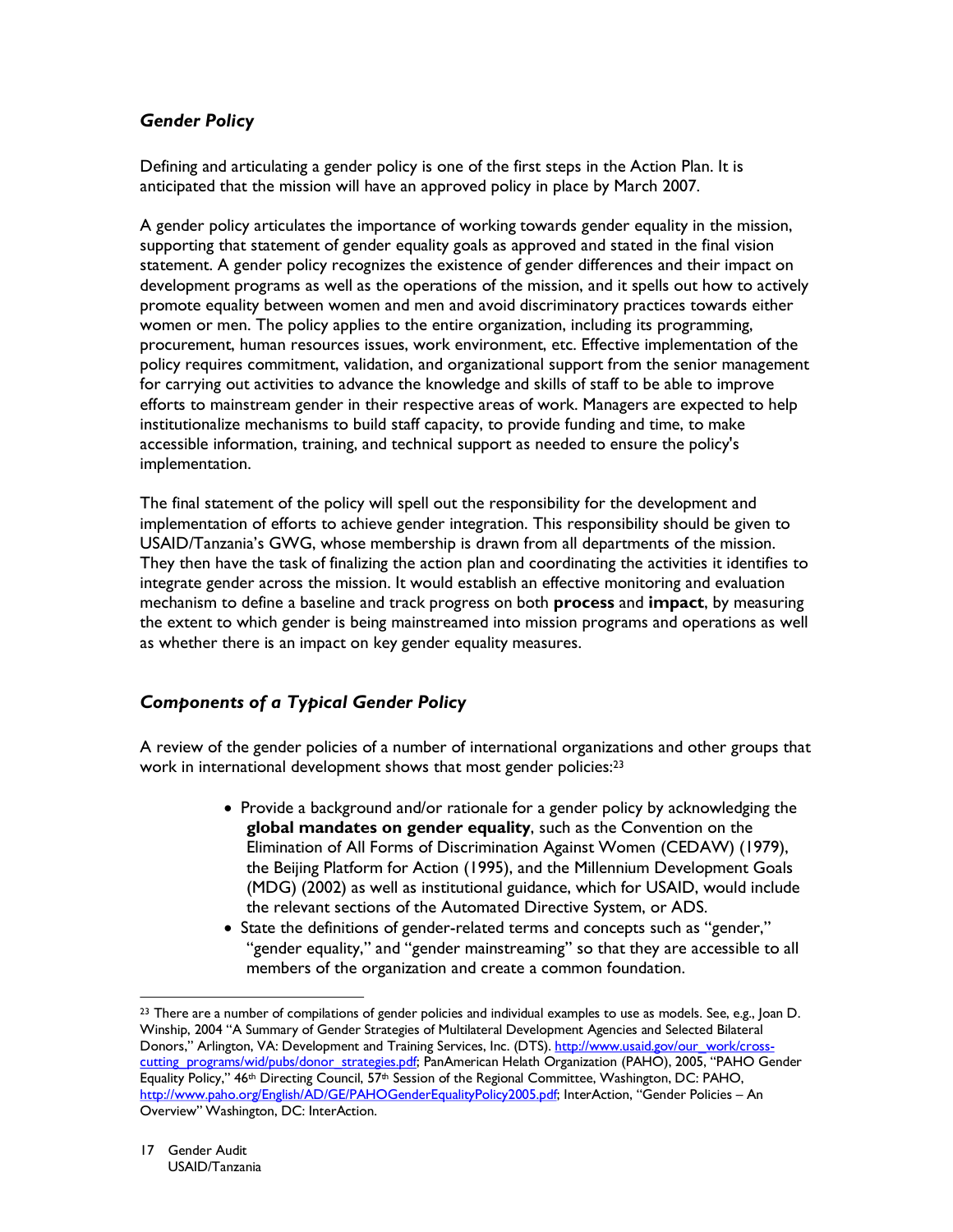### *Gender Policy*

Defining and articulating a gender policy is one of the first steps in the Action Plan. It is anticipated that the mission will have an approved policy in place by March 2007.

A gender policy articulates the importance of working towards gender equality in the mission, supporting that statement of gender equality goals as approved and stated in the final vision statement. A gender policy recognizes the existence of gender differences and their impact on development programs as well as the operations of the mission, and it spells out how to actively promote equality between women and men and avoid discriminatory practices towards either women or men. The policy applies to the entire organization, including its programming, procurement, human resources issues, work environment, etc. Effective implementation of the policy requires commitment, validation, and organizational support from the senior management for carrying out activities to advance the knowledge and skills of staff to be able to improve efforts to mainstream gender in their respective areas of work. Managers are expected to help institutionalize mechanisms to build staff capacity, to provide funding and time, to make accessible information, training, and technical support as needed to ensure the policy's implementation.

The final statement of the policy will spell out the responsibility for the development and implementation of efforts to achieve gender integration. This responsibility should be given to USAID/Tanzania's GWG, whose membership is drawn from all departments of the mission. They then have the task of finalizing the action plan and coordinating the activities it identifies to integrate gender across the mission. It would establish an effective monitoring and evaluation mechanism to define a baseline and track progress on both **process** and **impact**, by measuring the extent to which gender is being mainstreamed into mission programs and operations as well as whether there is an impact on key gender equality measures.

### *Components of a Typical Gender Policy*

A review of the gender policies of a number of international organizations and other groups that work in international development shows that most gender policies:[23]

- Provide a background and/or rationale for a gender policy by acknowledging the **global mandates on gender equality**, such as the Convention on the Elimination of All Forms of Discrimination Against Women (CEDAW) (1979), the Beijing Platform for Action (1995), and the Millennium Development Goals (MDG) (2002) as well as institutional guidance, which for USAID, would include the relevant sections of the Automated Directive System, or ADS.
- State the definitions of gender-related terms and concepts such as "gender," "gender equality," and "gender mainstreaming" so that they are accessible to all members of the organization and create a common foundation.

---

[23] There are a number of compilations of gender policies and individual examples to use as models. See, e.g., Joan D. Winship, 2004 "A Summary of Gender Strategies of Multilateral Development Agencies and Selected Bilateral Donors," Arlington, VA: Development and Training Services, Inc. (DTS). http://www.usaid.gov/our_work/cross-cutting_programs/wid/pubs/donor_strategies.pdf; PanAmerican Helath Organization (PAHO), 2005, "PAHO Gender Equality Policy," 46th Directing Council, 57th Session of the Regional Committee, Washington, DC: PAHO, http://www.paho.org/English/AD/GE/PAHOGenderEqualityPolicy2005.pdf; InterAction, "Gender Policies – An Overview" Washington, DC: InterAction.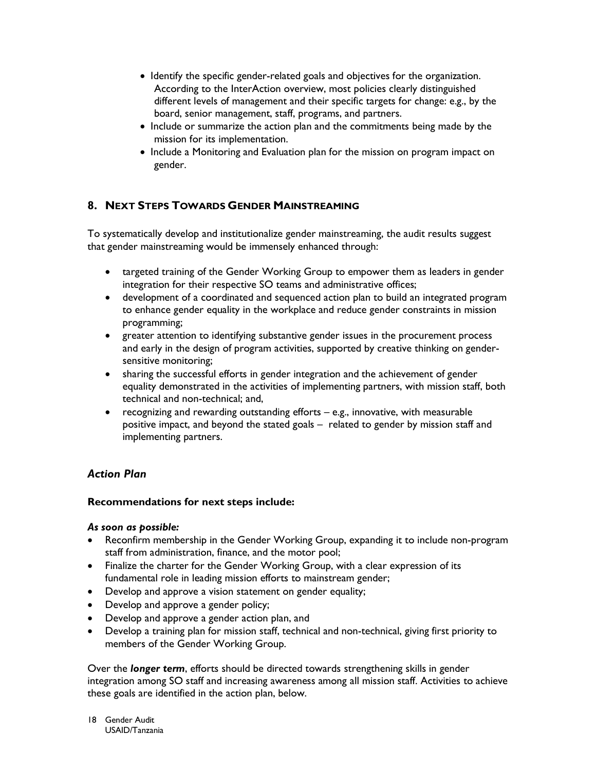- Identify the specific gender-related goals and objectives for the organization. According to the InterAction overview, most policies clearly distinguished different levels of management and their specific targets for change: e.g., by the board, senior management, staff, programs, and partners.
- Include or summarize the action plan and the commitments being made by the mission for its implementation.
- Include a Monitoring and Evaluation plan for the mission on program impact on gender.

## 8. Next Steps Towards Gender Mainstreaming

To systematically develop and institutionalize gender mainstreaming, the audit results suggest that gender mainstreaming would be immensely enhanced through:

- targeted training of the Gender Working Group to empower them as leaders in gender integration for their respective SO teams and administrative offices;
- development of a coordinated and sequenced action plan to build an integrated program to enhance gender equality in the workplace and reduce gender constraints in mission programming;
- greater attention to identifying substantive gender issues in the procurement process and early in the design of program activities, supported by creative thinking on gender-sensitive monitoring;
- sharing the successful efforts in gender integration and the achievement of gender equality demonstrated in the activities of implementing partners, with mission staff, both technical and non-technical; and,
- recognizing and rewarding outstanding efforts – e.g., innovative, with measurable positive impact, and beyond the stated goals – related to gender by mission staff and implementing partners.

### *Action Plan*

**Recommendations for next steps include:**

***As soon as possible:***

- Reconfirm membership in the Gender Working Group, expanding it to include non-program staff from administration, finance, and the motor pool;
- Finalize the charter for the Gender Working Group, with a clear expression of its fundamental role in leading mission efforts to mainstream gender;
- Develop and approve a vision statement on gender equality;
- Develop and approve a gender policy;
- Develop and approve a gender action plan, and
- Develop a training plan for mission staff, technical and non-technical, giving first priority to members of the Gender Working Group.

Over the ***longer term***, efforts should be directed towards strengthening skills in gender integration among SO staff and increasing awareness among all mission staff. Activities to achieve these goals are identified in the action plan, below.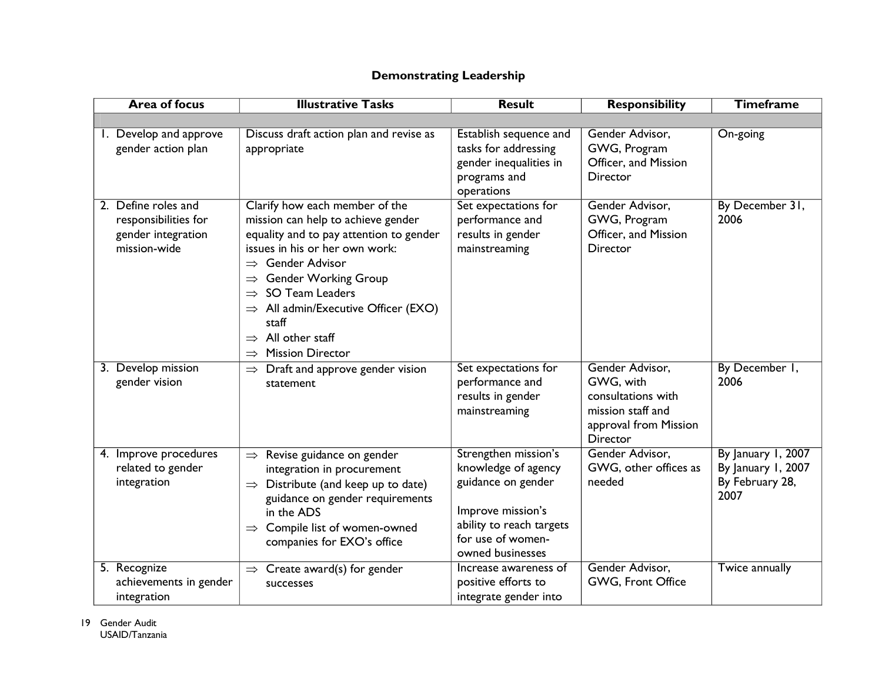## Demonstrating Leadership

| Area of focus | Illustrative Tasks | Result | Responsibility | Timeframe |
|---|---|---|---|---|
| | | | | |
| 1. Develop and approve gender action plan | Discuss draft action plan and revise as appropriate | Establish sequence and tasks for addressing gender inequalities in programs and operations | Gender Advisor, GWG, Program Officer, and Mission Director | On-going |
| 2. Define roles and responsibilities for gender integration mission-wide | Clarify how each member of the mission can help to achieve gender equality and to pay attention to gender issues in his or her own work: ⇒ Gender Advisor ⇒ Gender Working Group ⇒ SO Team Leaders ⇒ All admin/Executive Officer (EXO) staff ⇒ All other staff ⇒ Mission Director | Set expectations for performance and results in gender mainstreaming | Gender Advisor, GWG, Program Officer, and Mission Director | By December 31, 2006 |
| 3. Develop mission gender vision | ⇒ Draft and approve gender vision statement | Set expectations for performance and results in gender mainstreaming | Gender Advisor, GWG, with consultations with mission staff and approval from Mission Director | By December 1, 2006 |
| 4. Improve procedures related to gender integration | ⇒ Revise guidance on gender integration in procurement ⇒ Distribute (and keep up to date) guidance on gender requirements in the ADS ⇒ Compile list of women-owned companies for EXO's office | Strengthen mission's knowledge of agency guidance on gender<br><br>Improve mission's ability to reach targets for use of women-owned businesses | Gender Advisor, GWG, other offices as needed | By January 1, 2007<br>By January 1, 2007<br>By February 28, 2007 |
| 5. Recognize achievements in gender integration | ⇒ Create award(s) for gender successes | Increase awareness of positive efforts to integrate gender into | Gender Advisor, GWG, Front Office | Twice annually |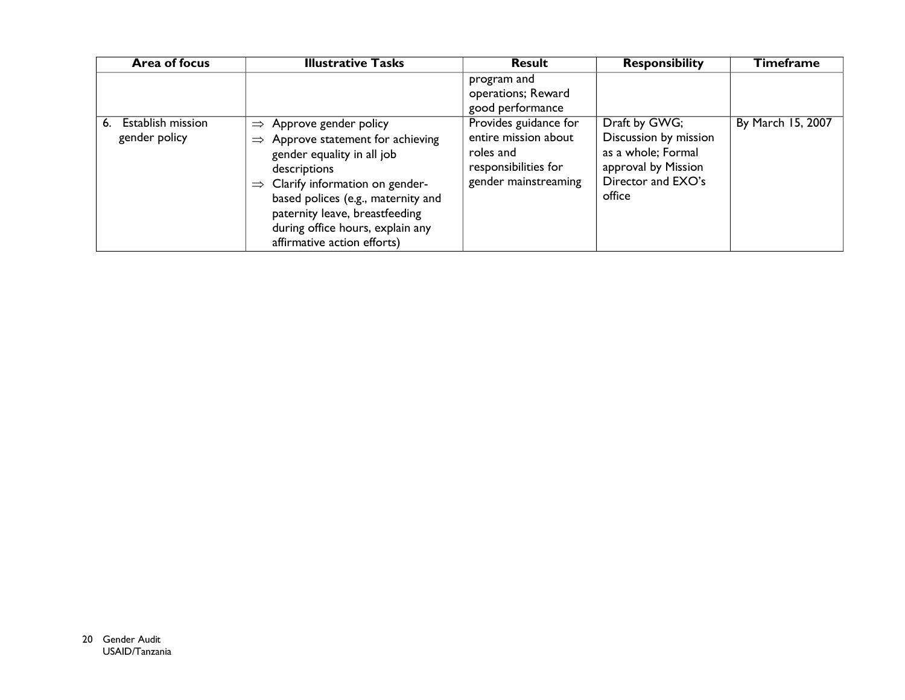| Area of focus | Illustrative Tasks | Result | Responsibility | Timeframe |
|---|---|---|---|---|
| | | program and operations; Reward good performance | | |
| 6. Establish mission gender policy | ⇒ Approve gender policy<br>⇒ Approve statement for achieving gender equality in all job descriptions<br>⇒ Clarify information on gender-based polices (e.g., maternity and paternity leave, breastfeeding during office hours, explain any affirmative action efforts) | Provides guidance for entire mission about roles and responsibilities for gender mainstreaming | Draft by GWG; Discussion by mission as a whole; Formal approval by Mission Director and EXO's office | By March 15, 2007 |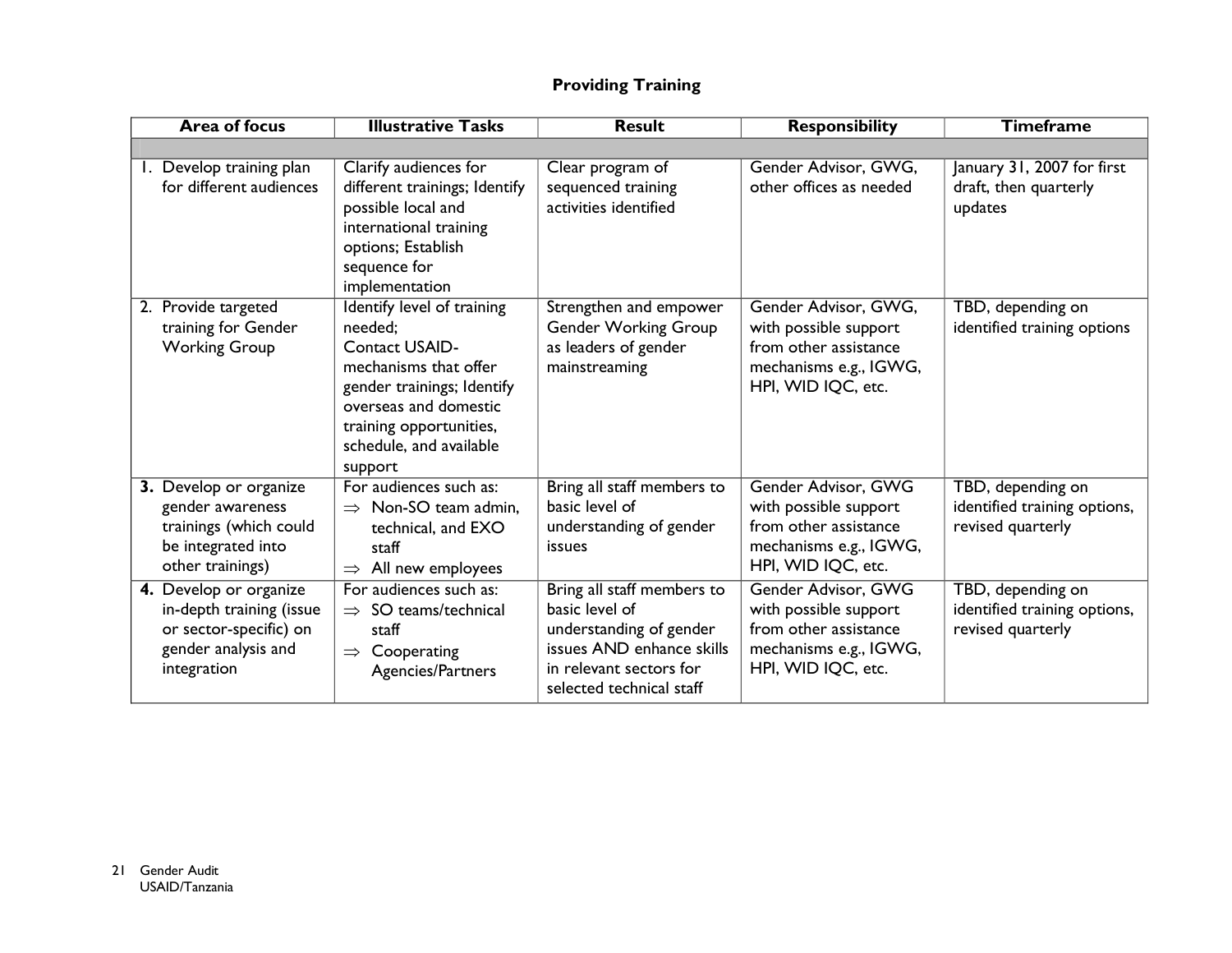## Providing Training

| Area of focus | Illustrative Tasks | Result | Responsibility | Timeframe |
|---|---|---|---|---|
| | | | | |
| 1. Develop training plan for different audiences | Clarify audiences for different trainings; Identify possible local and international training options; Establish sequence for implementation | Clear program of sequenced training activities identified | Gender Advisor, GWG, other offices as needed | January 31, 2007 for first draft, then quarterly updates |
| 2. Provide targeted training for Gender Working Group | Identify level of training needed; Contact USAID-mechanisms that offer gender trainings; Identify overseas and domestic training opportunities, schedule, and available support | Strengthen and empower Gender Working Group as leaders of gender mainstreaming | Gender Advisor, GWG, with possible support from other assistance mechanisms e.g., IGWG, HPI, WID IQC, etc. | TBD, depending on identified training options |
| **3.** Develop or organize gender awareness trainings (which could be integrated into other trainings) | For audiences such as: ⇒ Non-SO team admin, technical, and EXO staff ⇒ All new employees | Bring all staff members to basic level of understanding of gender issues | Gender Advisor, GWG with possible support from other assistance mechanisms e.g., IGWG, HPI, WID IQC, etc. | TBD, depending on identified training options, revised quarterly |
| **4.** Develop or organize in-depth training (issue or sector-specific) on gender analysis and integration | For audiences such as: ⇒ SO teams/technical staff ⇒ Cooperating Agencies/Partners | Bring all staff members to basic level of understanding of gender issues AND enhance skills in relevant sectors for selected technical staff | Gender Advisor, GWG with possible support from other assistance mechanisms e.g., IGWG, HPI, WID IQC, etc. | TBD, depending on identified training options, revised quarterly |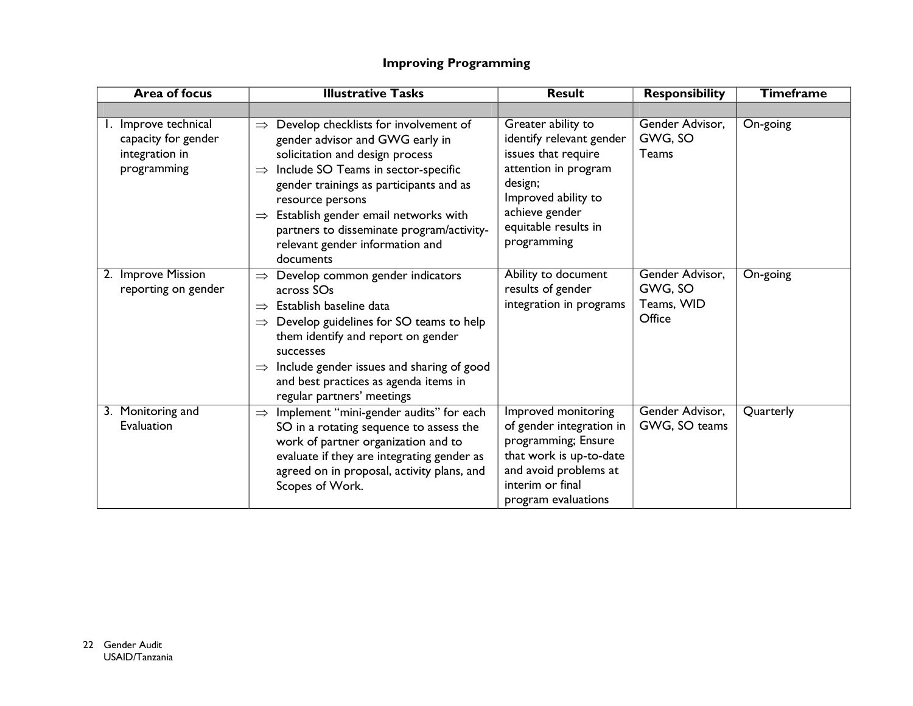## Improving Programming

| Area of focus | Illustrative Tasks | Result | Responsibility | Timeframe |
|---|---|---|---|---|
| | | | | |
| 1. Improve technical capacity for gender integration in programming | ⇒ Develop checklists for involvement of gender advisor and GWG early in solicitation and design process<br>⇒ Include SO Teams in sector-specific gender trainings as participants and as resource persons<br>⇒ Establish gender email networks with partners to disseminate program/activity-relevant gender information and documents | Greater ability to identify relevant gender issues that require attention in program design;<br>Improved ability to achieve gender equitable results in programming | Gender Advisor, GWG, SO Teams | On-going |
| 2. Improve Mission reporting on gender | ⇒ Develop common gender indicators across SOs<br>⇒ Establish baseline data<br>⇒ Develop guidelines for SO teams to help them identify and report on gender successes<br>⇒ Include gender issues and sharing of good and best practices as agenda items in regular partners' meetings | Ability to document results of gender integration in programs | Gender Advisor, GWG, SO Teams, WID Office | On-going |
| 3. Monitoring and Evaluation | ⇒ Implement "mini-gender audits" for each SO in a rotating sequence to assess the work of partner organization and to evaluate if they are integrating gender as agreed on in proposal, activity plans, and Scopes of Work. | Improved monitoring of gender integration in programming; Ensure that work is up-to-date and avoid problems at interim or final program evaluations | Gender Advisor, GWG, SO teams | Quarterly |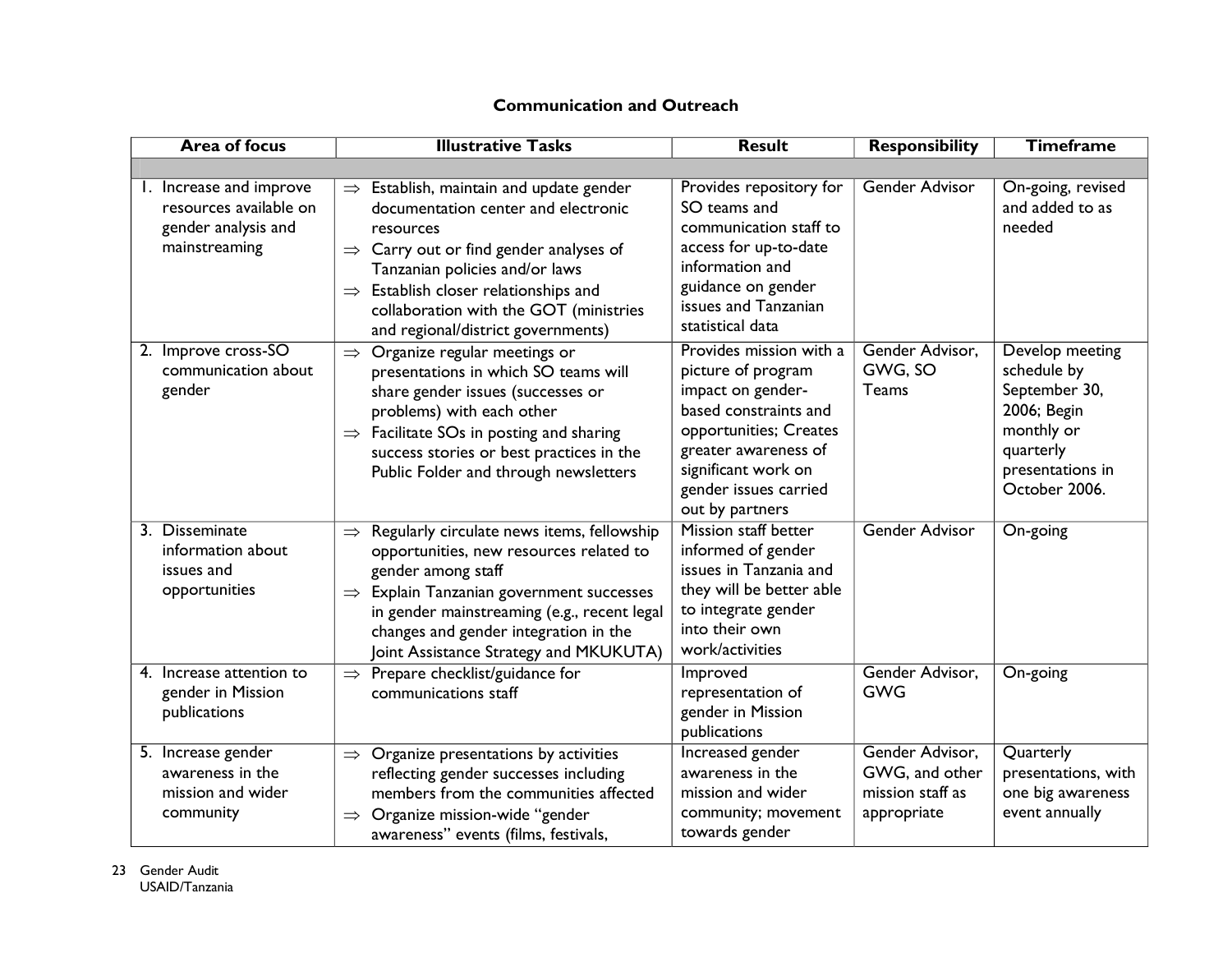## Communication and Outreach

| Area of focus | Illustrative Tasks | Result | Responsibility | Timeframe |
|---|---|---|---|---|
| | | | | |
| 1. Increase and improve resources available on gender analysis and mainstreaming | ⇒ Establish, maintain and update gender documentation center and electronic resources<br>⇒ Carry out or find gender analyses of Tanzanian policies and/or laws<br>⇒ Establish closer relationships and collaboration with the GOT (ministries and regional/district governments) | Provides repository for SO teams and communication staff to access for up-to-date information and guidance on gender issues and Tanzanian statistical data | Gender Advisor | On-going, revised and added to as needed |
| 2. Improve cross-SO communication about gender | ⇒ Organize regular meetings or presentations in which SO teams will share gender issues (successes or problems) with each other<br>⇒ Facilitate SOs in posting and sharing success stories or best practices in the Public Folder and through newsletters | Provides mission with a picture of program impact on gender-based constraints and opportunities; Creates greater awareness of significant work on gender issues carried out by partners | Gender Advisor, GWG, SO Teams | Develop meeting schedule by September 30, 2006; Begin monthly or quarterly presentations in October 2006. |
| 3. Disseminate information about issues and opportunities | ⇒ Regularly circulate news items, fellowship opportunities, new resources related to gender among staff<br>⇒ Explain Tanzanian government successes in gender mainstreaming (e.g., recent legal changes and gender integration in the Joint Assistance Strategy and MKUKUTA) | Mission staff better informed of gender issues in Tanzania and they will be better able to integrate gender into their own work/activities | Gender Advisor | On-going |
| 4. Increase attention to gender in Mission publications | ⇒ Prepare checklist/guidance for communications staff | Improved representation of gender in Mission publications | Gender Advisor, GWG | On-going |
| 5. Increase gender awareness in the mission and wider community | ⇒ Organize presentations by activities reflecting gender successes including members from the communities affected<br>⇒ Organize mission-wide "gender awareness" events (films, festivals, | Increased gender awareness in the mission and wider community; movement towards gender | Gender Advisor, GWG, and other mission staff as appropriate | Quarterly presentations, with one big awareness event annually |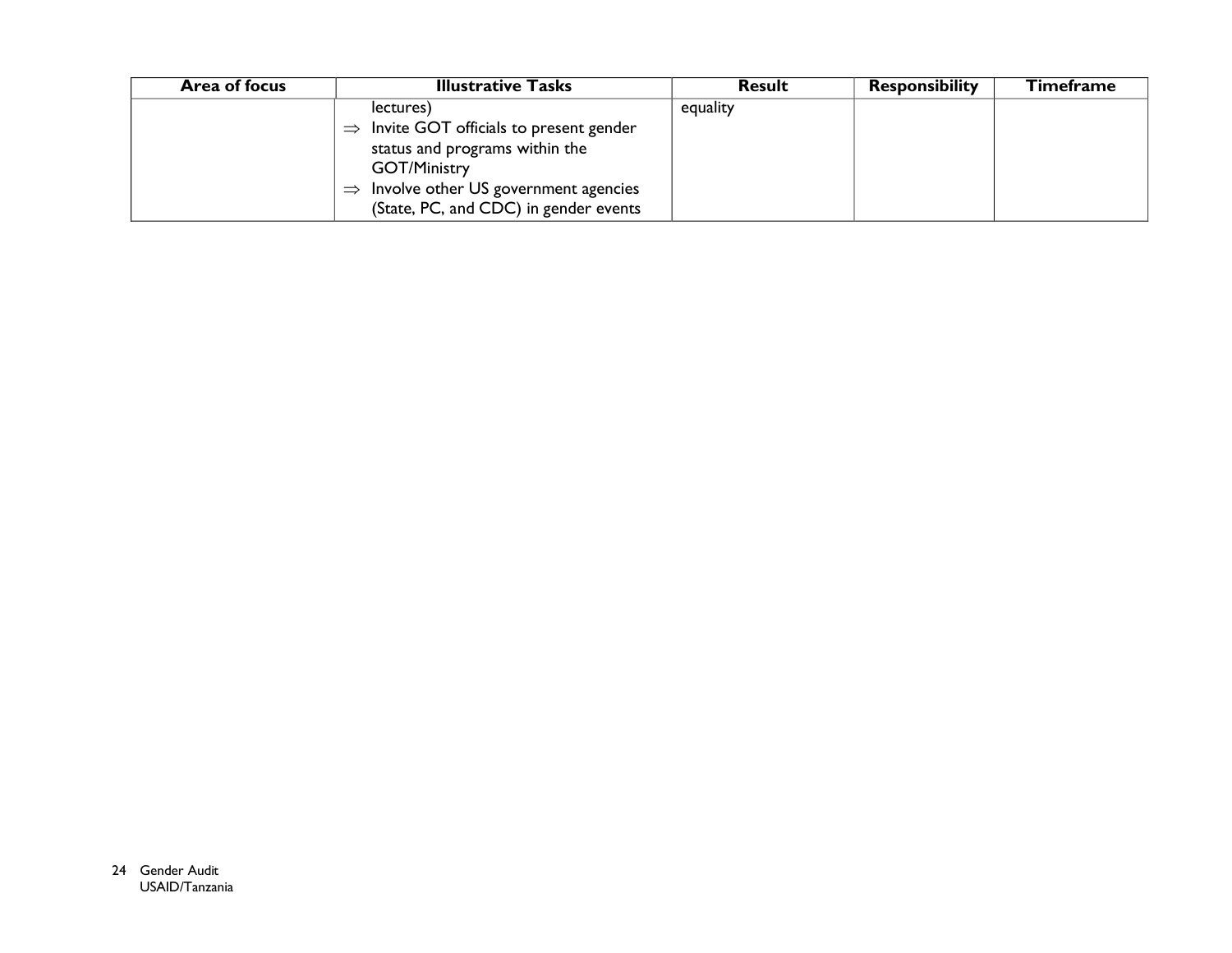| Area of focus | Illustrative Tasks | Result | Responsibility | Timeframe |
|---|---|---|---|---|
| | lectures)<br>⇒ Invite GOT officials to present gender status and programs within the GOT/Ministry<br>⇒ Involve other US government agencies (State, PC, and CDC) in gender events | equality | | |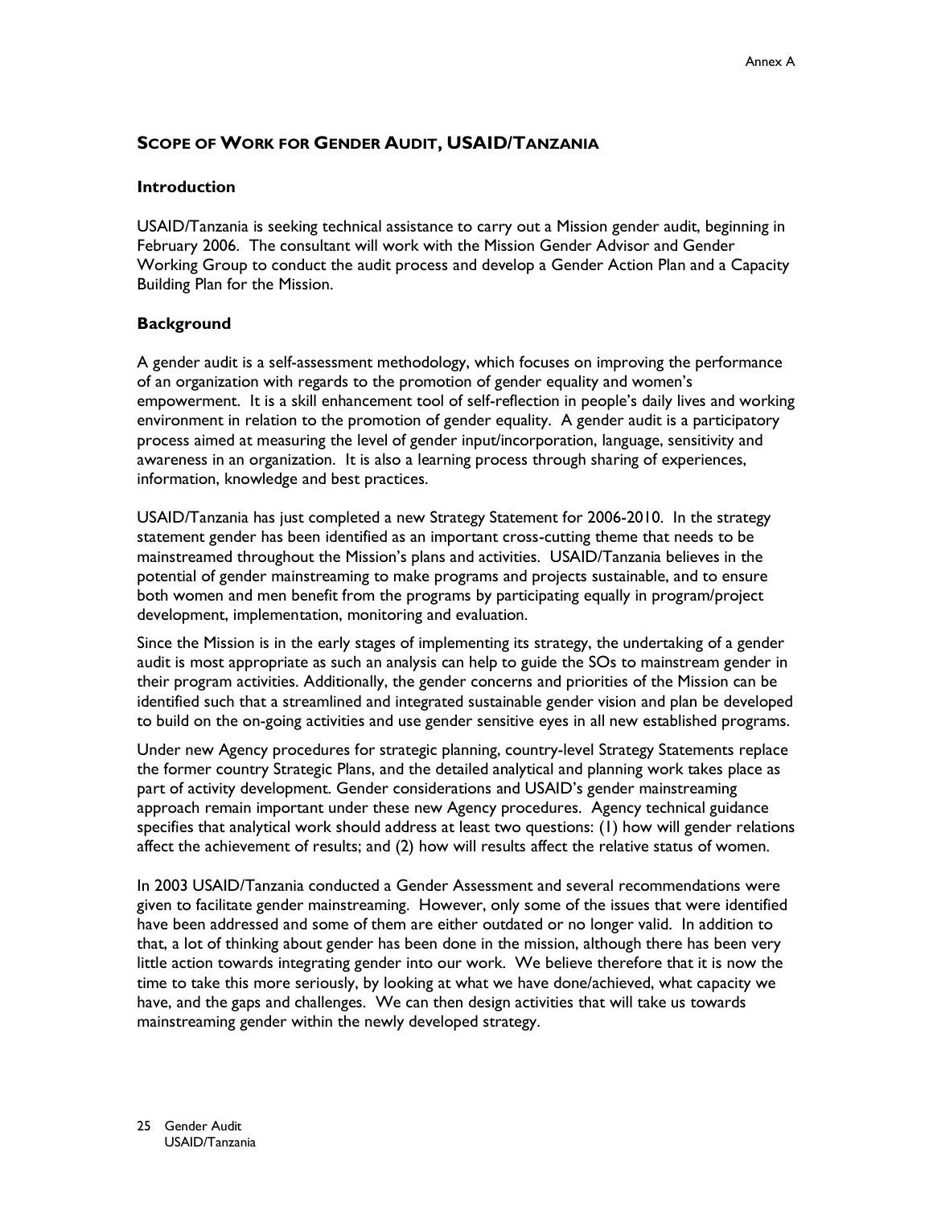## SCOPE OF WORK FOR GENDER AUDIT, USAID/TANZANIA

### Introduction

USAID/Tanzania is seeking technical assistance to carry out a Mission gender audit, beginning in February 2006. The consultant will work with the Mission Gender Advisor and Gender Working Group to conduct the audit process and develop a Gender Action Plan and a Capacity Building Plan for the Mission.

### Background

A gender audit is a self-assessment methodology, which focuses on improving the performance of an organization with regards to the promotion of gender equality and women's empowerment. It is a skill enhancement tool of self-reflection in people's daily lives and working environment in relation to the promotion of gender equality. A gender audit is a participatory process aimed at measuring the level of gender input/incorporation, language, sensitivity and awareness in an organization. It is also a learning process through sharing of experiences, information, knowledge and best practices.

USAID/Tanzania has just completed a new Strategy Statement for 2006-2010. In the strategy statement gender has been identified as an important cross-cutting theme that needs to be mainstreamed throughout the Mission's plans and activities. USAID/Tanzania believes in the potential of gender mainstreaming to make programs and projects sustainable, and to ensure both women and men benefit from the programs by participating equally in program/project development, implementation, monitoring and evaluation.

Since the Mission is in the early stages of implementing its strategy, the undertaking of a gender audit is most appropriate as such an analysis can help to guide the SOs to mainstream gender in their program activities. Additionally, the gender concerns and priorities of the Mission can be identified such that a streamlined and integrated sustainable gender vision and plan be developed to build on the on-going activities and use gender sensitive eyes in all new established programs.

Under new Agency procedures for strategic planning, country-level Strategy Statements replace the former country Strategic Plans, and the detailed analytical and planning work takes place as part of activity development. Gender considerations and USAID's gender mainstreaming approach remain important under these new Agency procedures. Agency technical guidance specifies that analytical work should address at least two questions: (1) how will gender relations affect the achievement of results; and (2) how will results affect the relative status of women.

In 2003 USAID/Tanzania conducted a Gender Assessment and several recommendations were given to facilitate gender mainstreaming. However, only some of the issues that were identified have been addressed and some of them are either outdated or no longer valid. In addition to that, a lot of thinking about gender has been done in the mission, although there has been very little action towards integrating gender into our work. We believe therefore that it is now the time to take this more seriously, by looking at what we have done/achieved, what capacity we have, and the gaps and challenges. We can then design activities that will take us towards mainstreaming gender within the newly developed strategy.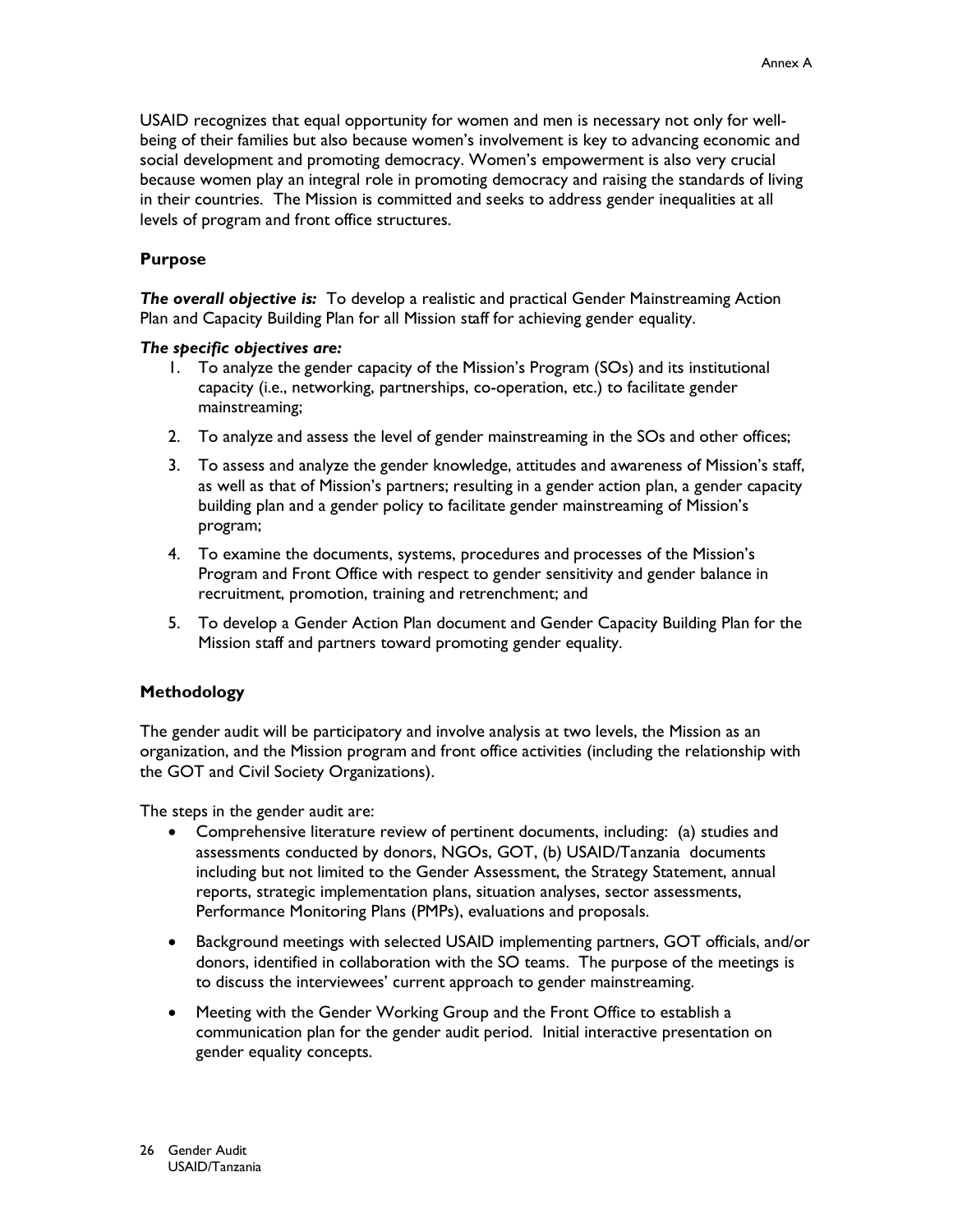USAID recognizes that equal opportunity for women and men is necessary not only for well-being of their families but also because women's involvement is key to advancing economic and social development and promoting democracy. Women's empowerment is also very crucial because women play an integral role in promoting democracy and raising the standards of living in their countries. The Mission is committed and seeks to address gender inequalities at all levels of program and front office structures.

### Purpose

***The overall objective is:*** To develop a realistic and practical Gender Mainstreaming Action Plan and Capacity Building Plan for all Mission staff for achieving gender equality.

***The specific objectives are:***

1. To analyze the gender capacity of the Mission's Program (SOs) and its institutional capacity (i.e., networking, partnerships, co-operation, etc.) to facilitate gender mainstreaming;
2. To analyze and assess the level of gender mainstreaming in the SOs and other offices;
3. To assess and analyze the gender knowledge, attitudes and awareness of Mission's staff, as well as that of Mission's partners; resulting in a gender action plan, a gender capacity building plan and a gender policy to facilitate gender mainstreaming of Mission's program;
4. To examine the documents, systems, procedures and processes of the Mission's Program and Front Office with respect to gender sensitivity and gender balance in recruitment, promotion, training and retrenchment; and
5. To develop a Gender Action Plan document and Gender Capacity Building Plan for the Mission staff and partners toward promoting gender equality.

### Methodology

The gender audit will be participatory and involve analysis at two levels, the Mission as an organization, and the Mission program and front office activities (including the relationship with the GOT and Civil Society Organizations).

The steps in the gender audit are:

- Comprehensive literature review of pertinent documents, including: (a) studies and assessments conducted by donors, NGOs, GOT, (b) USAID/Tanzania documents including but not limited to the Gender Assessment, the Strategy Statement, annual reports, strategic implementation plans, situation analyses, sector assessments, Performance Monitoring Plans (PMPs), evaluations and proposals.
- Background meetings with selected USAID implementing partners, GOT officials, and/or donors, identified in collaboration with the SO teams. The purpose of the meetings is to discuss the interviewees' current approach to gender mainstreaming.
- Meeting with the Gender Working Group and the Front Office to establish a communication plan for the gender audit period. Initial interactive presentation on gender equality concepts.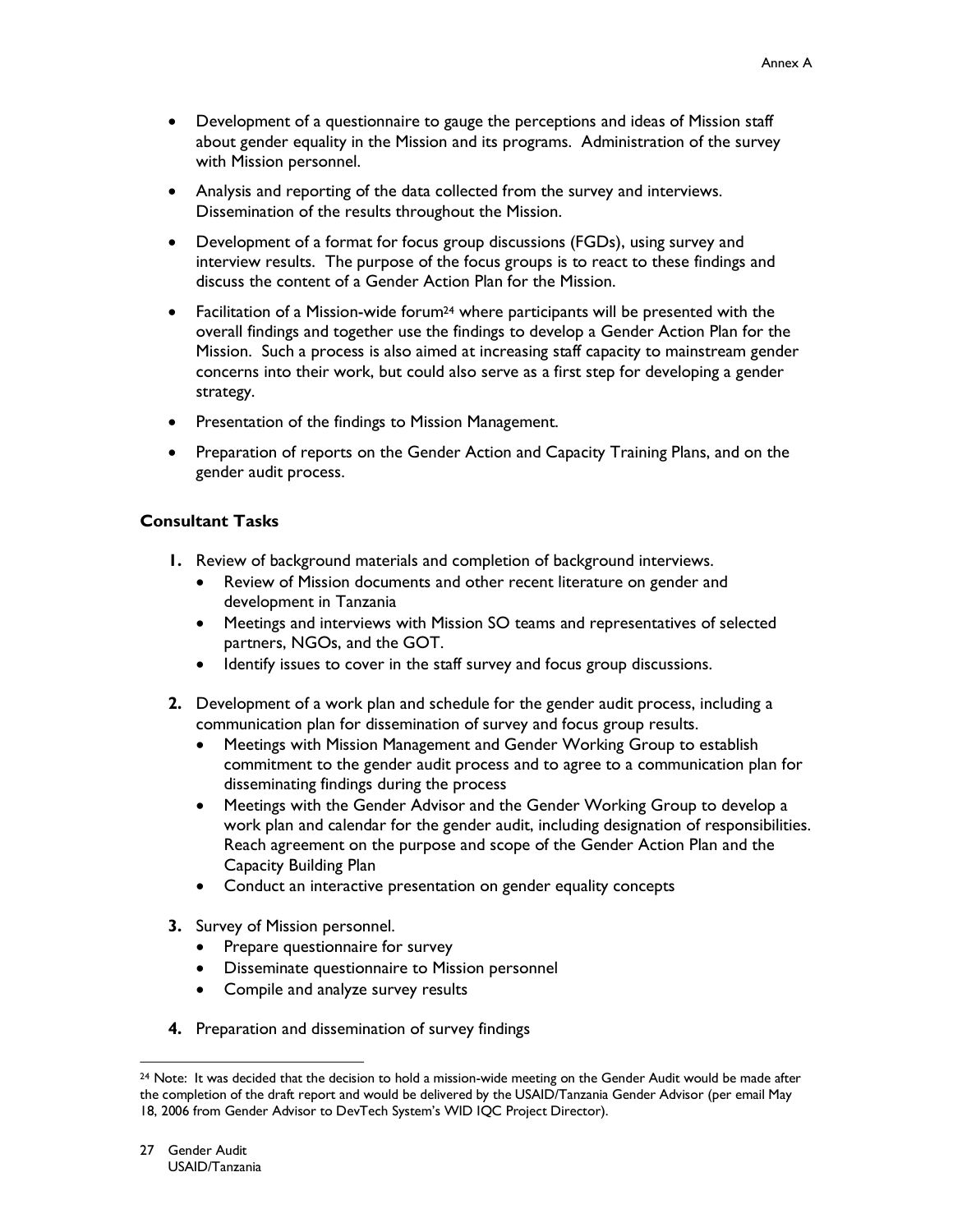- Development of a questionnaire to gauge the perceptions and ideas of Mission staff about gender equality in the Mission and its programs. Administration of the survey with Mission personnel.
- Analysis and reporting of the data collected from the survey and interviews. Dissemination of the results throughout the Mission.
- Development of a format for focus group discussions (FGDs), using survey and interview results. The purpose of the focus groups is to react to these findings and discuss the content of a Gender Action Plan for the Mission.
- Facilitation of a Mission-wide forum[24] where participants will be presented with the overall findings and together use the findings to develop a Gender Action Plan for the Mission. Such a process is also aimed at increasing staff capacity to mainstream gender concerns into their work, but could also serve as a first step for developing a gender strategy.
- Presentation of the findings to Mission Management.
- Preparation of reports on the Gender Action and Capacity Training Plans, and on the gender audit process.

### Consultant Tasks

1. Review of background materials and completion of background interviews.
   - Review of Mission documents and other recent literature on gender and development in Tanzania
   - Meetings and interviews with Mission SO teams and representatives of selected partners, NGOs, and the GOT.
   - Identify issues to cover in the staff survey and focus group discussions.
2. Development of a work plan and schedule for the gender audit process, including a communication plan for dissemination of survey and focus group results.
   - Meetings with Mission Management and Gender Working Group to establish commitment to the gender audit process and to agree to a communication plan for disseminating findings during the process
   - Meetings with the Gender Advisor and the Gender Working Group to develop a work plan and calendar for the gender audit, including designation of responsibilities. Reach agreement on the purpose and scope of the Gender Action Plan and the Capacity Building Plan
   - Conduct an interactive presentation on gender equality concepts
3. Survey of Mission personnel.
   - Prepare questionnaire for survey
   - Disseminate questionnaire to Mission personnel
   - Compile and analyze survey results
4. Preparation and dissemination of survey findings

[24] Note: It was decided that the decision to hold a mission-wide meeting on the Gender Audit would be made after the completion of the draft report and would be delivered by the USAID/Tanzania Gender Advisor (per email May 18, 2006 from Gender Advisor to DevTech System's WID IQC Project Director).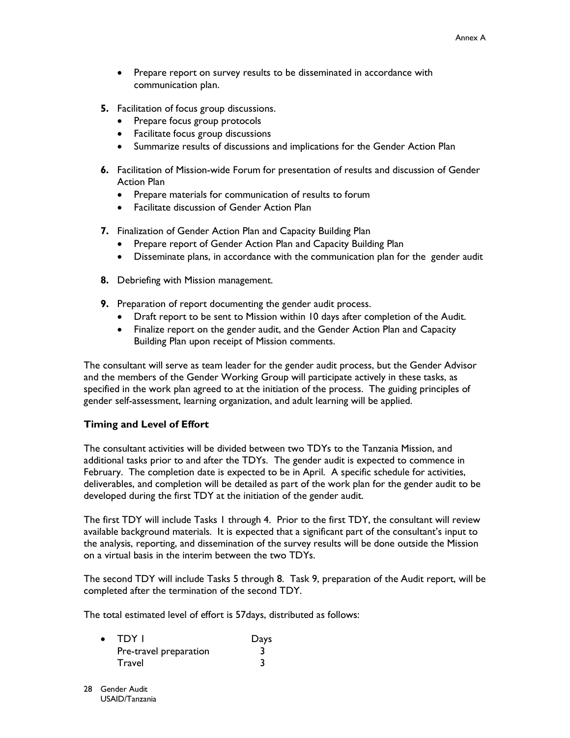- Prepare report on survey results to be disseminated in accordance with communication plan.

**5.** Facilitation of focus group discussions.
- Prepare focus group protocols
- Facilitate focus group discussions
- Summarize results of discussions and implications for the Gender Action Plan

**6.** Facilitation of Mission-wide Forum for presentation of results and discussion of Gender Action Plan
- Prepare materials for communication of results to forum
- Facilitate discussion of Gender Action Plan

**7.** Finalization of Gender Action Plan and Capacity Building Plan
- Prepare report of Gender Action Plan and Capacity Building Plan
- Disseminate plans, in accordance with the communication plan for the gender audit

**8.** Debriefing with Mission management.

**9.** Preparation of report documenting the gender audit process.
- Draft report to be sent to Mission within 10 days after completion of the Audit.
- Finalize report on the gender audit, and the Gender Action Plan and Capacity Building Plan upon receipt of Mission comments.

The consultant will serve as team leader for the gender audit process, but the Gender Advisor and the members of the Gender Working Group will participate actively in these tasks, as specified in the work plan agreed to at the initiation of the process. The guiding principles of gender self-assessment, learning organization, and adult learning will be applied.

**Timing and Level of Effort**

The consultant activities will be divided between two TDYs to the Tanzania Mission, and additional tasks prior to and after the TDYs. The gender audit is expected to commence in February. The completion date is expected to be in April. A specific schedule for activities, deliverables, and completion will be detailed as part of the work plan for the gender audit to be developed during the first TDY at the initiation of the gender audit.

The first TDY will include Tasks 1 through 4. Prior to the first TDY, the consultant will review available background materials. It is expected that a significant part of the consultant's input to the analysis, reporting, and dissemination of the survey results will be done outside the Mission on a virtual basis in the interim between the two TDYs.

The second TDY will include Tasks 5 through 8. Task 9, preparation of the Audit report, will be completed after the termination of the second TDY.

The total estimated level of effort is 57days, distributed as follows:

| • TDY I | Days |
|---|---|
| Pre-travel preparation | 3 |
| Travel | 3 |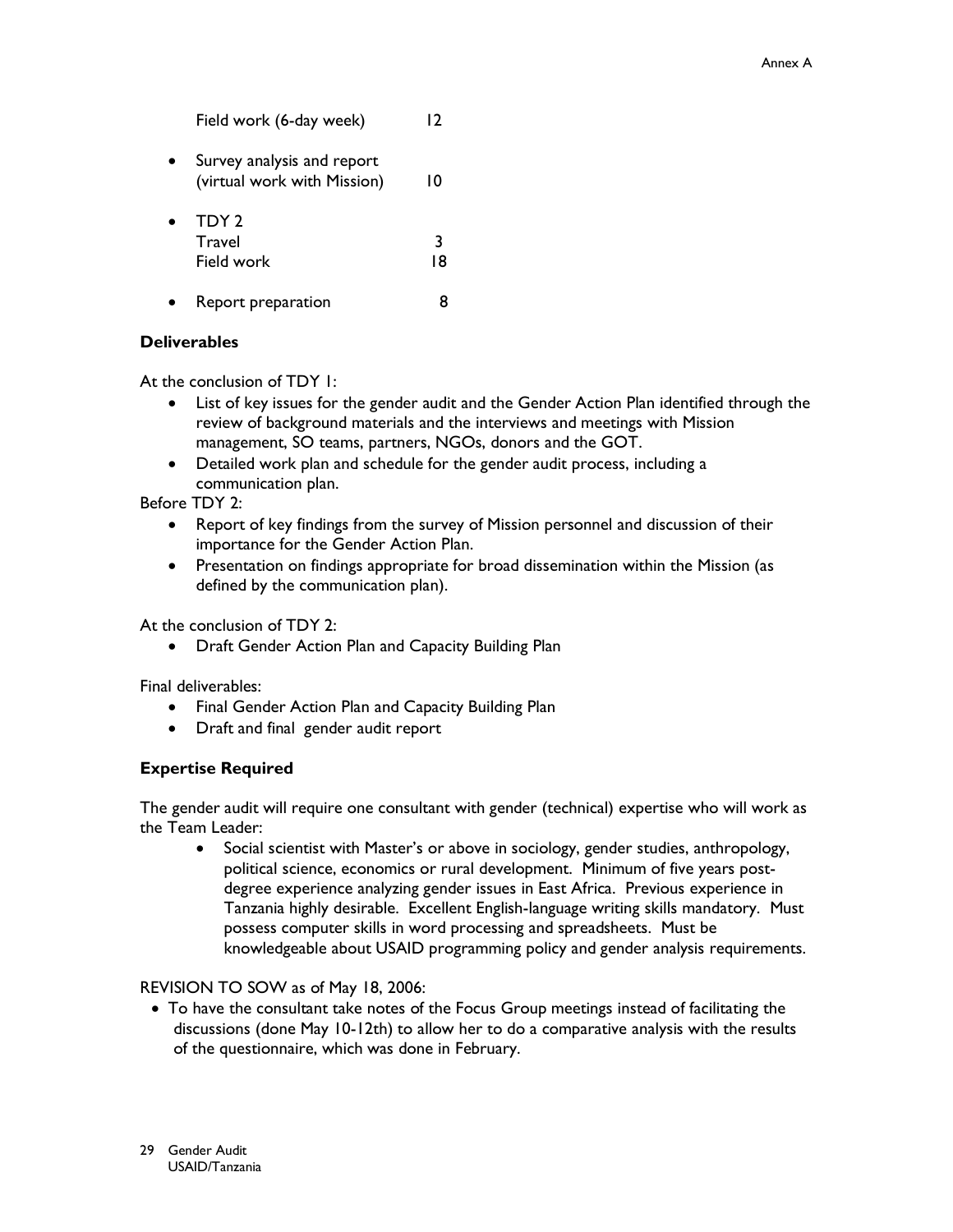Field work (6-day week) 12

- Survey analysis and report (virtual work with Mission) 10
- TDY 2
  Travel 3
  Field work 18
- Report preparation 8

### Deliverables

At the conclusion of TDY 1:

- List of key issues for the gender audit and the Gender Action Plan identified through the review of background materials and the interviews and meetings with Mission management, SO teams, partners, NGOs, donors and the GOT.
- Detailed work plan and schedule for the gender audit process, including a communication plan.

Before TDY 2:

- Report of key findings from the survey of Mission personnel and discussion of their importance for the Gender Action Plan.
- Presentation on findings appropriate for broad dissemination within the Mission (as defined by the communication plan).

At the conclusion of TDY 2:

- Draft Gender Action Plan and Capacity Building Plan

Final deliverables:

- Final Gender Action Plan and Capacity Building Plan
- Draft and final gender audit report

### Expertise Required

The gender audit will require one consultant with gender (technical) expertise who will work as the Team Leader:

- Social scientist with Master's or above in sociology, gender studies, anthropology, political science, economics or rural development. Minimum of five years post-degree experience analyzing gender issues in East Africa. Previous experience in Tanzania highly desirable. Excellent English-language writing skills mandatory. Must possess computer skills in word processing and spreadsheets. Must be knowledgeable about USAID programming policy and gender analysis requirements.

REVISION TO SOW as of May 18, 2006:

- To have the consultant take notes of the Focus Group meetings instead of facilitating the discussions (done May 10-12th) to allow her to do a comparative analysis with the results of the questionnaire, which was done in February.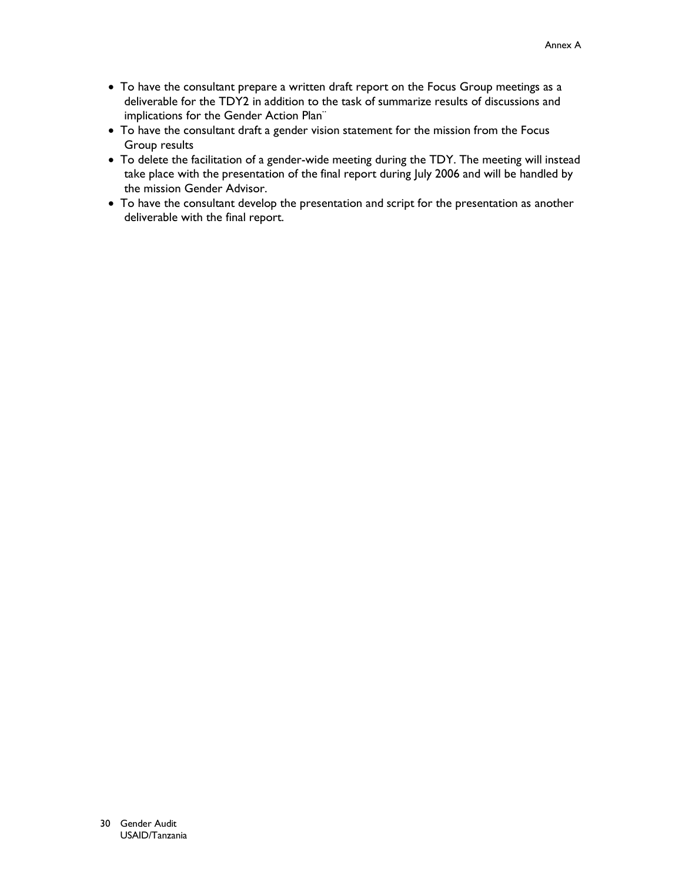- To have the consultant prepare a written draft report on the Focus Group meetings as a deliverable for the TDY2 in addition to the task of summarize results of discussions and implications for the Gender Action Plan¨
- To have the consultant draft a gender vision statement for the mission from the Focus Group results
- To delete the facilitation of a gender-wide meeting during the TDY. The meeting will instead take place with the presentation of the final report during July 2006 and will be handled by the mission Gender Advisor.
- To have the consultant develop the presentation and script for the presentation as another deliverable with the final report.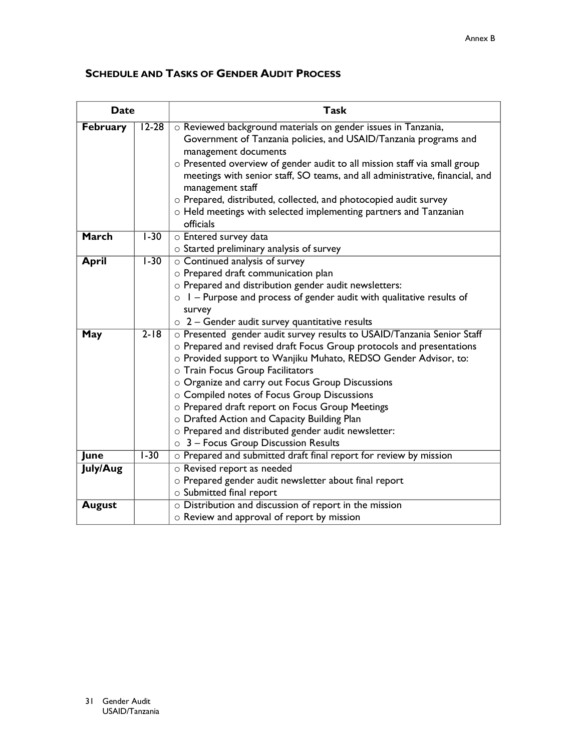Annex B

## SCHEDULE AND TASKS OF GENDER AUDIT PROCESS

| Date | | Task |
|---|---|---|
| **February** | 12-28 | ○ Reviewed background materials on gender issues in Tanzania, Government of Tanzania policies, and USAID/Tanzania programs and management documents<br>○ Presented overview of gender audit to all mission staff via small group meetings with senior staff, SO teams, and all administrative, financial, and management staff<br>○ Prepared, distributed, collected, and photocopied audit survey<br>○ Held meetings with selected implementing partners and Tanzanian officials |
| **March** | 1-30 | ○ Entered survey data<br>○ Started preliminary analysis of survey |
| **April** | 1-30 | ○ Continued analysis of survey<br>○ Prepared draft communication plan<br>○ Prepared and distribution gender audit newsletters:<br>○ 1 – Purpose and process of gender audit with qualitative results of survey<br>○ 2 – Gender audit survey quantitative results |
| **May** | 2-18 | ○ Presented gender audit survey results to USAID/Tanzania Senior Staff<br>○ Prepared and revised draft Focus Group protocols and presentations<br>○ Provided support to Wanjiku Muhato, REDSO Gender Advisor, to:<br>○ Train Focus Group Facilitators<br>○ Organize and carry out Focus Group Discussions<br>○ Compiled notes of Focus Group Discussions<br>○ Prepared draft report on Focus Group Meetings<br>○ Drafted Action and Capacity Building Plan<br>○ Prepared and distributed gender audit newsletter:<br>○ 3 – Focus Group Discussion Results |
| **June** | 1-30 | ○ Prepared and submitted draft final report for review by mission |
| **July/Aug** | | ○ Revised report as needed<br>○ Prepared gender audit newsletter about final report<br>○ Submitted final report |
| **August** | | ○ Distribution and discussion of report in the mission<br>○ Review and approval of report by mission |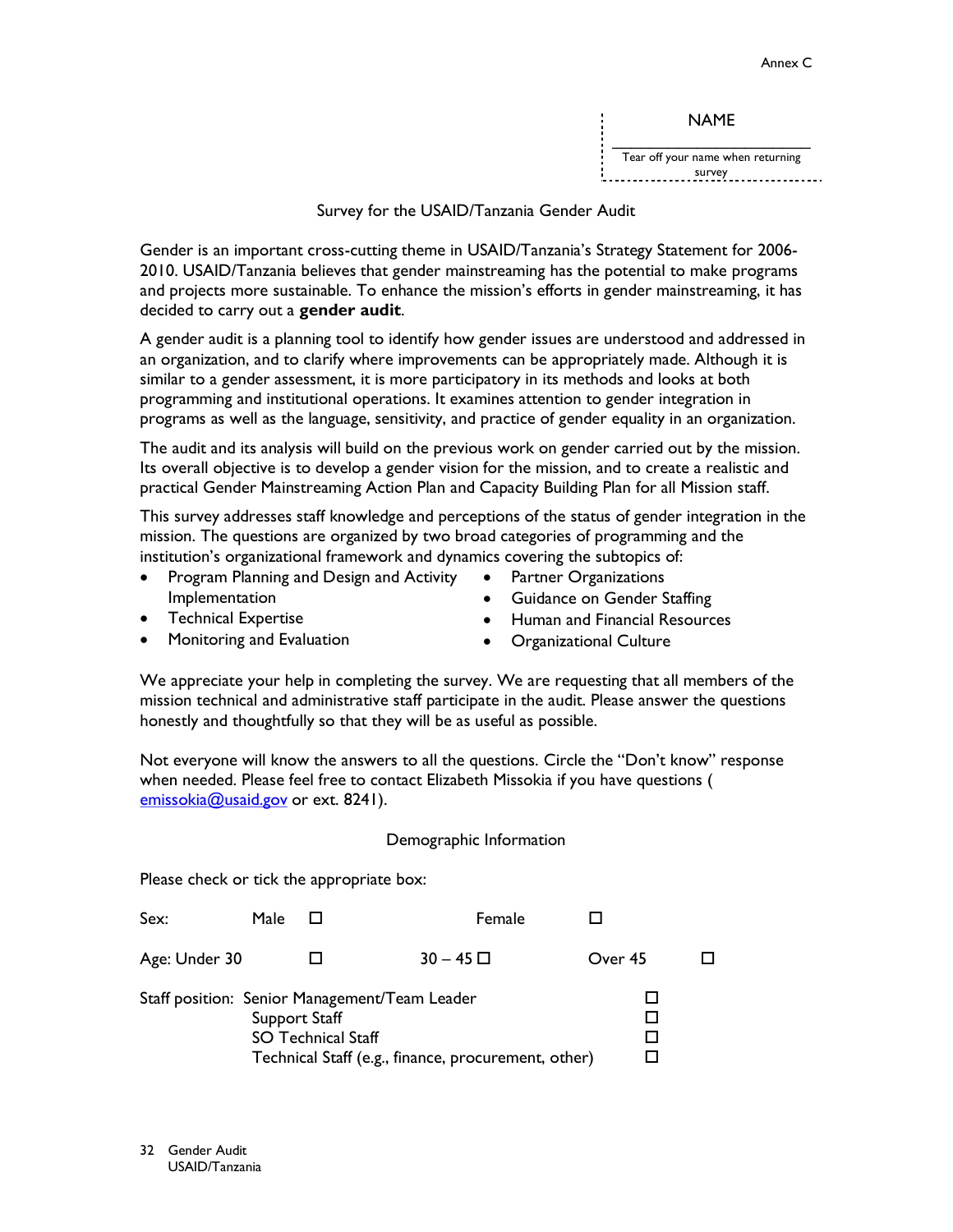Annex C

NAME

_______________________

Tear off your name when returning survey

## Survey for the USAID/Tanzania Gender Audit

Gender is an important cross-cutting theme in USAID/Tanzania's Strategy Statement for 2006-2010. USAID/Tanzania believes that gender mainstreaming has the potential to make programs and projects more sustainable. To enhance the mission's efforts in gender mainstreaming, it has decided to carry out a **gender audit**.

A gender audit is a planning tool to identify how gender issues are understood and addressed in an organization, and to clarify where improvements can be appropriately made. Although it is similar to a gender assessment, it is more participatory in its methods and looks at both programming and institutional operations. It examines attention to gender integration in programs as well as the language, sensitivity, and practice of gender equality in an organization.

The audit and its analysis will build on the previous work on gender carried out by the mission. Its overall objective is to develop a gender vision for the mission, and to create a realistic and practical Gender Mainstreaming Action Plan and Capacity Building Plan for all Mission staff.

This survey addresses staff knowledge and perceptions of the status of gender integration in the mission. The questions are organized by two broad categories of programming and the institution's organizational framework and dynamics covering the subtopics of:

- Program Planning and Design and Activity Implementation
- Technical Expertise
- Monitoring and Evaluation
- Partner Organizations
- Guidance on Gender Staffing
- Human and Financial Resources
- Organizational Culture

We appreciate your help in completing the survey. We are requesting that all members of the mission technical and administrative staff participate in the audit. Please answer the questions honestly and thoughtfully so that they will be as useful as possible.

Not everyone will know the answers to all the questions. Circle the "Don't know" response when needed. Please feel free to contact Elizabeth Missokia if you have questions ( emissokia@usaid.gov or ext. 8241).

### Demographic Information

Please check or tick the appropriate box:

Sex: Male ☐ Female ☐

Age: Under 30 ☐ 30 – 45 ☐ Over 45 ☐

Staff position:
- Senior Management/Team Leader ☐
- Support Staff ☐
- SO Technical Staff ☐
- Technical Staff (e.g., finance, procurement, other) ☐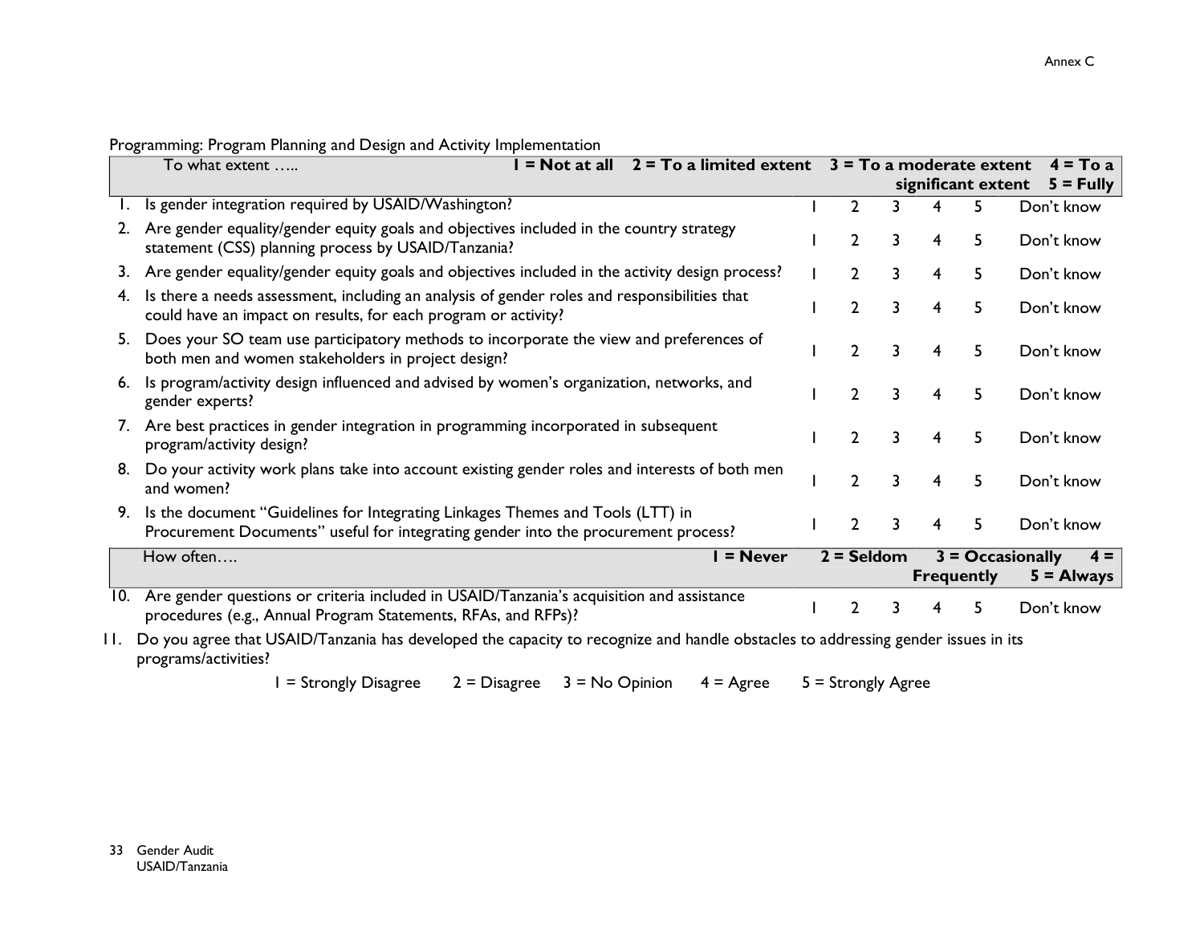Programming: Program Planning and Design and Activity Implementation

| To what extent ….. 1 = Not at all 2 = To a limited extent 3 = To a moderate extent 4 = To a significant extent 5 = Fully | | | | | | |
|---|---|---|---|---|---|---|
| 1. Is gender integration required by USAID/Washington? | 1 | 2 | 3 | 4 | 5 | Don't know |
| 2. Are gender equality/gender equity goals and objectives included in the country strategy statement (CSS) planning process by USAID/Tanzania? | 1 | 2 | 3 | 4 | 5 | Don't know |
| 3. Are gender equality/gender equity goals and objectives included in the activity design process? | 1 | 2 | 3 | 4 | 5 | Don't know |
| 4. Is there a needs assessment, including an analysis of gender roles and responsibilities that could have an impact on results, for each program or activity? | 1 | 2 | 3 | 4 | 5 | Don't know |
| 5. Does your SO team use participatory methods to incorporate the view and preferences of both men and women stakeholders in project design? | 1 | 2 | 3 | 4 | 5 | Don't know |
| 6. Is program/activity design influenced and advised by women's organization, networks, and gender experts? | 1 | 2 | 3 | 4 | 5 | Don't know |
| 7. Are best practices in gender integration in programming incorporated in subsequent program/activity design? | 1 | 2 | 3 | 4 | 5 | Don't know |
| 8. Do your activity work plans take into account existing gender roles and interests of both men and women? | 1 | 2 | 3 | 4 | 5 | Don't know |
| 9. Is the document "Guidelines for Integrating Linkages Themes and Tools (LTT) in Procurement Documents" useful for integrating gender into the procurement process? | 1 | 2 | 3 | 4 | 5 | Don't know |
| **How often…. 1 = Never 2 = Seldom 3 = Occasionally 4 = Frequently 5 = Always** | | | | | | |
| 10. Are gender questions or criteria included in USAID/Tanzania's acquisition and assistance procedures (e.g., Annual Program Statements, RFAs, and RFPs)? | 1 | 2 | 3 | 4 | 5 | Don't know |

11. Do you agree that USAID/Tanzania has developed the capacity to recognize and handle obstacles to addressing gender issues in its programs/activities?

1 = Strongly Disagree   2 = Disagree   3 = No Opinion   4 = Agree   5 = Strongly Agree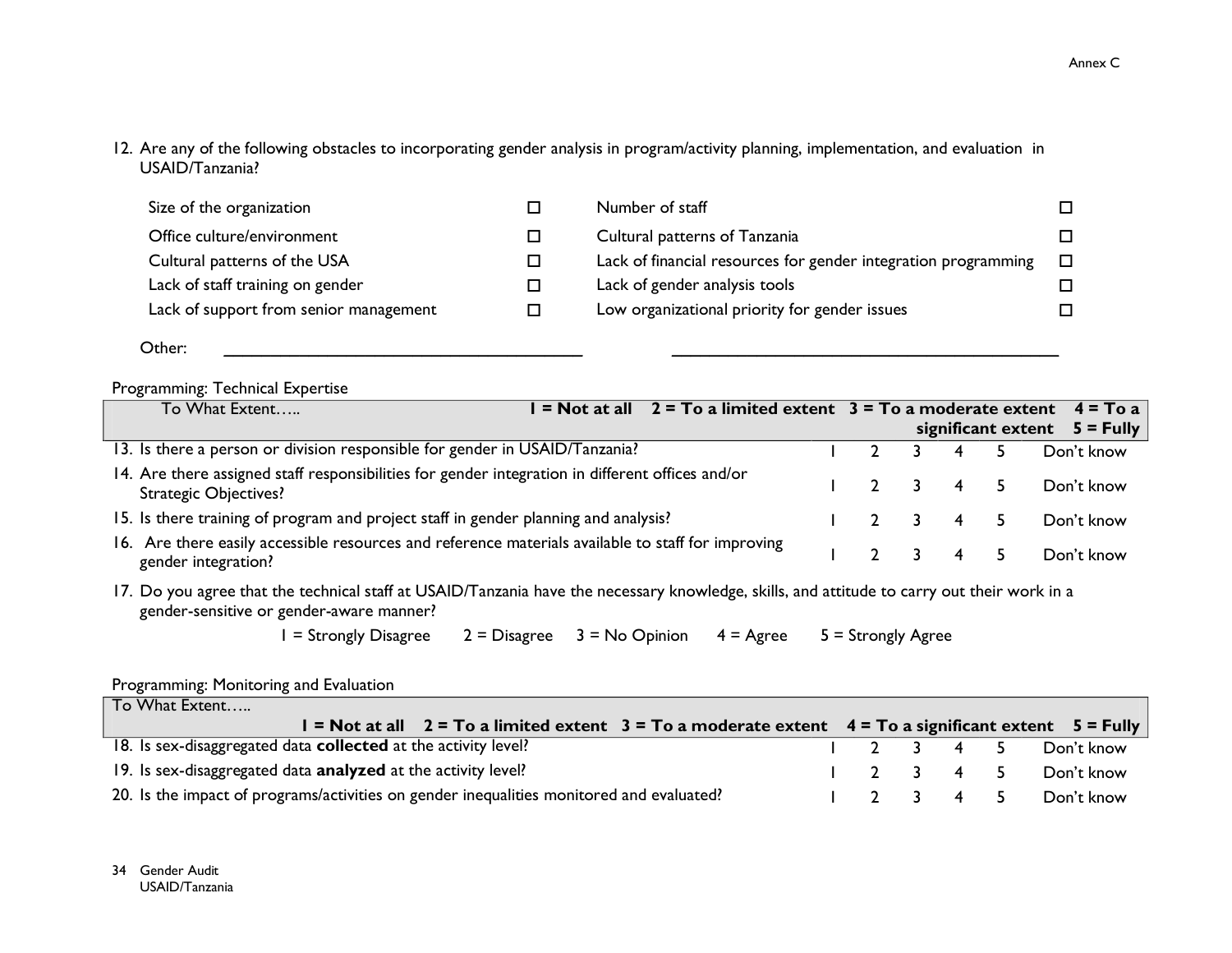12. Are any of the following obstacles to incorporating gender analysis in program/activity planning, implementation, and evaluation in USAID/Tanzania?

| | | | |
|---|---|---|---|
| Size of the organization | ☐ | Number of staff | ☐ |
| Office culture/environment | ☐ | Cultural patterns of Tanzania | ☐ |
| Cultural patterns of the USA | ☐ | Lack of financial resources for gender integration programming | ☐ |
| Lack of staff training on gender | ☐ | Lack of gender analysis tools | ☐ |
| Lack of support from senior management | ☐ | Low organizational priority for gender issues | ☐ |

Other: ______________________________________ ______________________________________

Programming: Technical Expertise

| To What Extent….. **1 = Not at all 2 = To a limited extent 3 = To a moderate extent 4 = To a significant extent 5 = Fully** | | | | | | |
|---|---|---|---|---|---|---|
| 13. Is there a person or division responsible for gender in USAID/Tanzania? | 1 | 2 | 3 | 4 | 5 | Don't know |
| 14. Are there assigned staff responsibilities for gender integration in different offices and/or Strategic Objectives? | 1 | 2 | 3 | 4 | 5 | Don't know |
| 15. Is there training of program and project staff in gender planning and analysis? | 1 | 2 | 3 | 4 | 5 | Don't know |
| 16. Are there easily accessible resources and reference materials available to staff for improving gender integration? | 1 | 2 | 3 | 4 | 5 | Don't know |

17. Do you agree that the technical staff at USAID/Tanzania have the necessary knowledge, skills, and attitude to carry out their work in a gender-sensitive or gender-aware manner?

1 = Strongly Disagree    2 = Disagree    3 = No Opinion    4 = Agree    5 = Strongly Agree

Programming: Monitoring and Evaluation

| To What Extent….. **1 = Not at all 2 = To a limited extent 3 = To a moderate extent 4 = To a significant extent 5 = Fully** | | | | | | |
|---|---|---|---|---|---|---|
| 18. Is sex-disaggregated data **collected** at the activity level? | 1 | 2 | 3 | 4 | 5 | Don't know |
| 19. Is sex-disaggregated data **analyzed** at the activity level? | 1 | 2 | 3 | 4 | 5 | Don't know |
| 20. Is the impact of programs/activities on gender inequalities monitored and evaluated? | 1 | 2 | 3 | 4 | 5 | Don't know |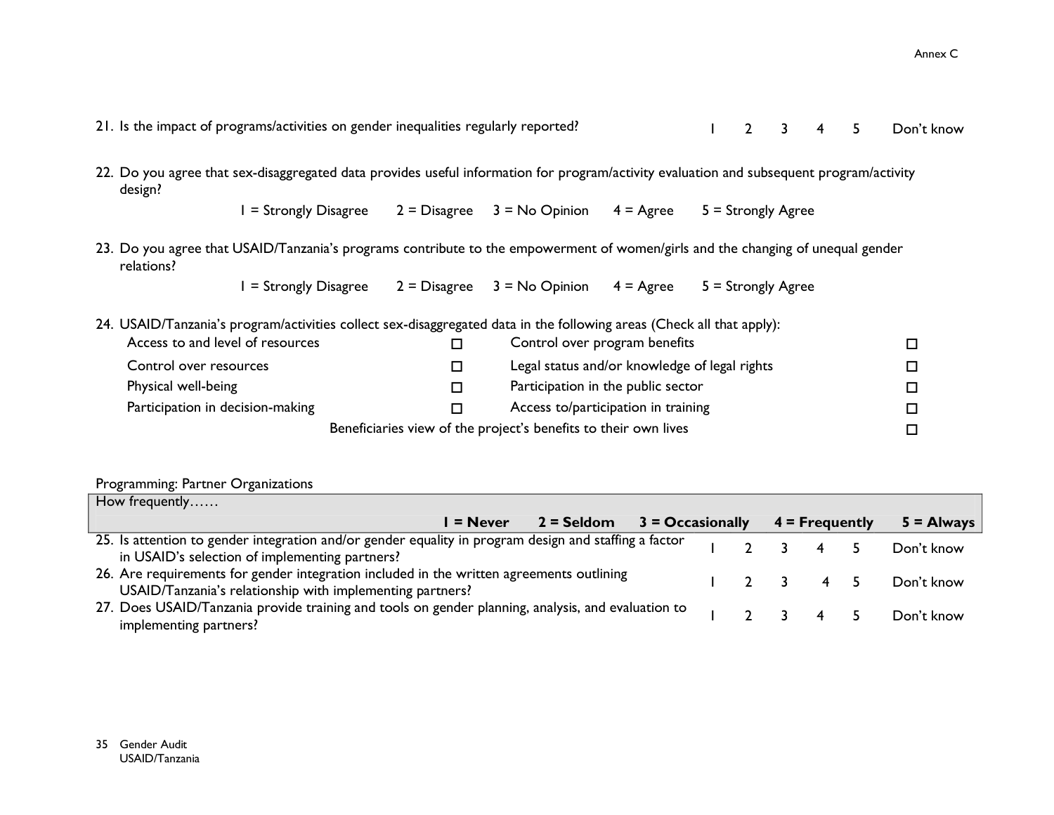21. Is the impact of programs/activities on gender inequalities regularly reported? 1 2 3 4 5 Don't know

22. Do you agree that sex-disaggregated data provides useful information for program/activity evaluation and subsequent program/activity design?

    1 = Strongly Disagree 2 = Disagree 3 = No Opinion 4 = Agree 5 = Strongly Agree

23. Do you agree that USAID/Tanzania's programs contribute to the empowerment of women/girls and the changing of unequal gender relations?

    1 = Strongly Disagree 2 = Disagree 3 = No Opinion 4 = Agree 5 = Strongly Agree

24. USAID/Tanzania's program/activities collect sex-disaggregated data in the following areas (Check all that apply):

| | | | |
|---|---|---|---|
| Access to and level of resources | ☐ | Control over program benefits | ☐ |
| Control over resources | ☐ | Legal status and/or knowledge of legal rights | ☐ |
| Physical well-being | ☐ | Participation in the public sector | ☐ |
| Participation in decision-making | ☐ | Access to/participation in training | ☐ |
| | | Beneficiaries view of the project's benefits to their own lives | ☐ |

Programming: Partner Organizations

| How frequently…… | | | | | | |
|---|---|---|---|---|---|---|
| | **1 = Never** | **2 = Seldom** | **3 = Occasionally** | **4 = Frequently** | **5 = Always** | |
| 25. Is attention to gender integration and/or gender equality in program design and staffing a factor in USAID's selection of implementing partners? | 1 | 2 | 3 | 4 | 5 | Don't know |
| 26. Are requirements for gender integration included in the written agreements outlining USAID/Tanzania's relationship with implementing partners? | 1 | 2 | 3 | 4 | 5 | Don't know |
| 27. Does USAID/Tanzania provide training and tools on gender planning, analysis, and evaluation to implementing partners? | 1 | 2 | 3 | 4 | 5 | Don't know |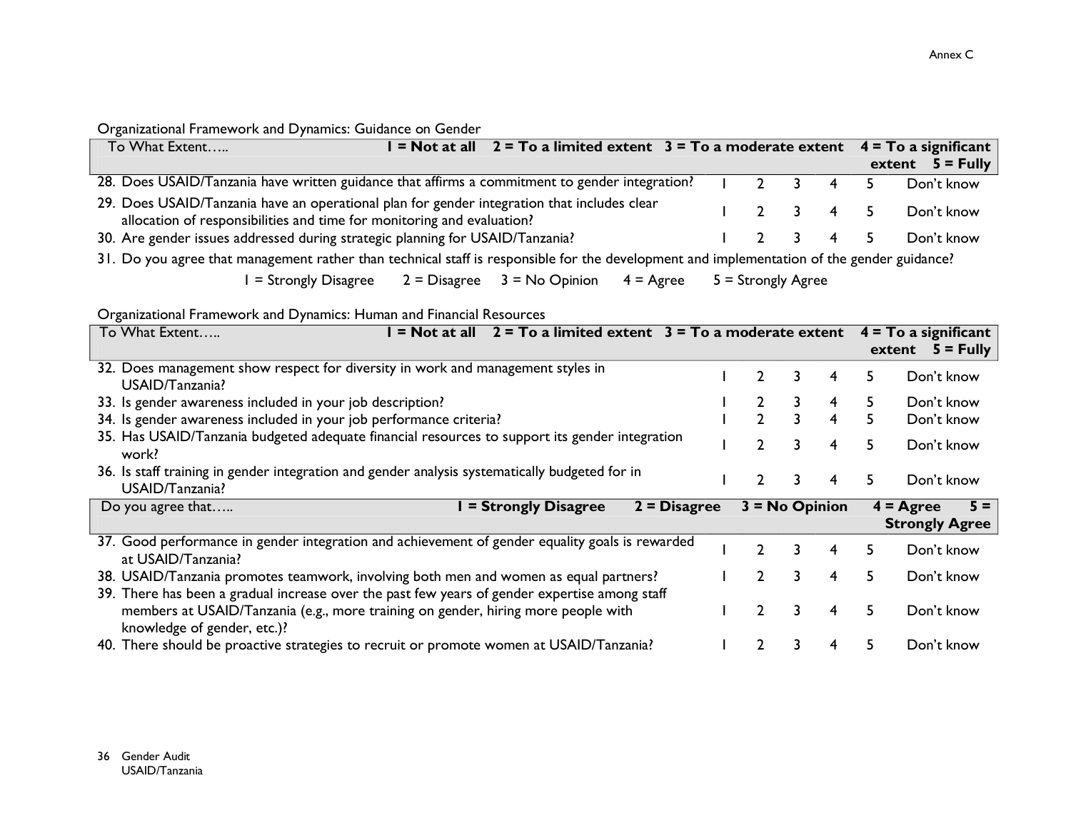Organizational Framework and Dynamics: Guidance on Gender

| To What Extent….. **1 = Not at all 2 = To a limited extent 3 = To a moderate extent 4 = To a significant extent 5 = Fully** | | | | | | |
|---|---|---|---|---|---|---|
| 28. Does USAID/Tanzania have written guidance that affirms a commitment to gender integration? | 1 | 2 | 3 | 4 | 5 | Don't know |
| 29. Does USAID/Tanzania have an operational plan for gender integration that includes clear allocation of responsibilities and time for monitoring and evaluation? | 1 | 2 | 3 | 4 | 5 | Don't know |
| 30. Are gender issues addressed during strategic planning for USAID/Tanzania? | 1 | 2 | 3 | 4 | 5 | Don't know |

31. Do you agree that management rather than technical staff is responsible for the development and implementation of the gender guidance?

1 = Strongly Disagree 2 = Disagree 3 = No Opinion 4 = Agree 5 = Strongly Agree

Organizational Framework and Dynamics: Human and Financial Resources

| To What Extent….. **1 = Not at all 2 = To a limited extent 3 = To a moderate extent 4 = To a significant extent 5 = Fully** | | | | | | |
|---|---|---|---|---|---|---|
| 32. Does management show respect for diversity in work and management styles in USAID/Tanzania? | 1 | 2 | 3 | 4 | 5 | Don't know |
| 33. Is gender awareness included in your job description? | 1 | 2 | 3 | 4 | 5 | Don't know |
| 34. Is gender awareness included in your job performance criteria? | 1 | 2 | 3 | 4 | 5 | Don't know |
| 35. Has USAID/Tanzania budgeted adequate financial resources to support its gender integration work? | 1 | 2 | 3 | 4 | 5 | Don't know |
| 36. Is staff training in gender integration and gender analysis systematically budgeted for in USAID/Tanzania? | 1 | 2 | 3 | 4 | 5 | Don't know |
| Do you agree that….. **1 = Strongly Disagree 2 = Disagree 3 = No Opinion 4 = Agree 5 = Strongly Agree** | | | | | | |
| 37. Good performance in gender integration and achievement of gender equality goals is rewarded at USAID/Tanzania? | 1 | 2 | 3 | 4 | 5 | Don't know |
| 38. USAID/Tanzania promotes teamwork, involving both men and women as equal partners? | 1 | 2 | 3 | 4 | 5 | Don't know |
| 39. There has been a gradual increase over the past few years of gender expertise among staff members at USAID/Tanzania (e.g., more training on gender, hiring more people with knowledge of gender, etc.)? | 1 | 2 | 3 | 4 | 5 | Don't know |
| 40. There should be proactive strategies to recruit or promote women at USAID/Tanzania? | 1 | 2 | 3 | 4 | 5 | Don't know |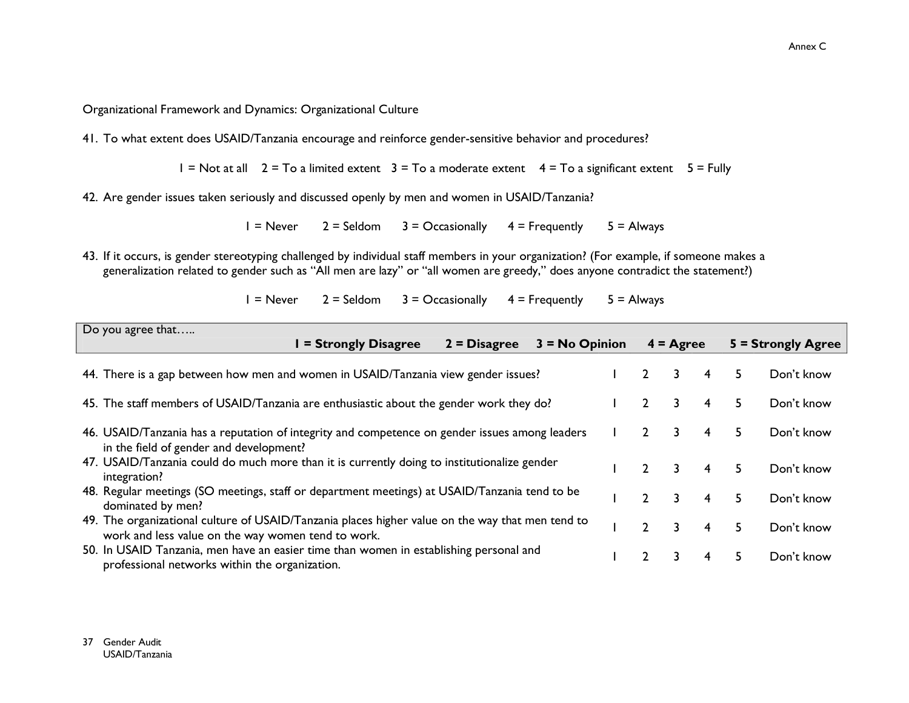Organizational Framework and Dynamics: Organizational Culture

41. To what extent does USAID/Tanzania encourage and reinforce gender-sensitive behavior and procedures?

1 = Not at all  2 = To a limited extent  3 = To a moderate extent  4 = To a significant extent  5 = Fully

42. Are gender issues taken seriously and discussed openly by men and women in USAID/Tanzania?

1 = Never  2 = Seldom  3 = Occasionally  4 = Frequently  5 = Always

43. If it occurs, is gender stereotyping challenged by individual staff members in your organization? (For example, if someone makes a generalization related to gender such as "All men are lazy" or "all women are greedy," does anyone contradict the statement?)

1 = Never  2 = Seldom  3 = Occasionally  4 = Frequently  5 = Always

| Do you agree that….. **1 = Strongly Disagree 2 = Disagree 3 = No Opinion 4 = Agree 5 = Strongly Agree** | | | | | | |
|---|---|---|---|---|---|---|
| 44. There is a gap between how men and women in USAID/Tanzania view gender issues? | 1 | 2 | 3 | 4 | 5 | Don't know |
| 45. The staff members of USAID/Tanzania are enthusiastic about the gender work they do? | 1 | 2 | 3 | 4 | 5 | Don't know |
| 46. USAID/Tanzania has a reputation of integrity and competence on gender issues among leaders in the field of gender and development? | 1 | 2 | 3 | 4 | 5 | Don't know |
| 47. USAID/Tanzania could do much more than it is currently doing to institutionalize gender integration? | 1 | 2 | 3 | 4 | 5 | Don't know |
| 48. Regular meetings (SO meetings, staff or department meetings) at USAID/Tanzania tend to be dominated by men? | 1 | 2 | 3 | 4 | 5 | Don't know |
| 49. The organizational culture of USAID/Tanzania places higher value on the way that men tend to work and less value on the way women tend to work. | 1 | 2 | 3 | 4 | 5 | Don't know |
| 50. In USAID Tanzania, men have an easier time than women in establishing personal and professional networks within the organization. | 1 | 2 | 3 | 4 | 5 | Don't know |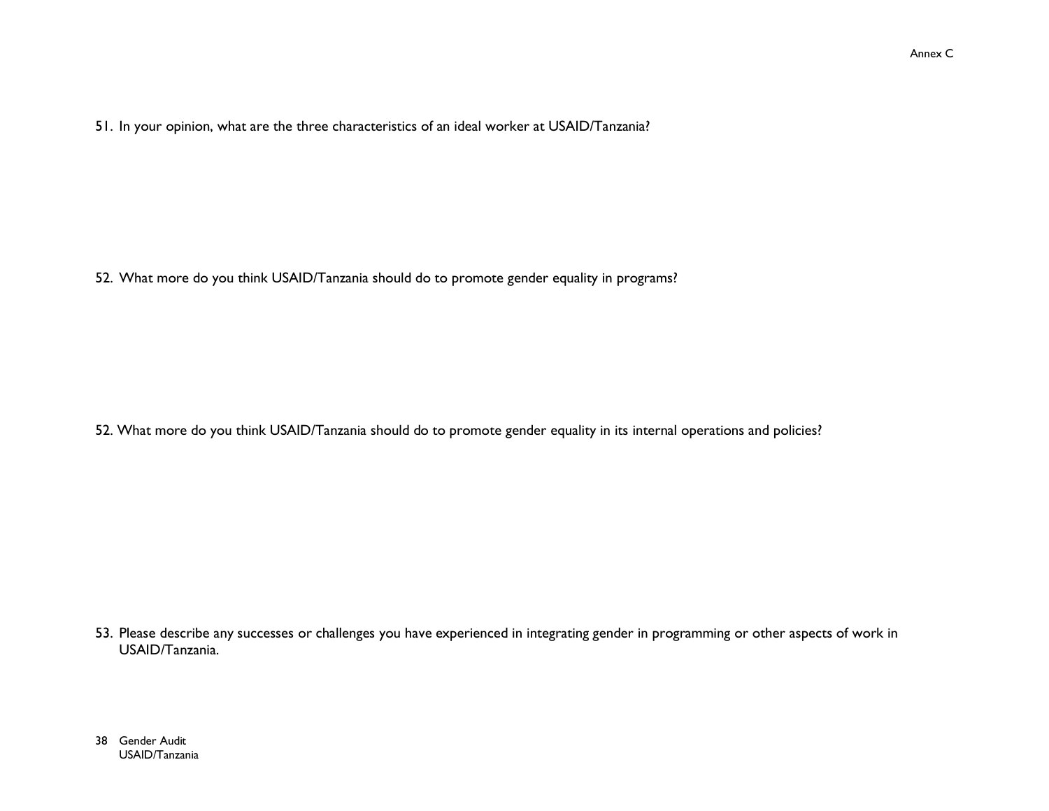51. In your opinion, what are the three characteristics of an ideal worker at USAID/Tanzania?

52. What more do you think USAID/Tanzania should do to promote gender equality in programs?

52. What more do you think USAID/Tanzania should do to promote gender equality in its internal operations and policies?

53. Please describe any successes or challenges you have experienced in integrating gender in programming or other aspects of work in USAID/Tanzania.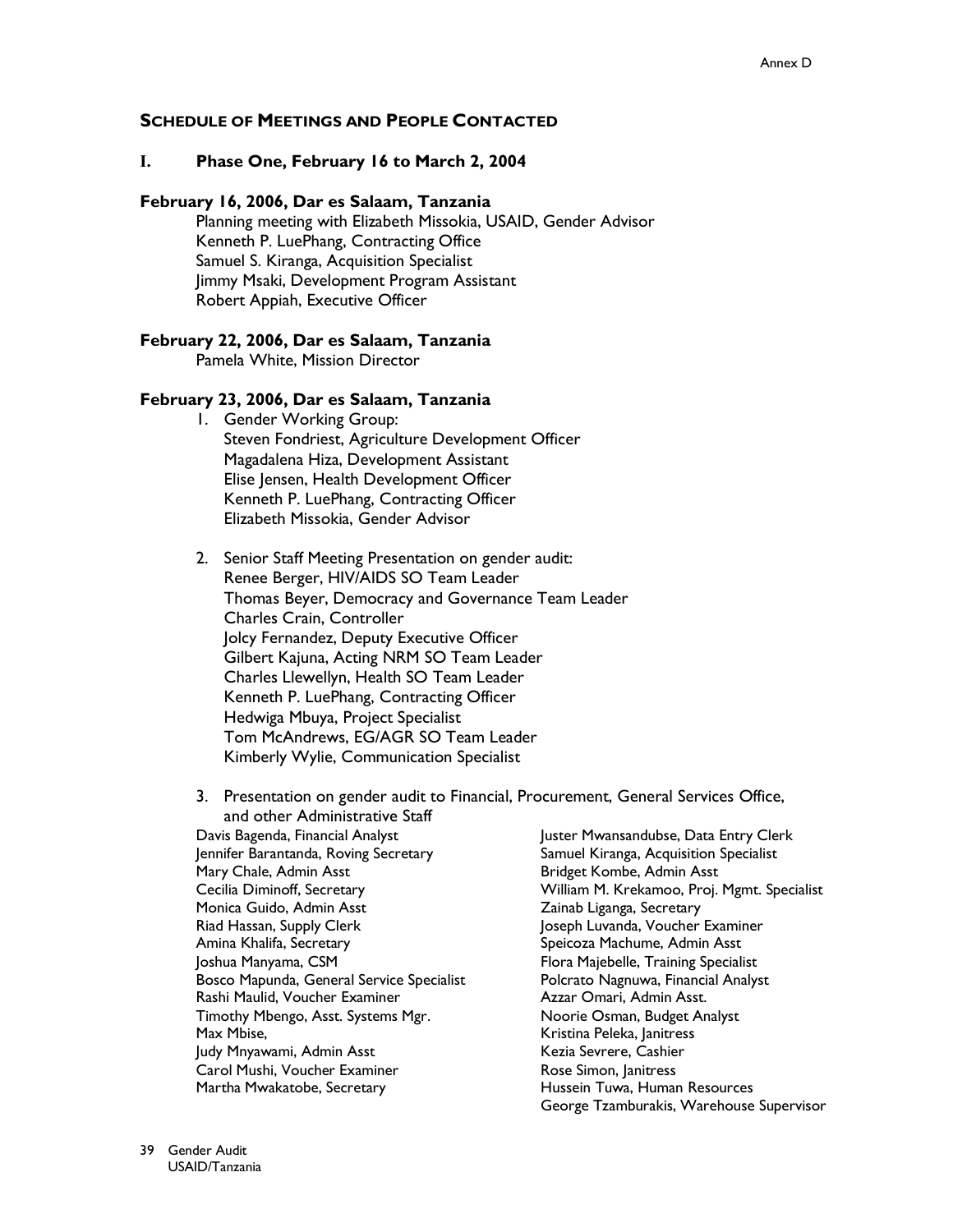## SCHEDULE OF MEETINGS AND PEOPLE CONTACTED

### I. Phase One, February 16 to March 2, 2004

**February 16, 2006, Dar es Salaam, Tanzania**

Planning meeting with Elizabeth Missokia, USAID, Gender Advisor
Kenneth P. LuePhang, Contracting Office
Samuel S. Kiranga, Acquisition Specialist
Jimmy Msaki, Development Program Assistant
Robert Appiah, Executive Officer

**February 22, 2006, Dar es Salaam, Tanzania**

Pamela White, Mission Director

**February 23, 2006, Dar es Salaam, Tanzania**

1. Gender Working Group:
   Steven Fondriest, Agriculture Development Officer
   Magadalena Hiza, Development Assistant
   Elise Jensen, Health Development Officer
   Kenneth P. LuePhang, Contracting Officer
   Elizabeth Missokia, Gender Advisor

2. Senior Staff Meeting Presentation on gender audit:
   Renee Berger, HIV/AIDS SO Team Leader
   Thomas Beyer, Democracy and Governance Team Leader
   Charles Crain, Controller
   Jolcy Fernandez, Deputy Executive Officer
   Gilbert Kajuna, Acting NRM SO Team Leader
   Charles Llewellyn, Health SO Team Leader
   Kenneth P. LuePhang, Contracting Officer
   Hedwiga Mbuya, Project Specialist
   Tom McAndrews, EG/AGR SO Team Leader
   Kimberly Wylie, Communication Specialist

3. Presentation on gender audit to Financial, Procurement, General Services Office, and other Administrative Staff

Davis Bagenda, Financial Analyst
Jennifer Barantanda, Roving Secretary
Mary Chale, Admin Asst
Cecilia Diminoff, Secretary
Monica Guido, Admin Asst
Riad Hassan, Supply Clerk
Amina Khalifa, Secretary
Joshua Manyama, CSM
Bosco Mapunda, General Service Specialist
Rashi Maulid, Voucher Examiner
Timothy Mbengo, Asst. Systems Mgr.
Max Mbise,
Judy Mnyawami, Admin Asst
Carol Mushi, Voucher Examiner
Martha Mwakatobe, Secretary
Juster Mwansandubse, Data Entry Clerk
Samuel Kiranga, Acquisition Specialist
Bridget Kombe, Admin Asst
William M. Krekamoo, Proj. Mgmt. Specialist
Zainab Liganga, Secretary
Joseph Luvanda, Voucher Examiner
Speicoza Machume, Admin Asst
Flora Majebelle, Training Specialist
Polcrato Nagnuwa, Financial Analyst
Azzar Omari, Admin Asst.
Noorie Osman, Budget Analyst
Kristina Peleka, Janitress
Kezia Sevrere, Cashier
Rose Simon, Janitress
Hussein Tuwa, Human Resources
George Tzamburakis, Warehouse Supervisor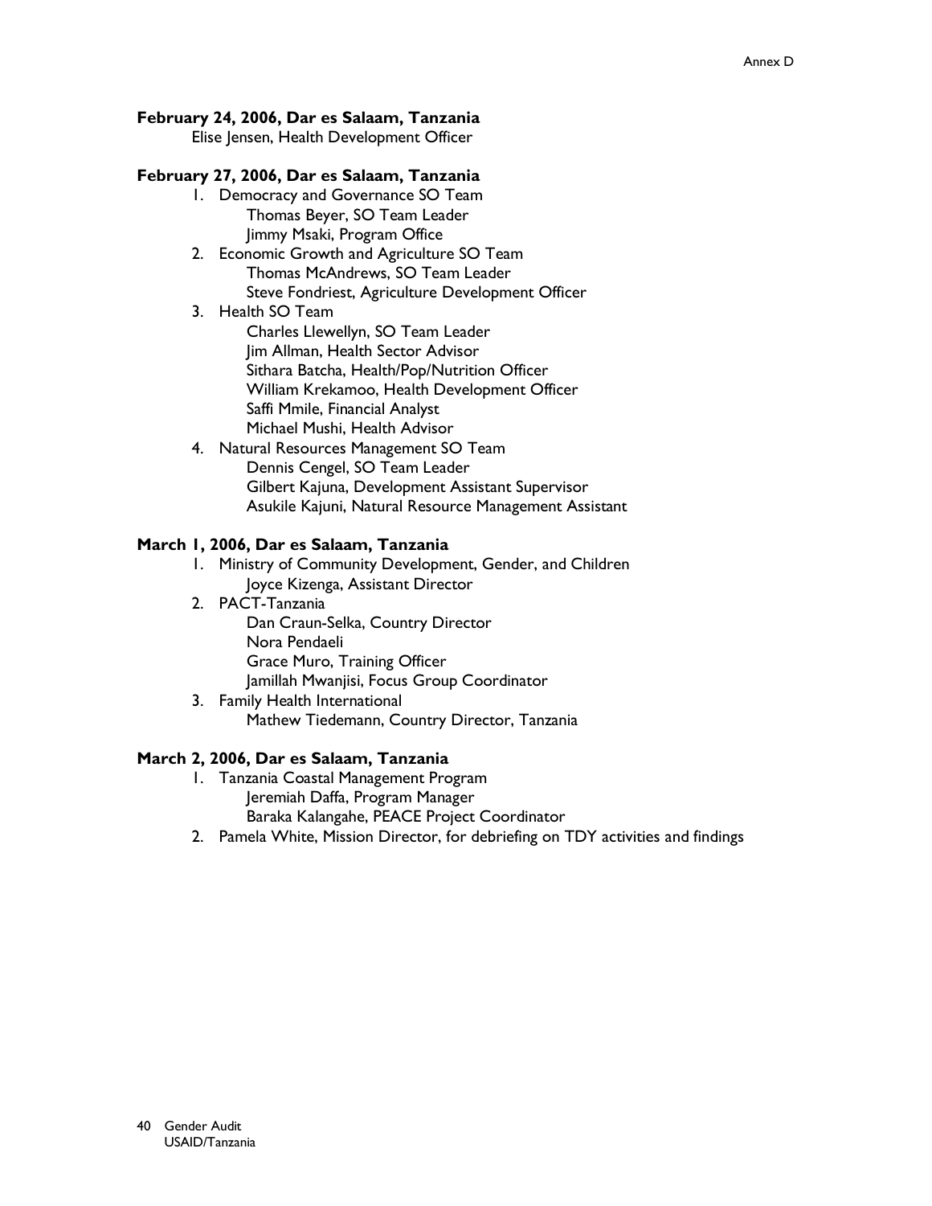**February 24, 2006, Dar es Salaam, Tanzania**

Elise Jensen, Health Development Officer

**February 27, 2006, Dar es Salaam, Tanzania**

1. Democracy and Governance SO Team
   - Thomas Beyer, SO Team Leader
   - Jimmy Msaki, Program Office
2. Economic Growth and Agriculture SO Team
   - Thomas McAndrews, SO Team Leader
   - Steve Fondriest, Agriculture Development Officer
3. Health SO Team
   - Charles Llewellyn, SO Team Leader
   - Jim Allman, Health Sector Advisor
   - Sithara Batcha, Health/Pop/Nutrition Officer
   - William Krekamoo, Health Development Officer
   - Saffi Mmile, Financial Analyst
   - Michael Mushi, Health Advisor
4. Natural Resources Management SO Team
   - Dennis Cengel, SO Team Leader
   - Gilbert Kajuna, Development Assistant Supervisor
   - Asukile Kajuni, Natural Resource Management Assistant

**March 1, 2006, Dar es Salaam, Tanzania**

1. Ministry of Community Development, Gender, and Children
   - Joyce Kizenga, Assistant Director
2. PACT-Tanzania
   - Dan Craun-Selka, Country Director
   - Nora Pendaeli
   - Grace Muro, Training Officer
   - Jamillah Mwanjisi, Focus Group Coordinator
3. Family Health International
   - Mathew Tiedemann, Country Director, Tanzania

**March 2, 2006, Dar es Salaam, Tanzania**

1. Tanzania Coastal Management Program
   - Jeremiah Daffa, Program Manager
   - Baraka Kalangahe, PEACE Project Coordinator
2. Pamela White, Mission Director, for debriefing on TDY activities and findings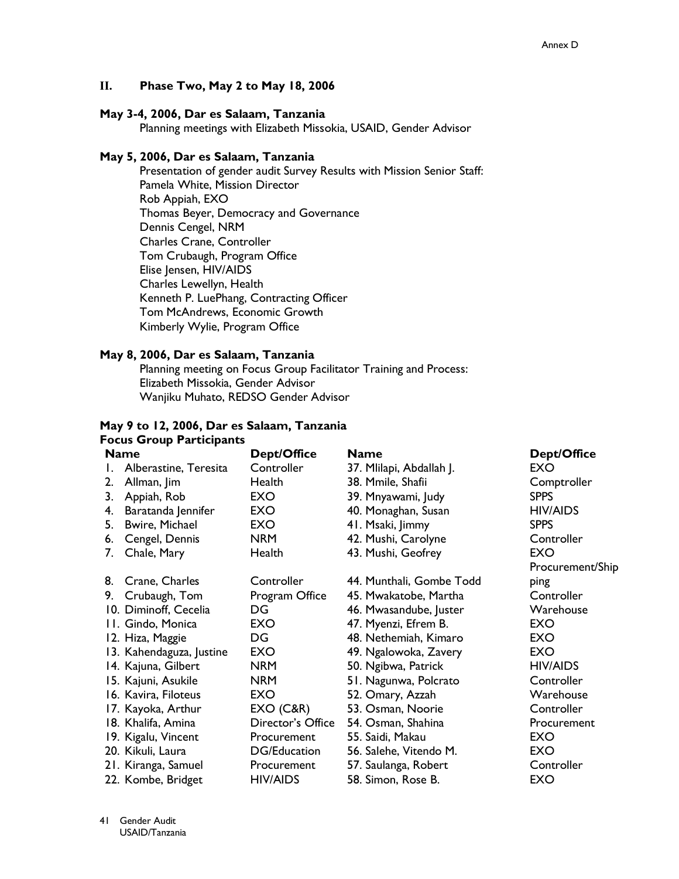## II. Phase Two, May 2 to May 18, 2006

### May 3-4, 2006, Dar es Salaam, Tanzania

Planning meetings with Elizabeth Missokia, USAID, Gender Advisor

### May 5, 2006, Dar es Salaam, Tanzania

Presentation of gender audit Survey Results with Mission Senior Staff:
Pamela White, Mission Director
Rob Appiah, EXO
Thomas Beyer, Democracy and Governance
Dennis Cengel, NRM
Charles Crane, Controller
Tom Crubaugh, Program Office
Elise Jensen, HIV/AIDS
Charles Lewellyn, Health
Kenneth P. LuePhang, Contracting Officer
Tom McAndrews, Economic Growth
Kimberly Wylie, Program Office

### May 8, 2006, Dar es Salaam, Tanzania

Planning meeting on Focus Group Facilitator Training and Process:
Elizabeth Missokia, Gender Advisor
Wanjiku Muhato, REDSO Gender Advisor

### May 9 to 12, 2006, Dar es Salaam, Tanzania

**Focus Group Participants**

| Name | Dept/Office | Name | Dept/Office |
|---|---|---|---|
| 1. Alberastine, Teresita | Controller | 37. Mlilapi, Abdallah J. | EXO |
| 2. Allman, Jim | Health | 38. Mmile, Shafii | Comptroller |
| 3. Appiah, Rob | EXO | 39. Mnyawami, Judy | SPPS |
| 4. Baratanda Jennifer | EXO | 40. Monaghan, Susan | HIV/AIDS |
| 5. Bwire, Michael | EXO | 41. Msaki, Jimmy | SPPS |
| 6. Cengel, Dennis | NRM | 42. Mushi, Carolyne | Controller |
| 7. Chale, Mary | Health | 43. Mushi, Geofrey | EXO |
| 8. Crane, Charles | Controller | 44. Munthali, Gombe Todd | Procurement/Shipping |
| 9. Crubaugh, Tom | Program Office | 45. Mwakatobe, Martha | Controller |
| 10. Diminoff, Cecelia | DG | 46. Mwasandube, Juster | Warehouse |
| 11. Gindo, Monica | EXO | 47. Myenzi, Efrem B. | EXO |
| 12. Hiza, Maggie | DG | 48. Nethemiah, Kimaro | EXO |
| 13. Kahendaguza, Justine | EXO | 49. Ngalowoka, Zavery | EXO |
| 14. Kajuna, Gilbert | NRM | 50. Ngibwa, Patrick | HIV/AIDS |
| 15. Kajuni, Asukile | NRM | 51. Nagunwa, Polcrato | Controller |
| 16. Kavira, Filoteus | EXO | 52. Omary, Azzah | Warehouse |
| 17. Kayoka, Arthur | EXO (C&R) | 53. Osman, Noorie | Controller |
| 18. Khalifa, Amina | Director's Office | 54. Osman, Shahina | Procurement |
| 19. Kigalu, Vincent | Procurement | 55. Saidi, Makau | EXO |
| 20. Kikuli, Laura | DG/Education | 56. Salehe, Vitendo M. | EXO |
| 21. Kiranga, Samuel | Procurement | 57. Saulanga, Robert | Controller |
| 22. Kombe, Bridget | HIV/AIDS | 58. Simon, Rose B. | EXO |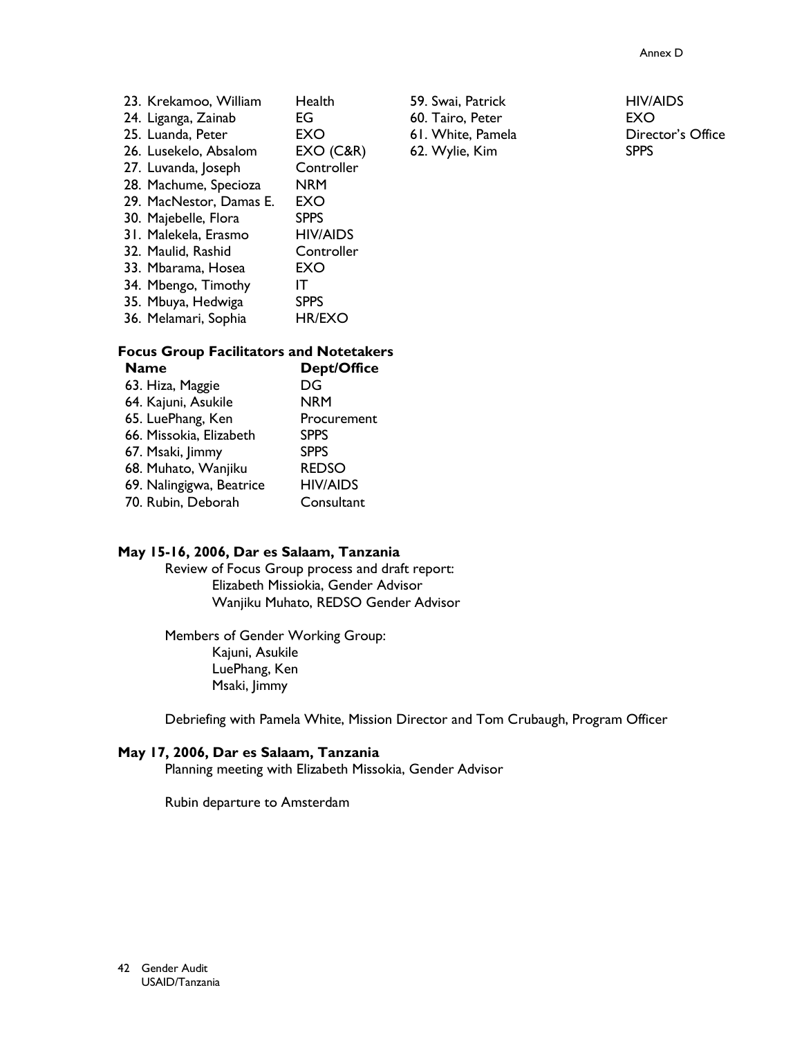| | |
|---|---|
| 23. Krekamoo, William | Health |
| 24. Liganga, Zainab | EG |
| 25. Luanda, Peter | EXO |
| 26. Lusekelo, Absalom | EXO (C&R) |
| 27. Luvanda, Joseph | Controller |
| 28. Machume, Specioza | NRM |
| 29. MacNestor, Damas E. | EXO |
| 30. Majebelle, Flora | SPPS |
| 31. Malekela, Erasmo | HIV/AIDS |
| 32. Maulid, Rashid | Controller |
| 33. Mbarama, Hosea | EXO |
| 34. Mbengo, Timothy | IT |
| 35. Mbuya, Hedwiga | SPPS |
| 36. Melamari, Sophia | HR/EXO |
| 59. Swai, Patrick | HIV/AIDS |
| 60. Tairo, Peter | EXO |
| 61. White, Pamela | Director's Office |
| 62. Wylie, Kim | SPPS |

**Focus Group Facilitators and Notetakers**

| Name | Dept/Office |
|---|---|
| 63. Hiza, Maggie | DG |
| 64. Kajuni, Asukile | NRM |
| 65. LuePhang, Ken | Procurement |
| 66. Missokia, Elizabeth | SPPS |
| 67. Msaki, Jimmy | SPPS |
| 68. Muhato, Wanjiku | REDSO |
| 69. Nalingigwa, Beatrice | HIV/AIDS |
| 70. Rubin, Deborah | Consultant |

**May 15-16, 2006, Dar es Salaam, Tanzania**

Review of Focus Group process and draft report:
- Elizabeth Missiokia, Gender Advisor
- Wanjiku Muhato, REDSO Gender Advisor

Members of Gender Working Group:
- Kajuni, Asukile
- LuePhang, Ken
- Msaki, Jimmy

Debriefing with Pamela White, Mission Director and Tom Crubaugh, Program Officer

**May 17, 2006, Dar es Salaam, Tanzania**

Planning meeting with Elizabeth Missokia, Gender Advisor

Rubin departure to Amsterdam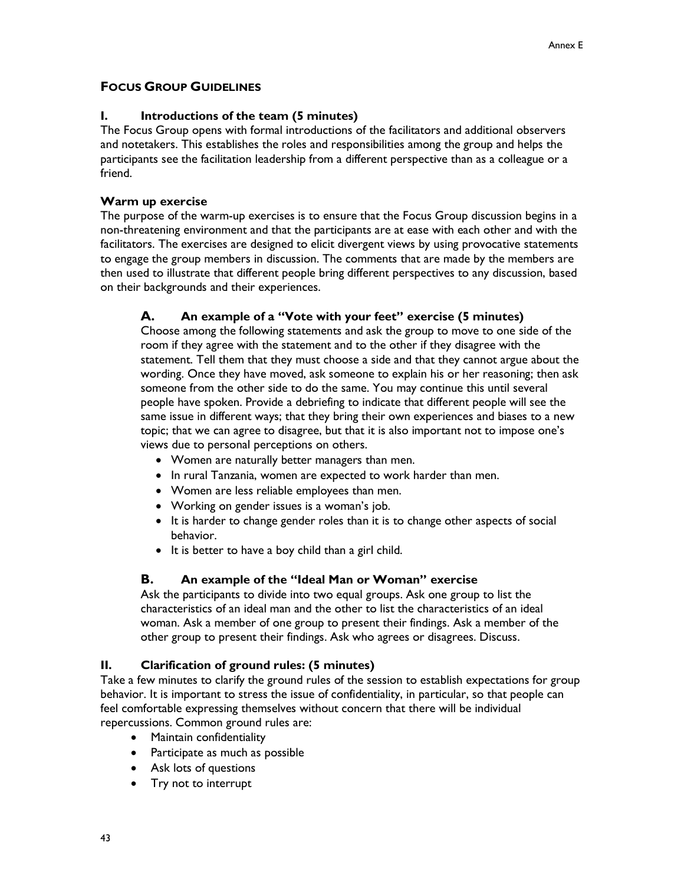## FOCUS GROUP GUIDELINES

### I. Introductions of the team (5 minutes)

The Focus Group opens with formal introductions of the facilitators and additional observers and notetakers. This establishes the roles and responsibilities among the group and helps the participants see the facilitation leadership from a different perspective than as a colleague or a friend.

### Warm up exercise

The purpose of the warm-up exercises is to ensure that the Focus Group discussion begins in a non-threatening environment and that the participants are at ease with each other and with the facilitators. The exercises are designed to elicit divergent views by using provocative statements to engage the group members in discussion. The comments that are made by the members are then used to illustrate that different people bring different perspectives to any discussion, based on their backgrounds and their experiences.

#### A. An example of a "Vote with your feet" exercise (5 minutes)

Choose among the following statements and ask the group to move to one side of the room if they agree with the statement and to the other if they disagree with the statement. Tell them that they must choose a side and that they cannot argue about the wording. Once they have moved, ask someone to explain his or her reasoning; then ask someone from the other side to do the same. You may continue this until several people have spoken. Provide a debriefing to indicate that different people will see the same issue in different ways; that they bring their own experiences and biases to a new topic; that we can agree to disagree, but that it is also important not to impose one's views due to personal perceptions on others.

- Women are naturally better managers than men.
- In rural Tanzania, women are expected to work harder than men.
- Women are less reliable employees than men.
- Working on gender issues is a woman's job.
- It is harder to change gender roles than it is to change other aspects of social behavior.
- It is better to have a boy child than a girl child.

#### B. An example of the "Ideal Man or Woman" exercise

Ask the participants to divide into two equal groups. Ask one group to list the characteristics of an ideal man and the other to list the characteristics of an ideal woman. Ask a member of one group to present their findings. Ask a member of the other group to present their findings. Ask who agrees or disagrees. Discuss.

### II. Clarification of ground rules: (5 minutes)

Take a few minutes to clarify the ground rules of the session to establish expectations for group behavior. It is important to stress the issue of confidentiality, in particular, so that people can feel comfortable expressing themselves without concern that there will be individual repercussions. Common ground rules are:

- Maintain confidentiality
- Participate as much as possible
- Ask lots of questions
- Try not to interrupt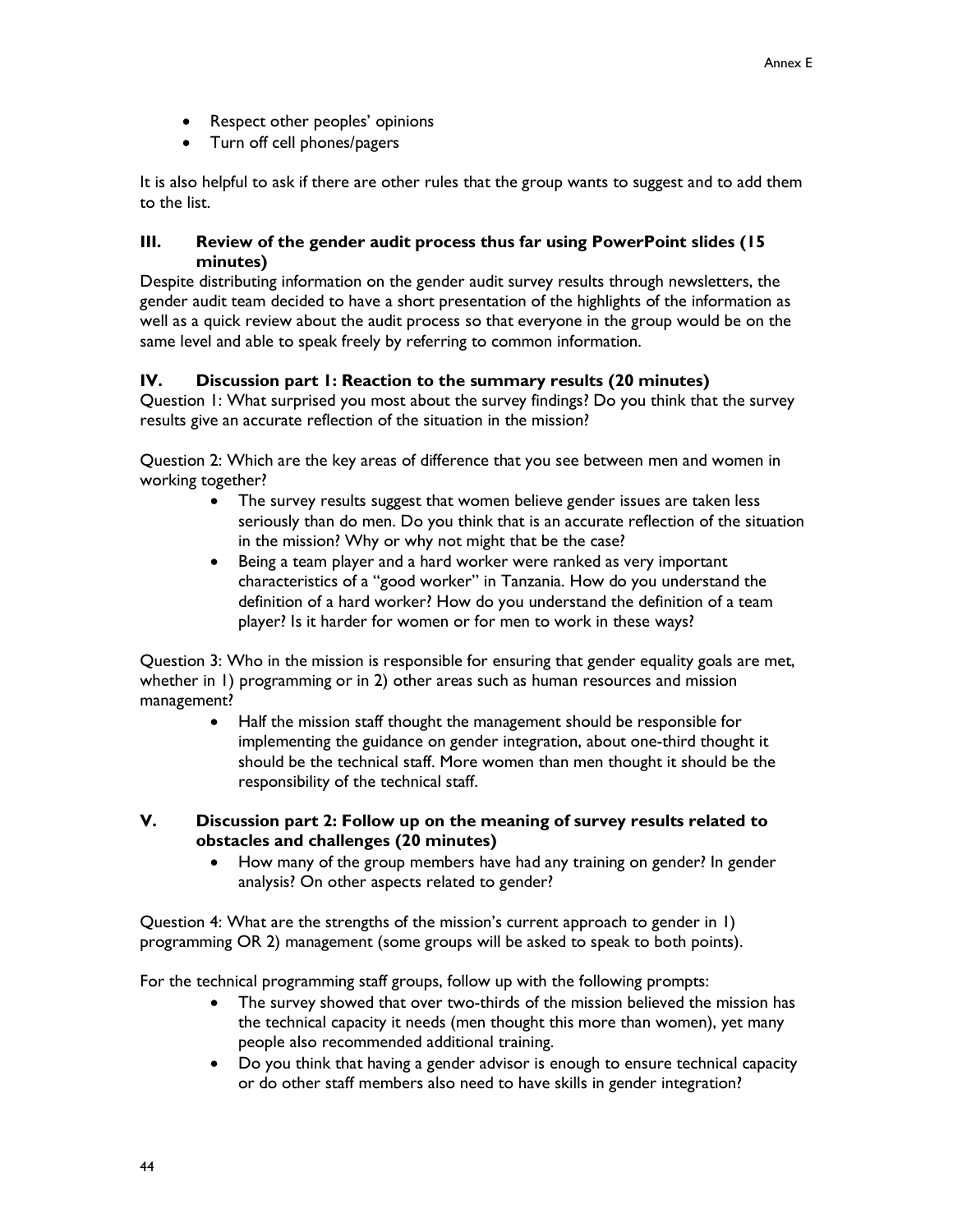- Respect other peoples' opinions
- Turn off cell phones/pagers

It is also helpful to ask if there are other rules that the group wants to suggest and to add them to the list.

### III. Review of the gender audit process thus far using PowerPoint slides (15 minutes)

Despite distributing information on the gender audit survey results through newsletters, the gender audit team decided to have a short presentation of the highlights of the information as well as a quick review about the audit process so that everyone in the group would be on the same level and able to speak freely by referring to common information.

### IV. Discussion part 1: Reaction to the summary results (20 minutes)

Question 1: What surprised you most about the survey findings? Do you think that the survey results give an accurate reflection of the situation in the mission?

Question 2: Which are the key areas of difference that you see between men and women in working together?

- The survey results suggest that women believe gender issues are taken less seriously than do men. Do you think that is an accurate reflection of the situation in the mission? Why or why not might that be the case?
- Being a team player and a hard worker were ranked as very important characteristics of a "good worker" in Tanzania. How do you understand the definition of a hard worker? How do you understand the definition of a team player? Is it harder for women or for men to work in these ways?

Question 3: Who in the mission is responsible for ensuring that gender equality goals are met, whether in 1) programming or in 2) other areas such as human resources and mission management?

- Half the mission staff thought the management should be responsible for implementing the guidance on gender integration, about one-third thought it should be the technical staff. More women than men thought it should be the responsibility of the technical staff.

### V. Discussion part 2: Follow up on the meaning of survey results related to obstacles and challenges (20 minutes)

- How many of the group members have had any training on gender? In gender analysis? On other aspects related to gender?

Question 4: What are the strengths of the mission's current approach to gender in 1) programming OR 2) management (some groups will be asked to speak to both points).

For the technical programming staff groups, follow up with the following prompts:

- The survey showed that over two-thirds of the mission believed the mission has the technical capacity it needs (men thought this more than women), yet many people also recommended additional training.
- Do you think that having a gender advisor is enough to ensure technical capacity or do other staff members also need to have skills in gender integration?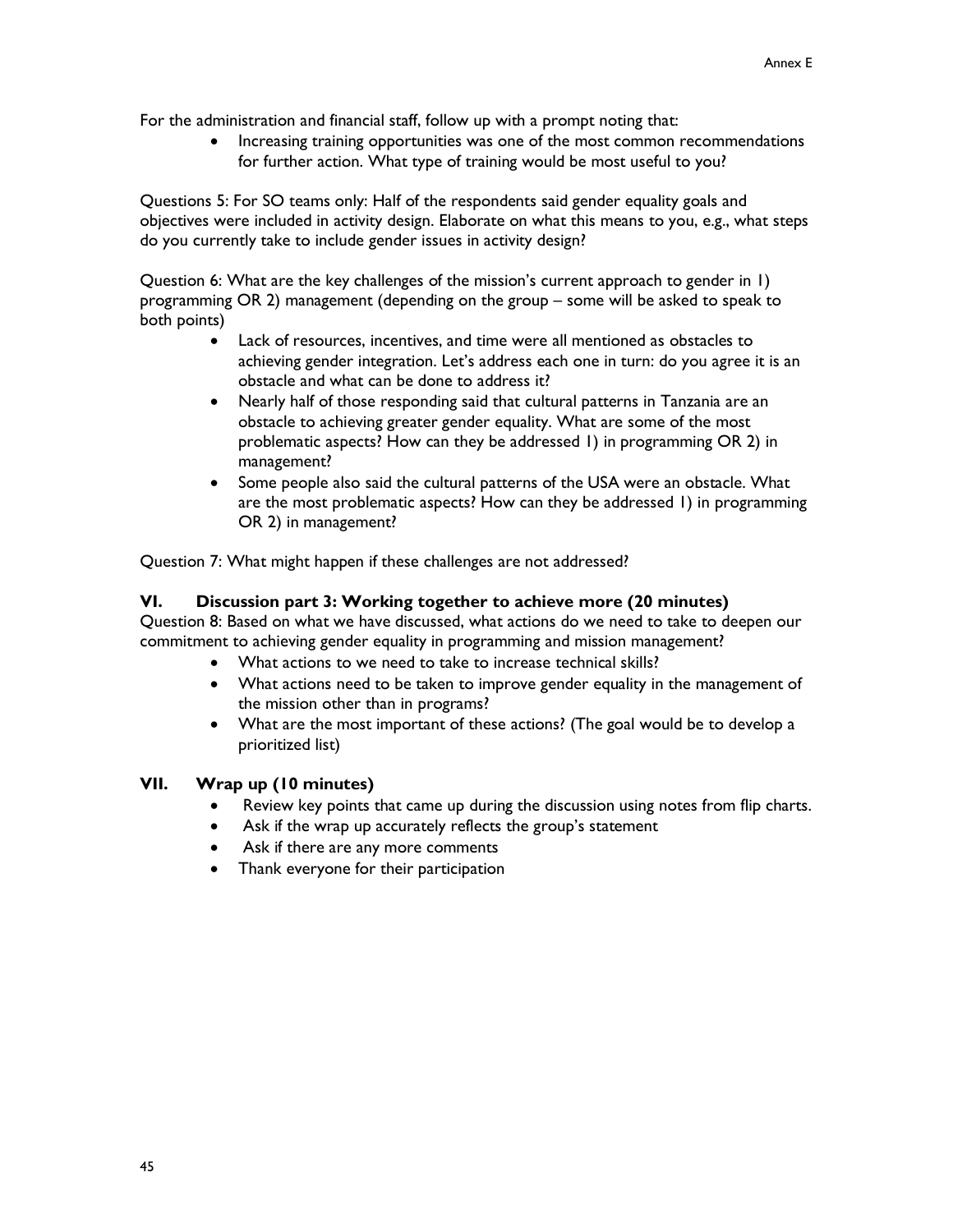For the administration and financial staff, follow up with a prompt noting that:

- Increasing training opportunities was one of the most common recommendations for further action. What type of training would be most useful to you?

Questions 5: For SO teams only: Half of the respondents said gender equality goals and objectives were included in activity design. Elaborate on what this means to you, e.g., what steps do you currently take to include gender issues in activity design?

Question 6: What are the key challenges of the mission's current approach to gender in 1) programming OR 2) management (depending on the group – some will be asked to speak to both points)

- Lack of resources, incentives, and time were all mentioned as obstacles to achieving gender integration. Let's address each one in turn: do you agree it is an obstacle and what can be done to address it?
- Nearly half of those responding said that cultural patterns in Tanzania are an obstacle to achieving greater gender equality. What are some of the most problematic aspects? How can they be addressed 1) in programming OR 2) in management?
- Some people also said the cultural patterns of the USA were an obstacle. What are the most problematic aspects? How can they be addressed 1) in programming OR 2) in management?

Question 7: What might happen if these challenges are not addressed?

## VI. Discussion part 3: Working together to achieve more (20 minutes)

Question 8: Based on what we have discussed, what actions do we need to take to deepen our commitment to achieving gender equality in programming and mission management?

- What actions to we need to take to increase technical skills?
- What actions need to be taken to improve gender equality in the management of the mission other than in programs?
- What are the most important of these actions? (The goal would be to develop a prioritized list)

## VII. Wrap up (10 minutes)

- Review key points that came up during the discussion using notes from flip charts.
- Ask if the wrap up accurately reflects the group's statement
- Ask if there are any more comments
- Thank everyone for their participation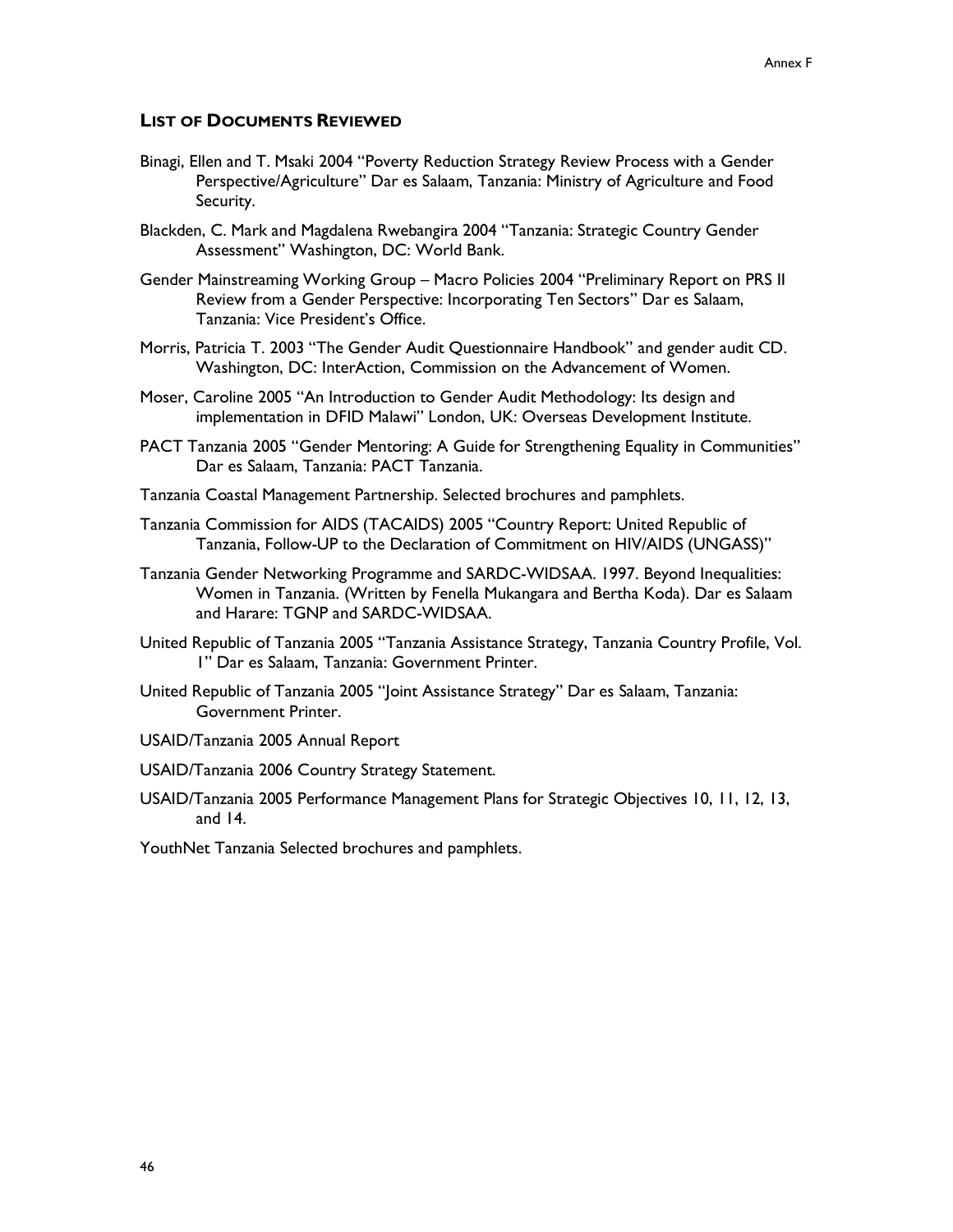## List of Documents Reviewed

Binagi, Ellen and T. Msaki 2004 "Poverty Reduction Strategy Review Process with a Gender Perspective/Agriculture" Dar es Salaam, Tanzania: Ministry of Agriculture and Food Security.

Blackden, C. Mark and Magdalena Rwebangira 2004 "Tanzania: Strategic Country Gender Assessment" Washington, DC: World Bank.

Gender Mainstreaming Working Group – Macro Policies 2004 "Preliminary Report on PRS II Review from a Gender Perspective: Incorporating Ten Sectors" Dar es Salaam, Tanzania: Vice President's Office.

Morris, Patricia T. 2003 "The Gender Audit Questionnaire Handbook" and gender audit CD. Washington, DC: InterAction, Commission on the Advancement of Women.

Moser, Caroline 2005 "An Introduction to Gender Audit Methodology: Its design and implementation in DFID Malawi" London, UK: Overseas Development Institute.

PACT Tanzania 2005 "Gender Mentoring: A Guide for Strengthening Equality in Communities" Dar es Salaam, Tanzania: PACT Tanzania.

Tanzania Coastal Management Partnership. Selected brochures and pamphlets.

Tanzania Commission for AIDS (TACAIDS) 2005 "Country Report: United Republic of Tanzania, Follow-UP to the Declaration of Commitment on HIV/AIDS (UNGASS)"

Tanzania Gender Networking Programme and SARDC-WIDSAA. 1997. Beyond Inequalities: Women in Tanzania. (Written by Fenella Mukangara and Bertha Koda). Dar es Salaam and Harare: TGNP and SARDC-WIDSAA.

United Republic of Tanzania 2005 "Tanzania Assistance Strategy, Tanzania Country Profile, Vol. 1" Dar es Salaam, Tanzania: Government Printer.

United Republic of Tanzania 2005 "Joint Assistance Strategy" Dar es Salaam, Tanzania: Government Printer.

USAID/Tanzania 2005 Annual Report

USAID/Tanzania 2006 Country Strategy Statement.

USAID/Tanzania 2005 Performance Management Plans for Strategic Objectives 10, 11, 12, 13, and 14.

YouthNet Tanzania Selected brochures and pamphlets.